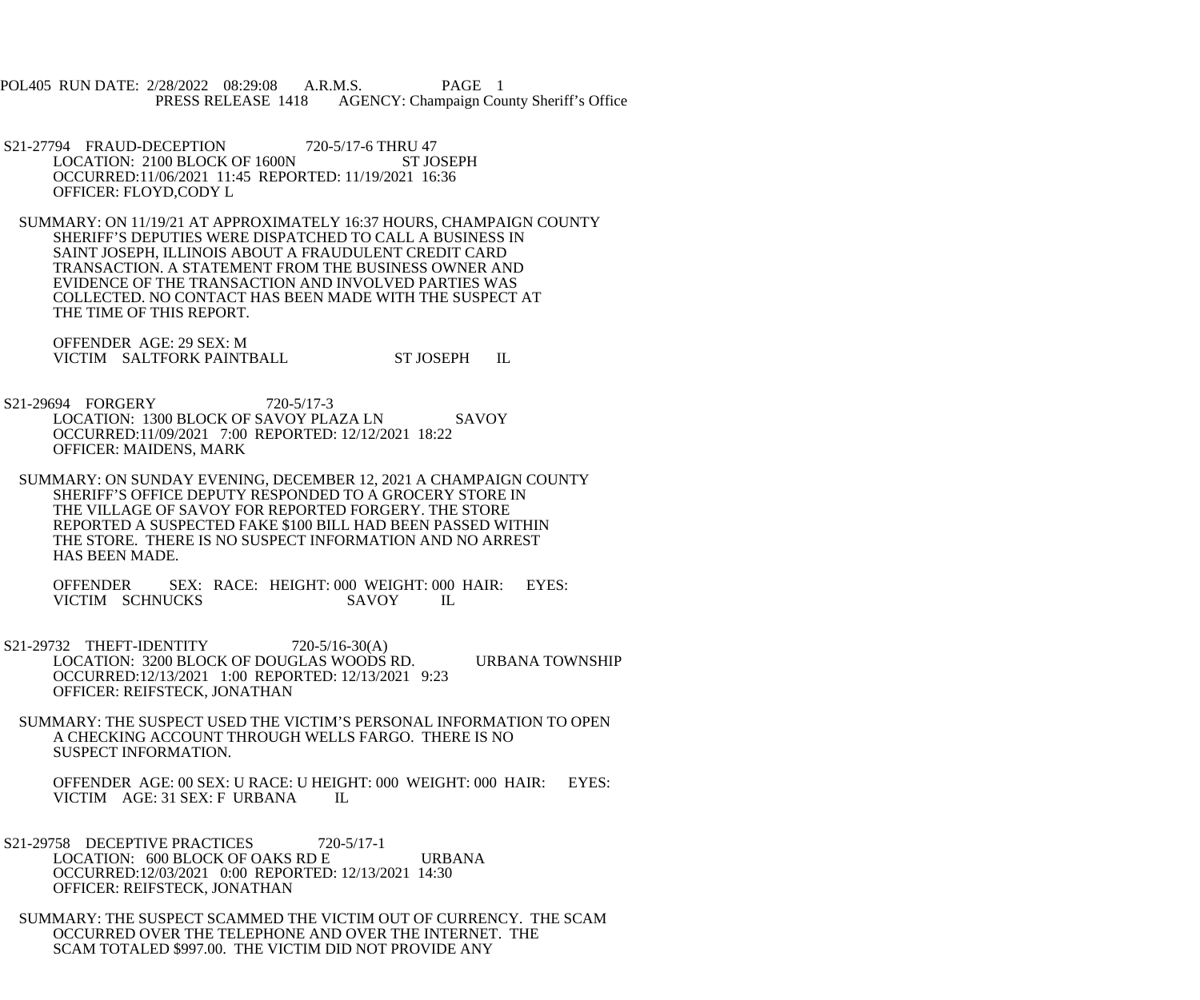POL405 RUN DATE: 2/28/2022 08:29:08 A.R.M.S. PAGE 1
PRESS RELEASE 1418 AGENCY: Champaign County Sheriff's Office

S21-27794 FRAUD-DECEPTION 720-5/17-6 THRU 47
LOCATION: 2100 BLOCK OF 1600N ST JOSEPH
OCCURRED:11/06/2021 11:45 REPORTED: 11/19/2021 16:36
OFFICER: FLOYD,CODY L

SUMMARY: ON 11/19/21 AT APPROXIMATELY 16:37 HOURS, CHAMPAIGN COUNTY SHERIFF'S DEPUTIES WERE DISPATCHED TO CALL A BUSINESS IN SAINT JOSEPH, ILLINOIS ABOUT A FRAUDULENT CREDIT CARD TRANSACTION. A STATEMENT FROM THE BUSINESS OWNER AND EVIDENCE OF THE TRANSACTION AND INVOLVED PARTIES WAS COLLECTED. NO CONTACT HAS BEEN MADE WITH THE SUSPECT AT THE TIME OF THIS REPORT.

OFFENDER AGE: 29 SEX: M
VICTIM SALTFORK PAINTBALL ST JOSEPH IL

S21-29694 FORGERY 720-5/17-3
LOCATION: 1300 BLOCK OF SAVOY PLAZA LN SAVOY
OCCURRED:11/09/2021 7:00 REPORTED: 12/12/2021 18:22
OFFICER: MAIDENS, MARK

SUMMARY: ON SUNDAY EVENING, DECEMBER 12, 2021 A CHAMPAIGN COUNTY SHERIFF'S OFFICE DEPUTY RESPONDED TO A GROCERY STORE IN THE VILLAGE OF SAVOY FOR REPORTED FORGERY. THE STORE REPORTED A SUSPECTED FAKE $100 BILL HAD BEEN PASSED WITHIN THE STORE. THERE IS NO SUSPECT INFORMATION AND NO ARREST HAS BEEN MADE.

OFFENDER SEX: RACE: HEIGHT: 000 WEIGHT: 000 HAIR: EYES:
VICTIM SCHNUCKS SAVOY IL

S21-29732 THEFT-IDENTITY 720-5/16-30(A)
LOCATION: 3200 BLOCK OF DOUGLAS WOODS RD. URBANA TOWNSHIP
OCCURRED:12/13/2021 1:00 REPORTED: 12/13/2021 9:23
OFFICER: REIFSTECK, JONATHAN

SUMMARY: THE SUSPECT USED THE VICTIM'S PERSONAL INFORMATION TO OPEN A CHECKING ACCOUNT THROUGH WELLS FARGO. THERE IS NO SUSPECT INFORMATION.

OFFENDER AGE: 00 SEX: U RACE: U HEIGHT: 000 WEIGHT: 000 HAIR: EYES:
VICTIM AGE: 31 SEX: F URBANA IL

S21-29758 DECEPTIVE PRACTICES 720-5/17-1
LOCATION: 600 BLOCK OF OAKS RD E URBANA
OCCURRED:12/03/2021 0:00 REPORTED: 12/13/2021 14:30
OFFICER: REIFSTECK, JONATHAN

SUMMARY: THE SUSPECT SCAMMED THE VICTIM OUT OF CURRENCY. THE SCAM OCCURRED OVER THE TELEPHONE AND OVER THE INTERNET. THE SCAM TOTALED $997.00. THE VICTIM DID NOT PROVIDE ANY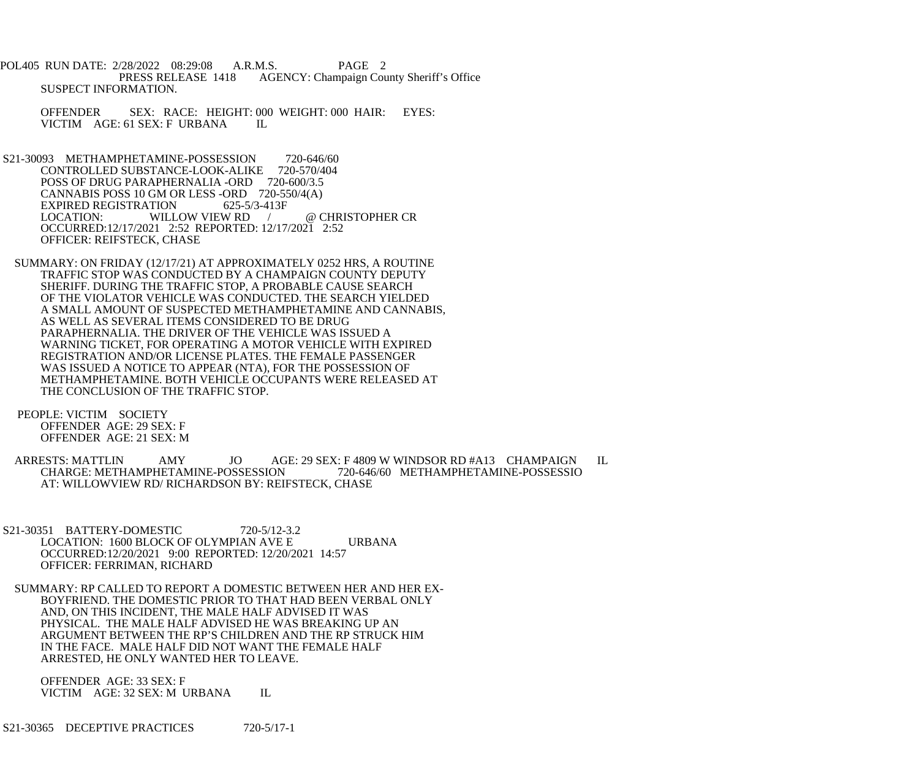SUSPECT INFORMATION.

OFFENDER SEX: RACE: HEIGHT: 000 WEIGHT: 000 HAIR: EYES:
VICTIM AGE: 61 SEX: F URBANA IL

S21-30093 METHAMPHETAMINE-POSSESSION 720-646/60
CONTROLLED SUBSTANCE-LOOK-ALIKE 720-570/404
POSS OF DRUG PARAPHERNALIA -ORD 720-600/3.5
CANNABIS POSS 10 GM OR LESS -ORD 720-550/4(A)
EXPIRED REGISTRATION 625-5/3-413F
LOCATION: WILLOW VIEW RD / @ CHRISTOPHER CR
OCCURRED:12/17/2021 2:52 REPORTED: 12/17/2021 2:52
OFFICER: REIFSTECK, CHASE

SUMMARY: ON FRIDAY (12/17/21) AT APPROXIMATELY 0252 HRS, A ROUTINE TRAFFIC STOP WAS CONDUCTED BY A CHAMPAIGN COUNTY DEPUTY SHERIFF. DURING THE TRAFFIC STOP, A PROBABLE CAUSE SEARCH OF THE VIOLATOR VEHICLE WAS CONDUCTED. THE SEARCH YIELDED A SMALL AMOUNT OF SUSPECTED METHAMPHETAMINE AND CANNABIS, AS WELL AS SEVERAL ITEMS CONSIDERED TO BE DRUG PARAPHERNALIA. THE DRIVER OF THE VEHICLE WAS ISSUED A WARNING TICKET, FOR OPERATING A MOTOR VEHICLE WITH EXPIRED REGISTRATION AND/OR LICENSE PLATES. THE FEMALE PASSENGER WAS ISSUED A NOTICE TO APPEAR (NTA), FOR THE POSSESSION OF METHAMPHETAMINE. BOTH VEHICLE OCCUPANTS WERE RELEASED AT THE CONCLUSION OF THE TRAFFIC STOP.

PEOPLE: VICTIM SOCIETY
OFFENDER AGE: 29 SEX: F
OFFENDER AGE: 21 SEX: M

ARRESTS: MATTLIN AMY JO AGE: 29 SEX: F 4809 W WINDSOR RD #A13 CHAMPAIGN IL
CHARGE: METHAMPHETAMINE-POSSESSION 720-646/60 METHAMPHETAMINE-POSSESSIO
AT: WILLOWVIEW RD/ RICHARDSON BY: REIFSTECK, CHASE

S21-30351 BATTERY-DOMESTIC 720-5/12-3.2
LOCATION: 1600 BLOCK OF OLYMPIAN AVE E URBANA
OCCURRED:12/20/2021 9:00 REPORTED: 12/20/2021 14:57
OFFICER: FERRIMAN, RICHARD

SUMMARY: RP CALLED TO REPORT A DOMESTIC BETWEEN HER AND HER EX-BOYFRIEND. THE DOMESTIC PRIOR TO THAT HAD BEEN VERBAL ONLY AND, ON THIS INCIDENT, THE MALE HALF ADVISED IT WAS PHYSICAL. THE MALE HALF ADVISED HE WAS BREAKING UP AN ARGUMENT BETWEEN THE RP'S CHILDREN AND THE RP STRUCK HIM IN THE FACE. MALE HALF DID NOT WANT THE FEMALE HALF ARRESTED, HE ONLY WANTED HER TO LEAVE.

OFFENDER AGE: 33 SEX: F
VICTIM AGE: 32 SEX: M URBANA IL

S21-30365 DECEPTIVE PRACTICES 720-5/17-1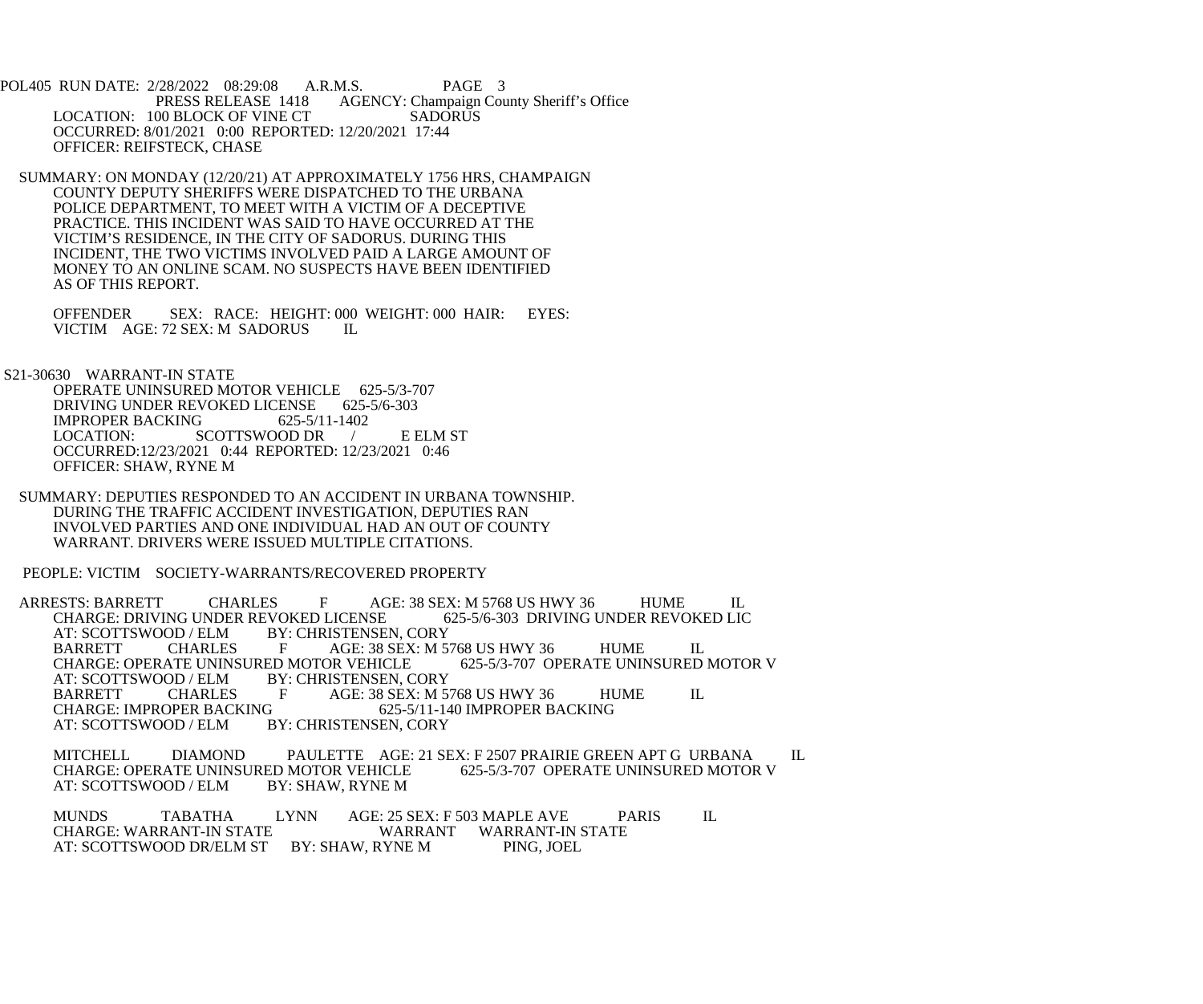POL405 RUN DATE: 2/28/2022 08:29:08 A.R.M.S. PAGE 3

PRESS RELEASE 1418 AGENCY: Champaign County Sheriff's Office

LOCATION: 100 BLOCK OF VINE CT SADORUS

OCCURRED: 8/01/2021 0:00 REPORTED: 12/20/2021 17:44

OFFICER: REIFSTECK, CHASE

SUMMARY: ON MONDAY (12/20/21) AT APPROXIMATELY 1756 HRS, CHAMPAIGN COUNTY DEPUTY SHERIFFS WERE DISPATCHED TO THE URBANA POLICE DEPARTMENT, TO MEET WITH A VICTIM OF A DECEPTIVE PRACTICE. THIS INCIDENT WAS SAID TO HAVE OCCURRED AT THE VICTIM'S RESIDENCE, IN THE CITY OF SADORUS. DURING THIS INCIDENT, THE TWO VICTIMS INVOLVED PAID A LARGE AMOUNT OF MONEY TO AN ONLINE SCAM. NO SUSPECTS HAVE BEEN IDENTIFIED AS OF THIS REPORT.

OFFENDER SEX: RACE: HEIGHT: 000 WEIGHT: 000 HAIR: EYES:

VICTIM AGE: 72 SEX: M SADORUS IL

S21-30630 WARRANT-IN STATE

OPERATE UNINSURED MOTOR VEHICLE 625-5/3-707

DRIVING UNDER REVOKED LICENSE 625-5/6-303

IMPROPER BACKING 625-5/11-1402

LOCATION: SCOTTSWOOD DR / E ELM ST

OCCURRED:12/23/2021 0:44 REPORTED: 12/23/2021 0:46

OFFICER: SHAW, RYNE M

SUMMARY: DEPUTIES RESPONDED TO AN ACCIDENT IN URBANA TOWNSHIP. DURING THE TRAFFIC ACCIDENT INVESTIGATION, DEPUTIES RAN INVOLVED PARTIES AND ONE INDIVIDUAL HAD AN OUT OF COUNTY WARRANT. DRIVERS WERE ISSUED MULTIPLE CITATIONS.

PEOPLE: VICTIM SOCIETY-WARRANTS/RECOVERED PROPERTY

ARRESTS: BARRETT CHARLES F AGE: 38 SEX: M 5768 US HWY 36 HUME IL

CHARGE: DRIVING UNDER REVOKED LICENSE 625-5/6-303 DRIVING UNDER REVOKED LIC

AT: SCOTTSWOOD / ELM BY: CHRISTENSEN, CORY

BARRETT CHARLES F AGE: 38 SEX: M 5768 US HWY 36 HUME IL

CHARGE: OPERATE UNINSURED MOTOR VEHICLE 625-5/3-707 OPERATE UNINSURED MOTOR V

AT: SCOTTSWOOD / ELM BY: CHRISTENSEN, CORY

BARRETT CHARLES F AGE: 38 SEX: M 5768 US HWY 36 HUME IL

CHARGE: IMPROPER BACKING 625-5/11-140 IMPROPER BACKING

AT: SCOTTSWOOD / ELM BY: CHRISTENSEN, CORY

MITCHELL DIAMOND PAULETTE AGE: 21 SEX: F 2507 PRAIRIE GREEN APT G URBANA IL

CHARGE: OPERATE UNINSURED MOTOR VEHICLE 625-5/3-707 OPERATE UNINSURED MOTOR V

AT: SCOTTSWOOD / ELM BY: SHAW, RYNE M

MUNDS TABATHA LYNN AGE: 25 SEX: F 503 MAPLE AVE PARIS IL

CHARGE: WARRANT-IN STATE WARRANT WARRANT-IN STATE

AT: SCOTTSWOOD DR/ELM ST BY: SHAW, RYNE M PING, JOEL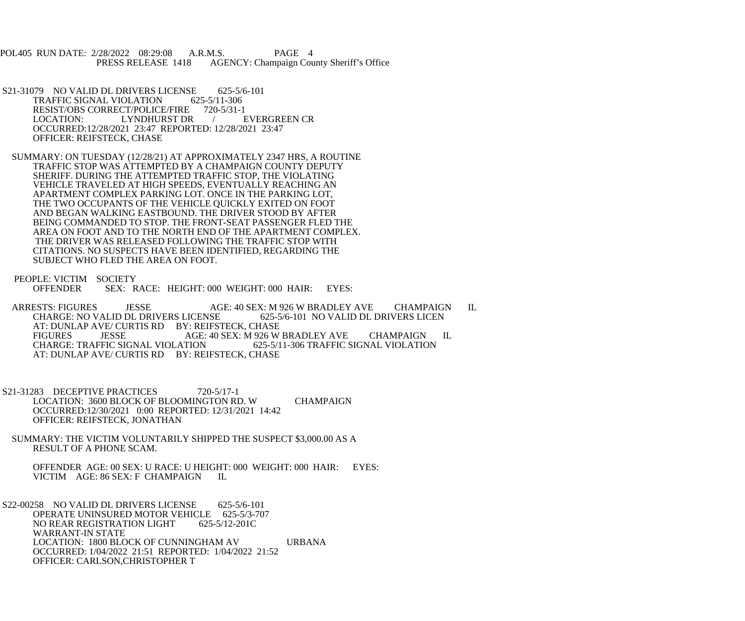S21-31079 NO VALID DL DRIVERS LICENSE 625-5/6-101
TRAFFIC SIGNAL VIOLATION 625-5/11-306
RESIST/OBS CORRECT/POLICE/FIRE 720-5/31-1
LOCATION: LYNDHURST DR / EVERGREEN CR
OCCURRED:12/28/2021 23:47 REPORTED: 12/28/2021 23:47
OFFICER: REIFSTECK, CHASE

SUMMARY: ON TUESDAY (12/28/21) AT APPROXIMATELY 2347 HRS, A ROUTINE TRAFFIC STOP WAS ATTEMPTED BY A CHAMPAIGN COUNTY DEPUTY SHERIFF. DURING THE ATTEMPTED TRAFFIC STOP, THE VIOLATING VEHICLE TRAVELED AT HIGH SPEEDS, EVENTUALLY REACHING AN APARTMENT COMPLEX PARKING LOT. ONCE IN THE PARKING LOT, THE TWO OCCUPANTS OF THE VEHICLE QUICKLY EXITED ON FOOT AND BEGAN WALKING EASTBOUND. THE DRIVER STOOD BY AFTER BEING COMMANDED TO STOP. THE FRONT-SEAT PASSENGER FLED THE AREA ON FOOT AND TO THE NORTH END OF THE APARTMENT COMPLEX. THE DRIVER WAS RELEASED FOLLOWING THE TRAFFIC STOP WITH CITATIONS. NO SUSPECTS HAVE BEEN IDENTIFIED, REGARDING THE SUBJECT WHO FLED THE AREA ON FOOT.

PEOPLE: VICTIM SOCIETY
OFFENDER SEX: RACE: HEIGHT: 000 WEIGHT: 000 HAIR: EYES:

ARRESTS: FIGURES JESSE AGE: 40 SEX: M 926 W BRADLEY AVE CHAMPAIGN IL
CHARGE: NO VALID DL DRIVERS LICENSE 625-5/6-101 NO VALID DL DRIVERS LICEN
AT: DUNLAP AVE/ CURTIS RD BY: REIFSTECK, CHASE
FIGURES JESSE AGE: 40 SEX: M 926 W BRADLEY AVE CHAMPAIGN IL
CHARGE: TRAFFIC SIGNAL VIOLATION 625-5/11-306 TRAFFIC SIGNAL VIOLATION
AT: DUNLAP AVE/ CURTIS RD BY: REIFSTECK, CHASE

S21-31283 DECEPTIVE PRACTICES 720-5/17-1
LOCATION: 3600 BLOCK OF BLOOMINGTON RD. W CHAMPAIGN
OCCURRED:12/30/2021 0:00 REPORTED: 12/31/2021 14:42
OFFICER: REIFSTECK, JONATHAN

SUMMARY: THE VICTIM VOLUNTARILY SHIPPED THE SUSPECT $3,000.00 AS A RESULT OF A PHONE SCAM.

OFFENDER AGE: 00 SEX: U RACE: U HEIGHT: 000 WEIGHT: 000 HAIR: EYES:
VICTIM AGE: 86 SEX: F CHAMPAIGN IL

S22-00258 NO VALID DL DRIVERS LICENSE 625-5/6-101
OPERATE UNINSURED MOTOR VEHICLE 625-5/3-707
NO REAR REGISTRATION LIGHT 625-5/12-201C
WARRANT-IN STATE
LOCATION: 1800 BLOCK OF CUNNINGHAM AV URBANA
OCCURRED: 1/04/2022 21:51 REPORTED: 1/04/2022 21:52
OFFICER: CARLSON,CHRISTOPHER T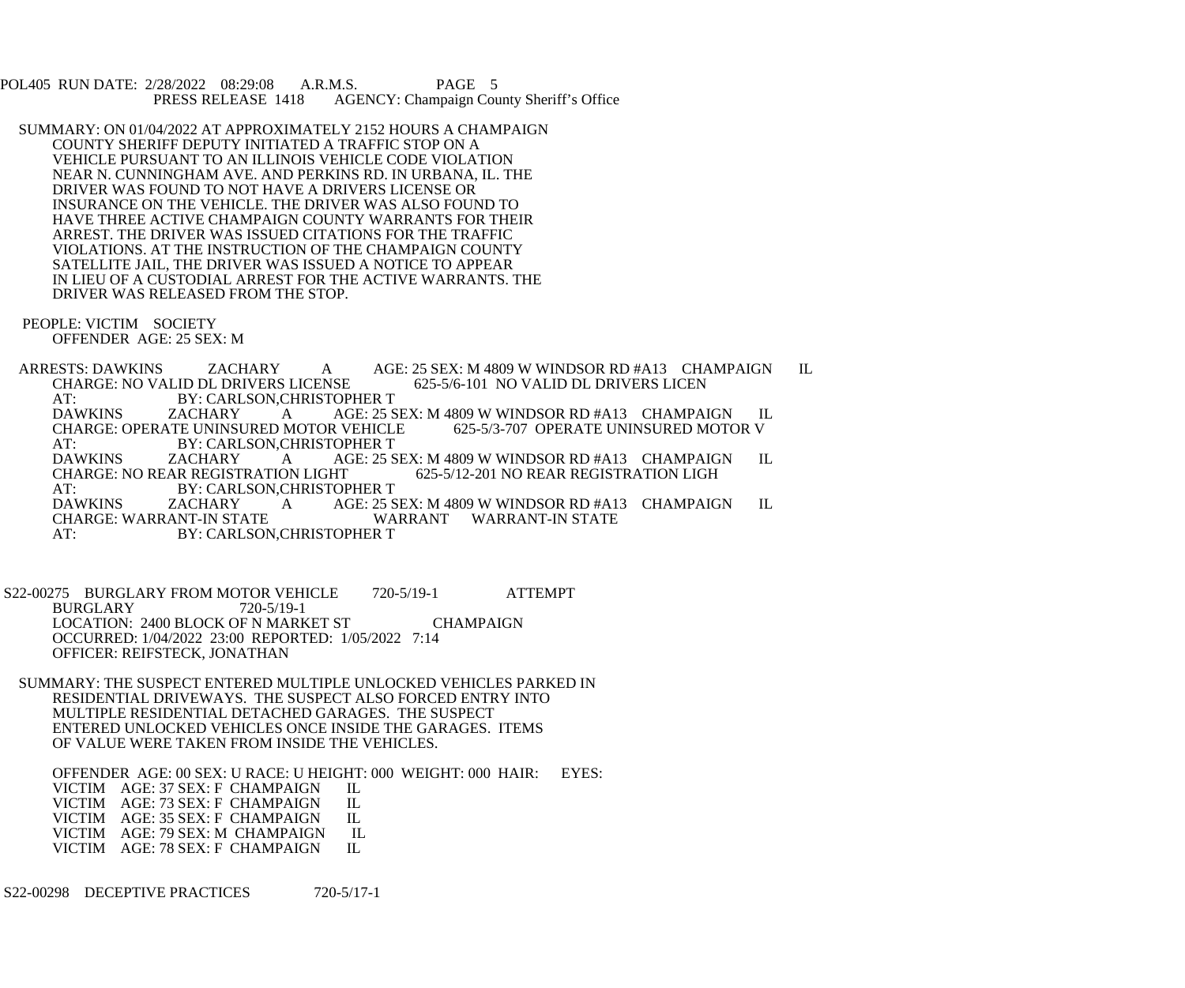POL405 RUN DATE: 2/28/2022 08:29:08 A.R.M.S. PAGE 5
PRESS RELEASE 1418 AGENCY: Champaign County Sheriff's Office

SUMMARY: ON 01/04/2022 AT APPROXIMATELY 2152 HOURS A CHAMPAIGN COUNTY SHERIFF DEPUTY INITIATED A TRAFFIC STOP ON A VEHICLE PURSUANT TO AN ILLINOIS VEHICLE CODE VIOLATION NEAR N. CUNNINGHAM AVE. AND PERKINS RD. IN URBANA, IL. THE DRIVER WAS FOUND TO NOT HAVE A DRIVERS LICENSE OR INSURANCE ON THE VEHICLE. THE DRIVER WAS ALSO FOUND TO HAVE THREE ACTIVE CHAMPAIGN COUNTY WARRANTS FOR THEIR ARREST. THE DRIVER WAS ISSUED CITATIONS FOR THE TRAFFIC VIOLATIONS. AT THE INSTRUCTION OF THE CHAMPAIGN COUNTY SATELLITE JAIL, THE DRIVER WAS ISSUED A NOTICE TO APPEAR IN LIEU OF A CUSTODIAL ARREST FOR THE ACTIVE WARRANTS. THE DRIVER WAS RELEASED FROM THE STOP.

PEOPLE: VICTIM SOCIETY
OFFENDER AGE: 25 SEX: M

ARRESTS: DAWKINS ZACHARY A AGE: 25 SEX: M 4809 W WINDSOR RD #A13 CHAMPAIGN IL
CHARGE: NO VALID DL DRIVERS LICENSE 625-5/6-101 NO VALID DL DRIVERS LICEN
AT: BY: CARLSON,CHRISTOPHER T
DAWKINS ZACHARY A AGE: 25 SEX: M 4809 W WINDSOR RD #A13 CHAMPAIGN IL
CHARGE: OPERATE UNINSURED MOTOR VEHICLE 625-5/3-707 OPERATE UNINSURED MOTOR V
AT: BY: CARLSON,CHRISTOPHER T
DAWKINS ZACHARY A AGE: 25 SEX: M 4809 W WINDSOR RD #A13 CHAMPAIGN IL
CHARGE: NO REAR REGISTRATION LIGHT 625-5/12-201 NO REAR REGISTRATION LIGH
AT: BY: CARLSON,CHRISTOPHER T
DAWKINS ZACHARY A AGE: 25 SEX: M 4809 W WINDSOR RD #A13 CHAMPAIGN IL
CHARGE: WARRANT-IN STATE WARRANT WARRANT-IN STATE
AT: BY: CARLSON,CHRISTOPHER T

S22-00275 BURGLARY FROM MOTOR VEHICLE 720-5/19-1 ATTEMPT
BURGLARY 720-5/19-1
LOCATION: 2400 BLOCK OF N MARKET ST CHAMPAIGN
OCCURRED: 1/04/2022 23:00 REPORTED: 1/05/2022 7:14
OFFICER: REIFSTECK, JONATHAN

SUMMARY: THE SUSPECT ENTERED MULTIPLE UNLOCKED VEHICLES PARKED IN RESIDENTIAL DRIVEWAYS. THE SUSPECT ALSO FORCED ENTRY INTO MULTIPLE RESIDENTIAL DETACHED GARAGES. THE SUSPECT ENTERED UNLOCKED VEHICLES ONCE INSIDE THE GARAGES. ITEMS OF VALUE WERE TAKEN FROM INSIDE THE VEHICLES.

OFFENDER AGE: 00 SEX: U RACE: U HEIGHT: 000 WEIGHT: 000 HAIR: EYES:
VICTIM AGE: 37 SEX: F CHAMPAIGN IL
VICTIM AGE: 73 SEX: F CHAMPAIGN IL
VICTIM AGE: 35 SEX: F CHAMPAIGN IL
VICTIM AGE: 79 SEX: M CHAMPAIGN IL
VICTIM AGE: 78 SEX: F CHAMPAIGN IL

S22-00298 DECEPTIVE PRACTICES 720-5/17-1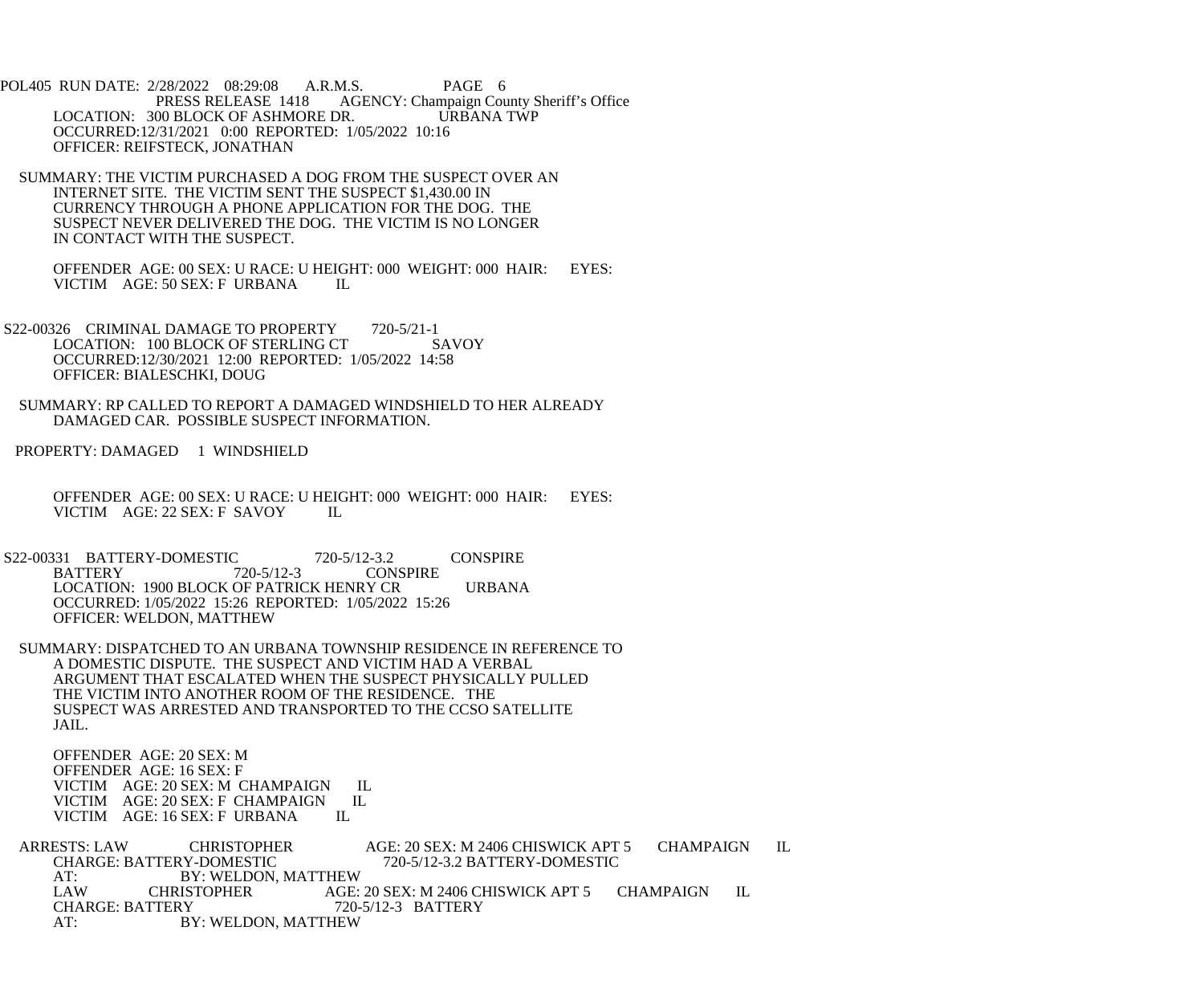LOCATION: 300 BLOCK OF ASHMORE DR. URBANA TWP
OCCURRED:12/31/2021 0:00 REPORTED: 1/05/2022 10:16
OFFICER: REIFSTECK, JONATHAN

SUMMARY: THE VICTIM PURCHASED A DOG FROM THE SUSPECT OVER AN INTERNET SITE. THE VICTIM SENT THE SUSPECT $1,430.00 IN CURRENCY THROUGH A PHONE APPLICATION FOR THE DOG. THE SUSPECT NEVER DELIVERED THE DOG. THE VICTIM IS NO LONGER IN CONTACT WITH THE SUSPECT.

OFFENDER AGE: 00 SEX: U RACE: U HEIGHT: 000 WEIGHT: 000 HAIR: EYES:
VICTIM AGE: 50 SEX: F URBANA IL

S22-00326 CRIMINAL DAMAGE TO PROPERTY 720-5/21-1
LOCATION: 100 BLOCK OF STERLING CT SAVOY
OCCURRED:12/30/2021 12:00 REPORTED: 1/05/2022 14:58
OFFICER: BIALESCHKI, DOUG

SUMMARY: RP CALLED TO REPORT A DAMAGED WINDSHIELD TO HER ALREADY DAMAGED CAR. POSSIBLE SUSPECT INFORMATION.

PROPERTY: DAMAGED 1 WINDSHIELD

OFFENDER AGE: 00 SEX: U RACE: U HEIGHT: 000 WEIGHT: 000 HAIR: EYES:
VICTIM AGE: 22 SEX: F SAVOY IL

S22-00331 BATTERY-DOMESTIC 720-5/12-3.2 CONSPIRE
BATTERY 720-5/12-3 CONSPIRE
LOCATION: 1900 BLOCK OF PATRICK HENRY CR URBANA
OCCURRED: 1/05/2022 15:26 REPORTED: 1/05/2022 15:26
OFFICER: WELDON, MATTHEW

SUMMARY: DISPATCHED TO AN URBANA TOWNSHIP RESIDENCE IN REFERENCE TO A DOMESTIC DISPUTE. THE SUSPECT AND VICTIM HAD A VERBAL ARGUMENT THAT ESCALATED WHEN THE SUSPECT PHYSICALLY PULLED THE VICTIM INTO ANOTHER ROOM OF THE RESIDENCE. THE SUSPECT WAS ARRESTED AND TRANSPORTED TO THE CCSO SATELLITE JAIL.

OFFENDER AGE: 20 SEX: M
OFFENDER AGE: 16 SEX: F
VICTIM AGE: 20 SEX: M CHAMPAIGN IL
VICTIM AGE: 20 SEX: F CHAMPAIGN IL
VICTIM AGE: 16 SEX: F URBANA IL

ARRESTS: LAW CHRISTOPHER AGE: 20 SEX: M 2406 CHISWICK APT 5 CHAMPAIGN IL
CHARGE: BATTERY-DOMESTIC 720-5/12-3.2 BATTERY-DOMESTIC
AT: BY: WELDON, MATTHEW
LAW CHRISTOPHER AGE: 20 SEX: M 2406 CHISWICK APT 5 CHAMPAIGN IL
CHARGE: BATTERY 720-5/12-3 BATTERY
AT: BY: WELDON, MATTHEW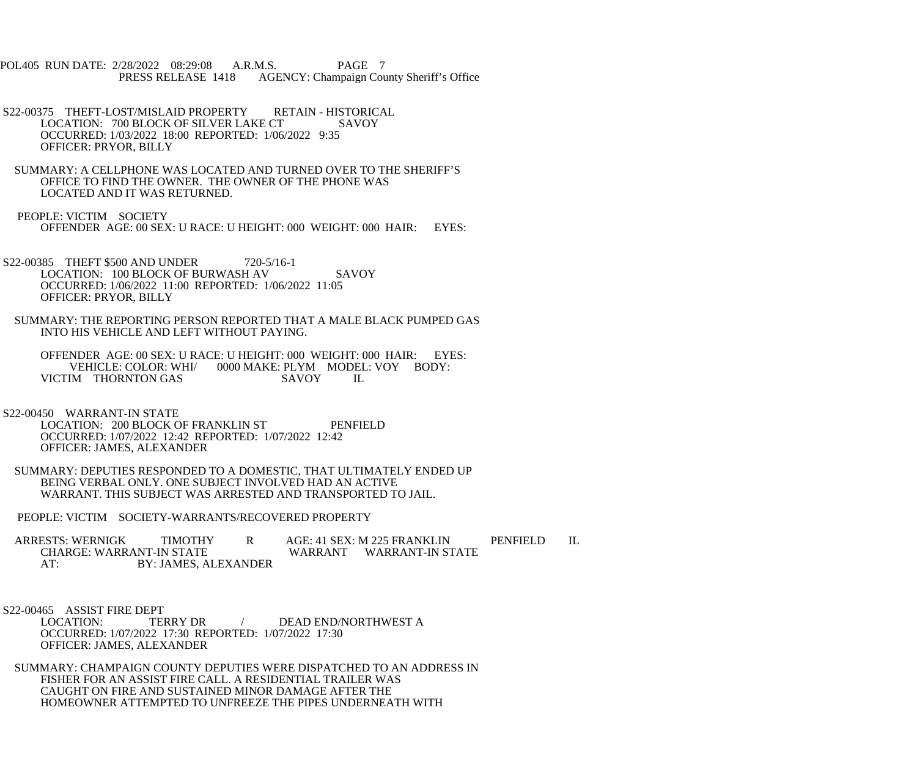S22-00375 THEFT-LOST/MISLAID PROPERTY RETAIN - HISTORICAL
LOCATION: 700 BLOCK OF SILVER LAKE CT SAVOY
OCCURRED: 1/03/2022 18:00 REPORTED: 1/06/2022 9:35
OFFICER: PRYOR, BILLY

SUMMARY: A CELLPHONE WAS LOCATED AND TURNED OVER TO THE SHERIFF'S OFFICE TO FIND THE OWNER. THE OWNER OF THE PHONE WAS LOCATED AND IT WAS RETURNED.

PEOPLE: VICTIM SOCIETY
OFFENDER AGE: 00 SEX: U RACE: U HEIGHT: 000 WEIGHT: 000 HAIR: EYES:

S22-00385 THEFT $500 AND UNDER 720-5/16-1
LOCATION: 100 BLOCK OF BURWASH AV SAVOY
OCCURRED: 1/06/2022 11:00 REPORTED: 1/06/2022 11:05
OFFICER: PRYOR, BILLY

SUMMARY: THE REPORTING PERSON REPORTED THAT A MALE BLACK PUMPED GAS INTO HIS VEHICLE AND LEFT WITHOUT PAYING.

OFFENDER AGE: 00 SEX: U RACE: U HEIGHT: 000 WEIGHT: 000 HAIR: EYES:
VEHICLE: COLOR: WHI/ 0000 MAKE: PLYM MODEL: VOY BODY:
VICTIM THORNTON GAS SAVOY IL

S22-00450 WARRANT-IN STATE
LOCATION: 200 BLOCK OF FRANKLIN ST PENFIELD
OCCURRED: 1/07/2022 12:42 REPORTED: 1/07/2022 12:42
OFFICER: JAMES, ALEXANDER

SUMMARY: DEPUTIES RESPONDED TO A DOMESTIC, THAT ULTIMATELY ENDED UP BEING VERBAL ONLY. ONE SUBJECT INVOLVED HAD AN ACTIVE WARRANT. THIS SUBJECT WAS ARRESTED AND TRANSPORTED TO JAIL.

PEOPLE: VICTIM SOCIETY-WARRANTS/RECOVERED PROPERTY

ARRESTS: WERNIGK TIMOTHY R AGE: 41 SEX: M 225 FRANKLIN PENFIELD IL
CHARGE: WARRANT-IN STATE WARRANT WARRANT-IN STATE
AT: BY: JAMES, ALEXANDER

S22-00465 ASSIST FIRE DEPT
LOCATION: TERRY DR / DEAD END/NORTHWEST A
OCCURRED: 1/07/2022 17:30 REPORTED: 1/07/2022 17:30
OFFICER: JAMES, ALEXANDER

SUMMARY: CHAMPAIGN COUNTY DEPUTIES WERE DISPATCHED TO AN ADDRESS IN FISHER FOR AN ASSIST FIRE CALL. A RESIDENTIAL TRAILER WAS CAUGHT ON FIRE AND SUSTAINED MINOR DAMAGE AFTER THE HOMEOWNER ATTEMPTED TO UNFREEZE THE PIPES UNDERNEATH WITH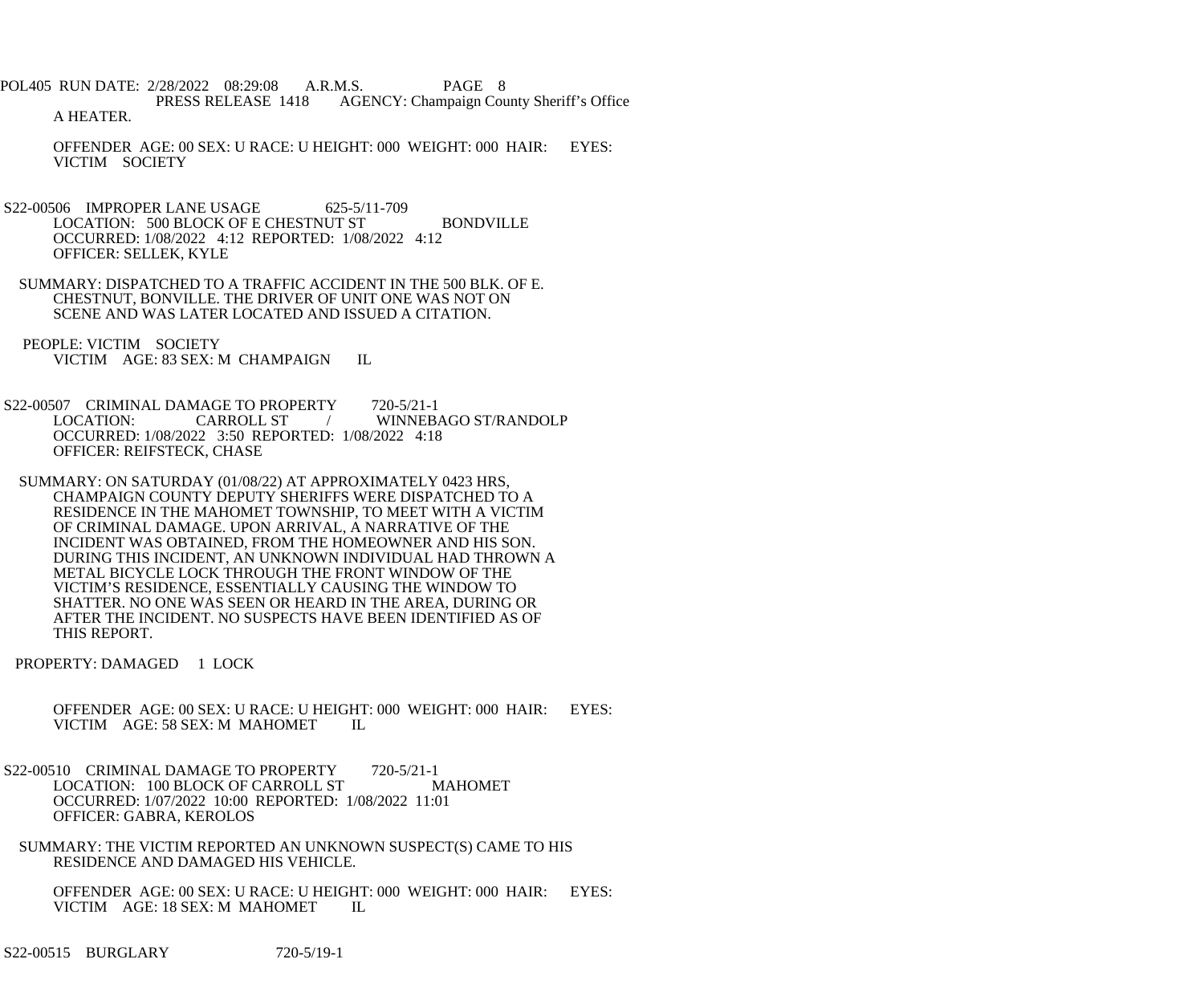A HEATER.

OFFENDER AGE: 00 SEX: U RACE: U HEIGHT: 000 WEIGHT: 000 HAIR: EYES:
VICTIM SOCIETY

S22-00506 IMPROPER LANE USAGE 625-5/11-709
LOCATION: 500 BLOCK OF E CHESTNUT ST BONDVILLE
OCCURRED: 1/08/2022 4:12 REPORTED: 1/08/2022 4:12
OFFICER: SELLEK, KYLE

SUMMARY: DISPATCHED TO A TRAFFIC ACCIDENT IN THE 500 BLK. OF E. CHESTNUT, BONVILLE. THE DRIVER OF UNIT ONE WAS NOT ON SCENE AND WAS LATER LOCATED AND ISSUED A CITATION.

PEOPLE: VICTIM SOCIETY
VICTIM AGE: 83 SEX: M CHAMPAIGN IL

S22-00507 CRIMINAL DAMAGE TO PROPERTY 720-5/21-1
LOCATION: CARROLL ST / WINNEBAGO ST/RANDOLP
OCCURRED: 1/08/2022 3:50 REPORTED: 1/08/2022 4:18
OFFICER: REIFSTECK, CHASE

SUMMARY: ON SATURDAY (01/08/22) AT APPROXIMATELY 0423 HRS, CHAMPAIGN COUNTY DEPUTY SHERIFFS WERE DISPATCHED TO A RESIDENCE IN THE MAHOMET TOWNSHIP, TO MEET WITH A VICTIM OF CRIMINAL DAMAGE. UPON ARRIVAL, A NARRATIVE OF THE INCIDENT WAS OBTAINED, FROM THE HOMEOWNER AND HIS SON. DURING THIS INCIDENT, AN UNKNOWN INDIVIDUAL HAD THROWN A METAL BICYCLE LOCK THROUGH THE FRONT WINDOW OF THE VICTIM'S RESIDENCE, ESSENTIALLY CAUSING THE WINDOW TO SHATTER. NO ONE WAS SEEN OR HEARD IN THE AREA, DURING OR AFTER THE INCIDENT. NO SUSPECTS HAVE BEEN IDENTIFIED AS OF THIS REPORT.

PROPERTY: DAMAGED 1 LOCK

OFFENDER AGE: 00 SEX: U RACE: U HEIGHT: 000 WEIGHT: 000 HAIR: EYES:
VICTIM AGE: 58 SEX: M MAHOMET IL

S22-00510 CRIMINAL DAMAGE TO PROPERTY 720-5/21-1
LOCATION: 100 BLOCK OF CARROLL ST MAHOMET
OCCURRED: 1/07/2022 10:00 REPORTED: 1/08/2022 11:01
OFFICER: GABRA, KEROLOS

SUMMARY: THE VICTIM REPORTED AN UNKNOWN SUSPECT(S) CAME TO HIS RESIDENCE AND DAMAGED HIS VEHICLE.

OFFENDER AGE: 00 SEX: U RACE: U HEIGHT: 000 WEIGHT: 000 HAIR: EYES:
VICTIM AGE: 18 SEX: M MAHOMET IL

S22-00515 BURGLARY 720-5/19-1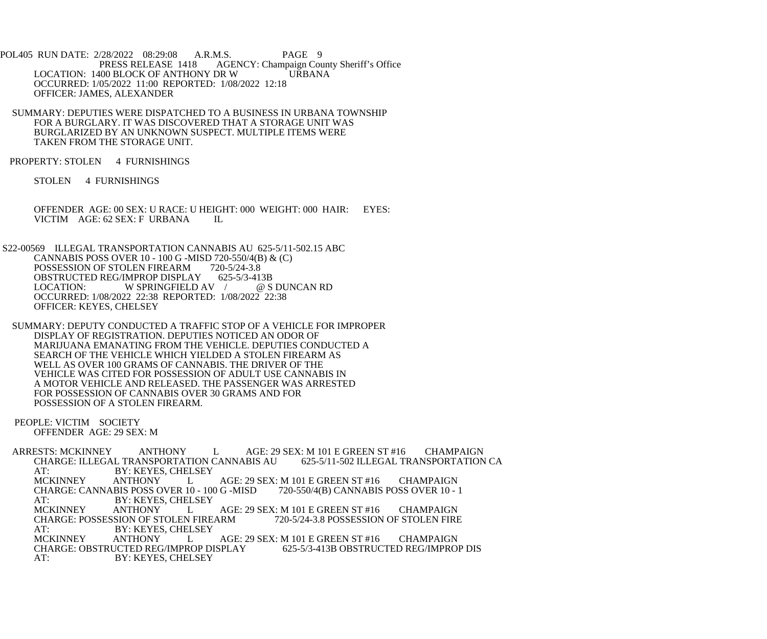PRESS RELEASE 1418 AGENCY: Champaign County Sheriff's Office
LOCATION: 1400 BLOCK OF ANTHONY DR W URBANA
OCCURRED: 1/05/2022 11:00 REPORTED: 1/08/2022 12:18
OFFICER: JAMES, ALEXANDER

SUMMARY: DEPUTIES WERE DISPATCHED TO A BUSINESS IN URBANA TOWNSHIP FOR A BURGLARY. IT WAS DISCOVERED THAT A STORAGE UNIT WAS BURGLARIZED BY AN UNKNOWN SUSPECT. MULTIPLE ITEMS WERE TAKEN FROM THE STORAGE UNIT.

PROPERTY: STOLEN 4 FURNISHINGS

STOLEN 4 FURNISHINGS

OFFENDER AGE: 00 SEX: U RACE: U HEIGHT: 000 WEIGHT: 000 HAIR: EYES:
VICTIM AGE: 62 SEX: F URBANA IL

S22-00569 ILLEGAL TRANSPORTATION CANNABIS AU 625-5/11-502.15 ABC
CANNABIS POSS OVER 10 - 100 G -MISD 720-550/4(B) & (C)
POSSESSION OF STOLEN FIREARM 720-5/24-3.8
OBSTRUCTED REG/IMPROP DISPLAY 625-5/3-413B
LOCATION: W SPRINGFIELD AV / @ S DUNCAN RD
OCCURRED: 1/08/2022 22:38 REPORTED: 1/08/2022 22:38
OFFICER: KEYES, CHELSEY

SUMMARY: DEPUTY CONDUCTED A TRAFFIC STOP OF A VEHICLE FOR IMPROPER DISPLAY OF REGISTRATION. DEPUTIES NOTICED AN ODOR OF MARIJUANA EMANATING FROM THE VEHICLE. DEPUTIES CONDUCTED A SEARCH OF THE VEHICLE WHICH YIELDED A STOLEN FIREARM AS WELL AS OVER 100 GRAMS OF CANNABIS. THE DRIVER OF THE VEHICLE WAS CITED FOR POSSESSION OF ADULT USE CANNABIS IN A MOTOR VEHICLE AND RELEASED. THE PASSENGER WAS ARRESTED FOR POSSESSION OF CANNABIS OVER 30 GRAMS AND FOR POSSESSION OF A STOLEN FIREARM.

PEOPLE: VICTIM SOCIETY
OFFENDER AGE: 29 SEX: M

ARRESTS: MCKINNEY ANTHONY L AGE: 29 SEX: M 101 E GREEN ST #16 CHAMPAIGN
CHARGE: ILLEGAL TRANSPORTATION CANNABIS AU 625-5/11-502 ILLEGAL TRANSPORTATION CA
AT: BY: KEYES, CHELSEY
MCKINNEY ANTHONY L AGE: 29 SEX: M 101 E GREEN ST #16 CHAMPAIGN
CHARGE: CANNABIS POSS OVER 10 - 100 G -MISD 720-550/4(B) CANNABIS POSS OVER 10 - 1
AT: BY: KEYES, CHELSEY
MCKINNEY ANTHONY L AGE: 29 SEX: M 101 E GREEN ST #16 CHAMPAIGN
CHARGE: POSSESSION OF STOLEN FIREARM 720-5/24-3.8 POSSESSION OF STOLEN FIRE
AT: BY: KEYES, CHELSEY
MCKINNEY ANTHONY L AGE: 29 SEX: M 101 E GREEN ST #16 CHAMPAIGN
CHARGE: OBSTRUCTED REG/IMPROP DISPLAY 625-5/3-413B OBSTRUCTED REG/IMPROP DIS
AT: BY: KEYES, CHELSEY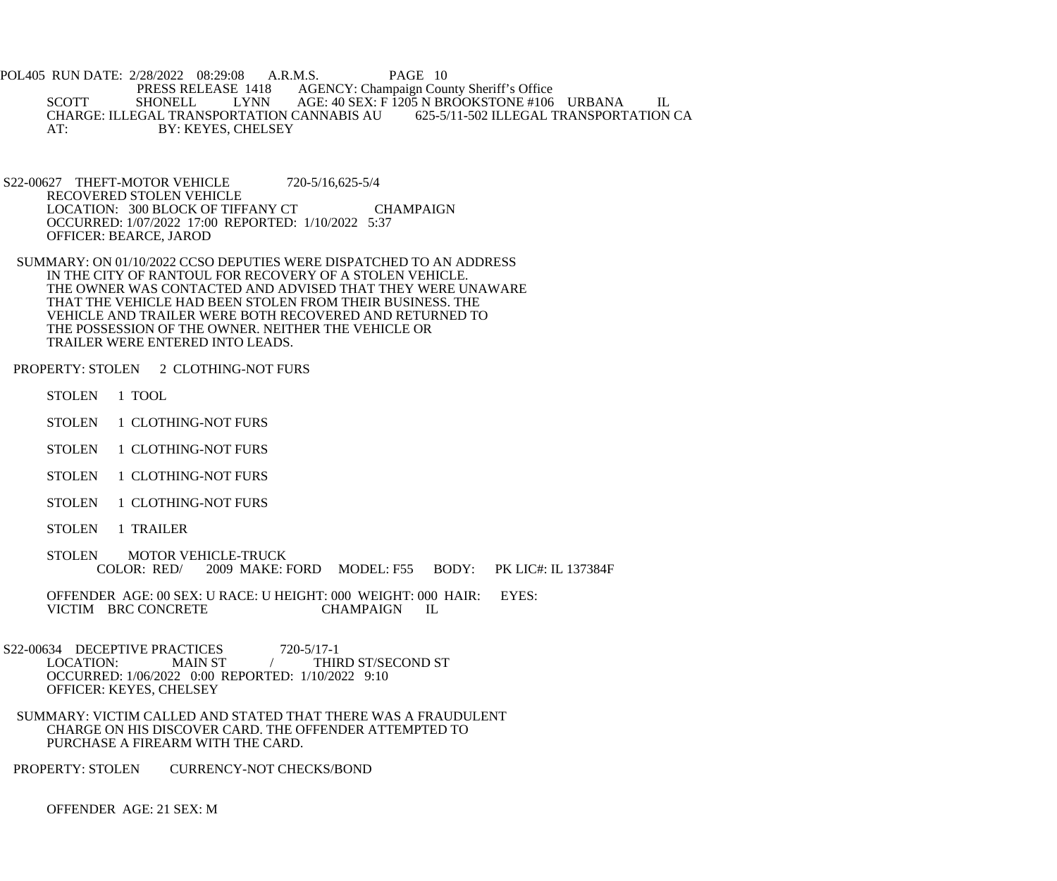POL405 RUN DATE: 2/28/2022 08:29:08 A.R.M.S. PAGE 10
PRESS RELEASE 1418 AGENCY: Champaign County Sheriff's Office
SCOTT SHONELL LYNN AGE: 40 SEX: F 1205 N BROOKSTONE #106 URBANA IL
CHARGE: ILLEGAL TRANSPORTATION CANNABIS AU 625-5/11-502 ILLEGAL TRANSPORTATION CA
AT: BY: KEYES, CHELSEY

S22-00627 THEFT-MOTOR VEHICLE 720-5/16,625-5/4
RECOVERED STOLEN VEHICLE
LOCATION: 300 BLOCK OF TIFFANY CT CHAMPAIGN
OCCURRED: 1/07/2022 17:00 REPORTED: 1/10/2022 5:37
OFFICER: BEARCE, JAROD

SUMMARY: ON 01/10/2022 CCSO DEPUTIES WERE DISPATCHED TO AN ADDRESS IN THE CITY OF RANTOUL FOR RECOVERY OF A STOLEN VEHICLE. THE OWNER WAS CONTACTED AND ADVISED THAT THEY WERE UNAWARE THAT THE VEHICLE HAD BEEN STOLEN FROM THEIR BUSINESS. THE VEHICLE AND TRAILER WERE BOTH RECOVERED AND RETURNED TO THE POSSESSION OF THE OWNER. NEITHER THE VEHICLE OR TRAILER WERE ENTERED INTO LEADS.

PROPERTY: STOLEN 2 CLOTHING-NOT FURS

STOLEN 1 TOOL

STOLEN 1 CLOTHING-NOT FURS

STOLEN 1 CLOTHING-NOT FURS

STOLEN 1 CLOTHING-NOT FURS

STOLEN 1 CLOTHING-NOT FURS

STOLEN 1 TRAILER

STOLEN MOTOR VEHICLE-TRUCK
COLOR: RED/ 2009 MAKE: FORD MODEL: F55 BODY: PK LIC#: IL 137384F

OFFENDER AGE: 00 SEX: U RACE: U HEIGHT: 000 WEIGHT: 000 HAIR: EYES:
VICTIM BRC CONCRETE CHAMPAIGN IL

S22-00634 DECEPTIVE PRACTICES 720-5/17-1
LOCATION: MAIN ST / THIRD ST/SECOND ST
OCCURRED: 1/06/2022 0:00 REPORTED: 1/10/2022 9:10
OFFICER: KEYES, CHELSEY

SUMMARY: VICTIM CALLED AND STATED THAT THERE WAS A FRAUDULENT CHARGE ON HIS DISCOVER CARD. THE OFFENDER ATTEMPTED TO PURCHASE A FIREARM WITH THE CARD.

PROPERTY: STOLEN CURRENCY-NOT CHECKS/BOND

OFFENDER AGE: 21 SEX: M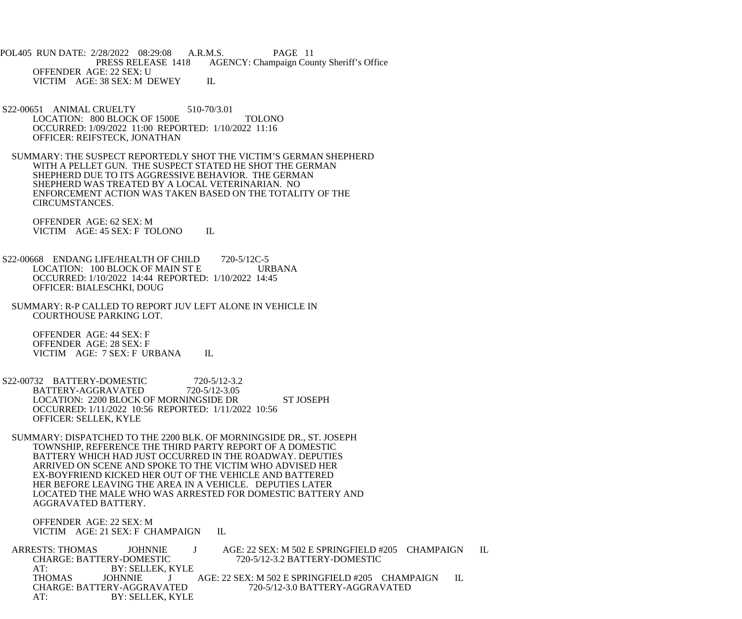PRESS RELEASE 1418 AGENCY: Champaign County Sheriff's Office

OFFENDER AGE: 22 SEX: U
VICTIM AGE: 38 SEX: M DEWEY IL

S22-00651 ANIMAL CRUELTY 510-70/3.01
LOCATION: 800 BLOCK OF 1500E TOLONO
OCCURRED: 1/09/2022 11:00 REPORTED: 1/10/2022 11:16
OFFICER: REIFSTECK, JONATHAN

SUMMARY: THE SUSPECT REPORTEDLY SHOT THE VICTIM'S GERMAN SHEPHERD WITH A PELLET GUN. THE SUSPECT STATED HE SHOT THE GERMAN SHEPHERD DUE TO ITS AGGRESSIVE BEHAVIOR. THE GERMAN SHEPHERD WAS TREATED BY A LOCAL VETERINARIAN. NO ENFORCEMENT ACTION WAS TAKEN BASED ON THE TOTALITY OF THE CIRCUMSTANCES.

OFFENDER AGE: 62 SEX: M
VICTIM AGE: 45 SEX: F TOLONO IL

S22-00668 ENDANG LIFE/HEALTH OF CHILD 720-5/12C-5
LOCATION: 100 BLOCK OF MAIN ST E URBANA
OCCURRED: 1/10/2022 14:44 REPORTED: 1/10/2022 14:45
OFFICER: BIALESCHKI, DOUG

SUMMARY: R-P CALLED TO REPORT JUV LEFT ALONE IN VEHICLE IN COURTHOUSE PARKING LOT.

OFFENDER AGE: 44 SEX: F
OFFENDER AGE: 28 SEX: F
VICTIM AGE: 7 SEX: F URBANA IL

S22-00732 BATTERY-DOMESTIC 720-5/12-3.2
BATTERY-AGGRAVATED 720-5/12-3.05
LOCATION: 2200 BLOCK OF MORNINGSIDE DR ST JOSEPH
OCCURRED: 1/11/2022 10:56 REPORTED: 1/11/2022 10:56
OFFICER: SELLEK, KYLE

SUMMARY: DISPATCHED TO THE 2200 BLK. OF MORNINGSIDE DR., ST. JOSEPH TOWNSHIP, REFERENCE THE THIRD PARTY REPORT OF A DOMESTIC BATTERY WHICH HAD JUST OCCURRED IN THE ROADWAY. DEPUTIES ARRIVED ON SCENE AND SPOKE TO THE VICTIM WHO ADVISED HER EX-BOYFRIEND KICKED HER OUT OF THE VEHICLE AND BATTERED HER BEFORE LEAVING THE AREA IN A VEHICLE. DEPUTIES LATER LOCATED THE MALE WHO WAS ARRESTED FOR DOMESTIC BATTERY AND AGGRAVATED BATTERY.

OFFENDER AGE: 22 SEX: M
VICTIM AGE: 21 SEX: F CHAMPAIGN IL

ARRESTS: THOMAS JOHNNIE J AGE: 22 SEX: M 502 E SPRINGFIELD #205 CHAMPAIGN IL
CHARGE: BATTERY-DOMESTIC 720-5/12-3.2 BATTERY-DOMESTIC
AT: BY: SELLEK, KYLE
THOMAS JOHNNIE J AGE: 22 SEX: M 502 E SPRINGFIELD #205 CHAMPAIGN IL
CHARGE: BATTERY-AGGRAVATED 720-5/12-3.0 BATTERY-AGGRAVATED
AT: BY: SELLEK, KYLE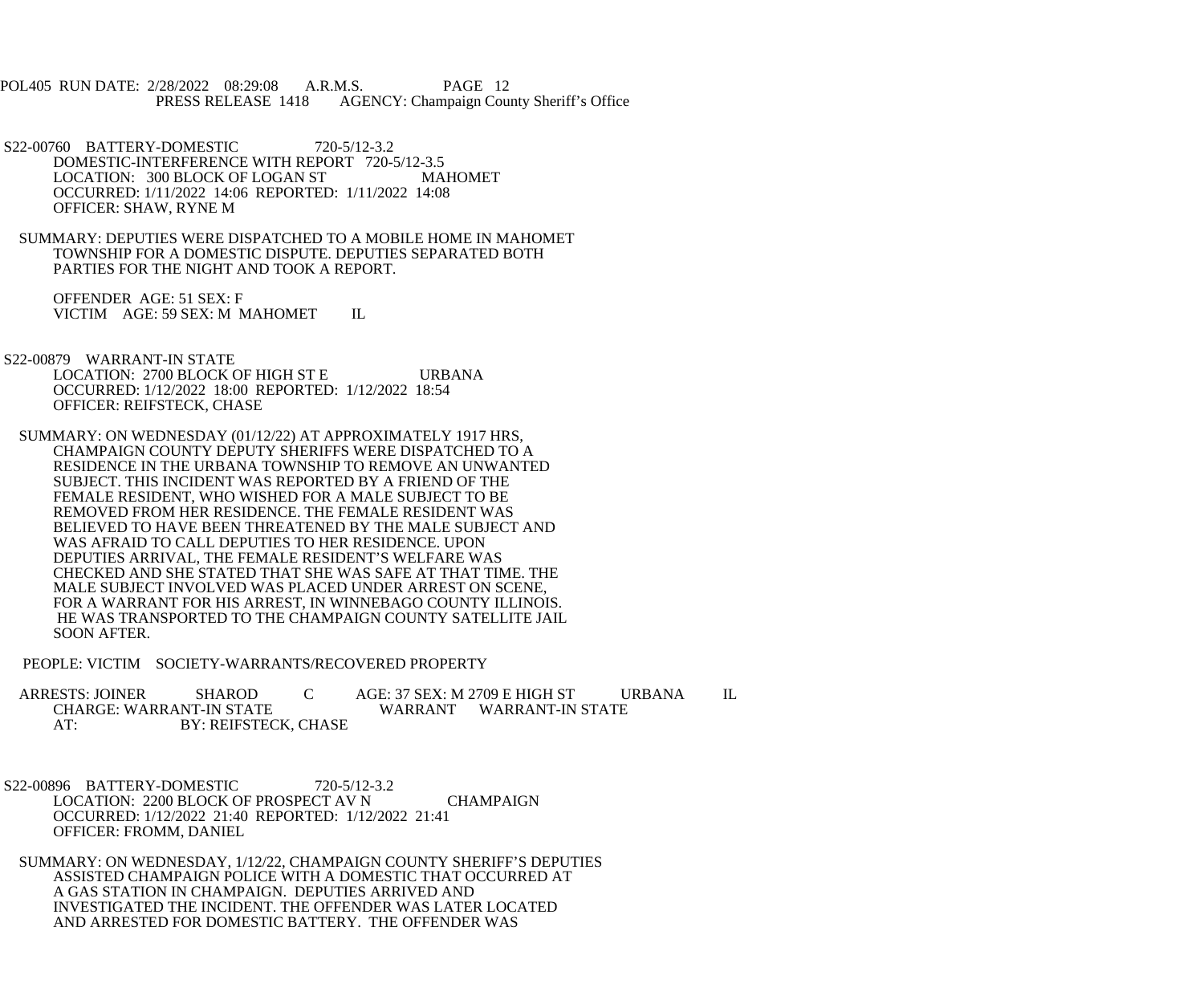S22-00760 BATTERY-DOMESTIC 720-5/12-3.2
DOMESTIC-INTERFERENCE WITH REPORT 720-5/12-3.5
LOCATION: 300 BLOCK OF LOGAN ST MAHOMET
OCCURRED: 1/11/2022 14:06 REPORTED: 1/11/2022 14:08
OFFICER: SHAW, RYNE M

SUMMARY: DEPUTIES WERE DISPATCHED TO A MOBILE HOME IN MAHOMET TOWNSHIP FOR A DOMESTIC DISPUTE. DEPUTIES SEPARATED BOTH PARTIES FOR THE NIGHT AND TOOK A REPORT.

OFFENDER AGE: 51 SEX: F
VICTIM AGE: 59 SEX: M MAHOMET IL

S22-00879 WARRANT-IN STATE
LOCATION: 2700 BLOCK OF HIGH ST E URBANA
OCCURRED: 1/12/2022 18:00 REPORTED: 1/12/2022 18:54
OFFICER: REIFSTECK, CHASE

SUMMARY: ON WEDNESDAY (01/12/22) AT APPROXIMATELY 1917 HRS, CHAMPAIGN COUNTY DEPUTY SHERIFFS WERE DISPATCHED TO A RESIDENCE IN THE URBANA TOWNSHIP TO REMOVE AN UNWANTED SUBJECT. THIS INCIDENT WAS REPORTED BY A FRIEND OF THE FEMALE RESIDENT, WHO WISHED FOR A MALE SUBJECT TO BE REMOVED FROM HER RESIDENCE. THE FEMALE RESIDENT WAS BELIEVED TO HAVE BEEN THREATENED BY THE MALE SUBJECT AND WAS AFRAID TO CALL DEPUTIES TO HER RESIDENCE. UPON DEPUTIES ARRIVAL, THE FEMALE RESIDENT'S WELFARE WAS CHECKED AND SHE STATED THAT SHE WAS SAFE AT THAT TIME. THE MALE SUBJECT INVOLVED WAS PLACED UNDER ARREST ON SCENE, FOR A WARRANT FOR HIS ARREST, IN WINNEBAGO COUNTY ILLINOIS. HE WAS TRANSPORTED TO THE CHAMPAIGN COUNTY SATELLITE JAIL SOON AFTER.

PEOPLE: VICTIM SOCIETY-WARRANTS/RECOVERED PROPERTY

ARRESTS: JOINER SHAROD C AGE: 37 SEX: M 2709 E HIGH ST URBANA IL
CHARGE: WARRANT-IN STATE WARRANT WARRANT-IN STATE
AT: BY: REIFSTECK, CHASE

S22-00896 BATTERY-DOMESTIC 720-5/12-3.2
LOCATION: 2200 BLOCK OF PROSPECT AV N CHAMPAIGN
OCCURRED: 1/12/2022 21:40 REPORTED: 1/12/2022 21:41
OFFICER: FROMM, DANIEL

SUMMARY: ON WEDNESDAY, 1/12/22, CHAMPAIGN COUNTY SHERIFF'S DEPUTIES ASSISTED CHAMPAIGN POLICE WITH A DOMESTIC THAT OCCURRED AT A GAS STATION IN CHAMPAIGN. DEPUTIES ARRIVED AND INVESTIGATED THE INCIDENT. THE OFFENDER WAS LATER LOCATED AND ARRESTED FOR DOMESTIC BATTERY. THE OFFENDER WAS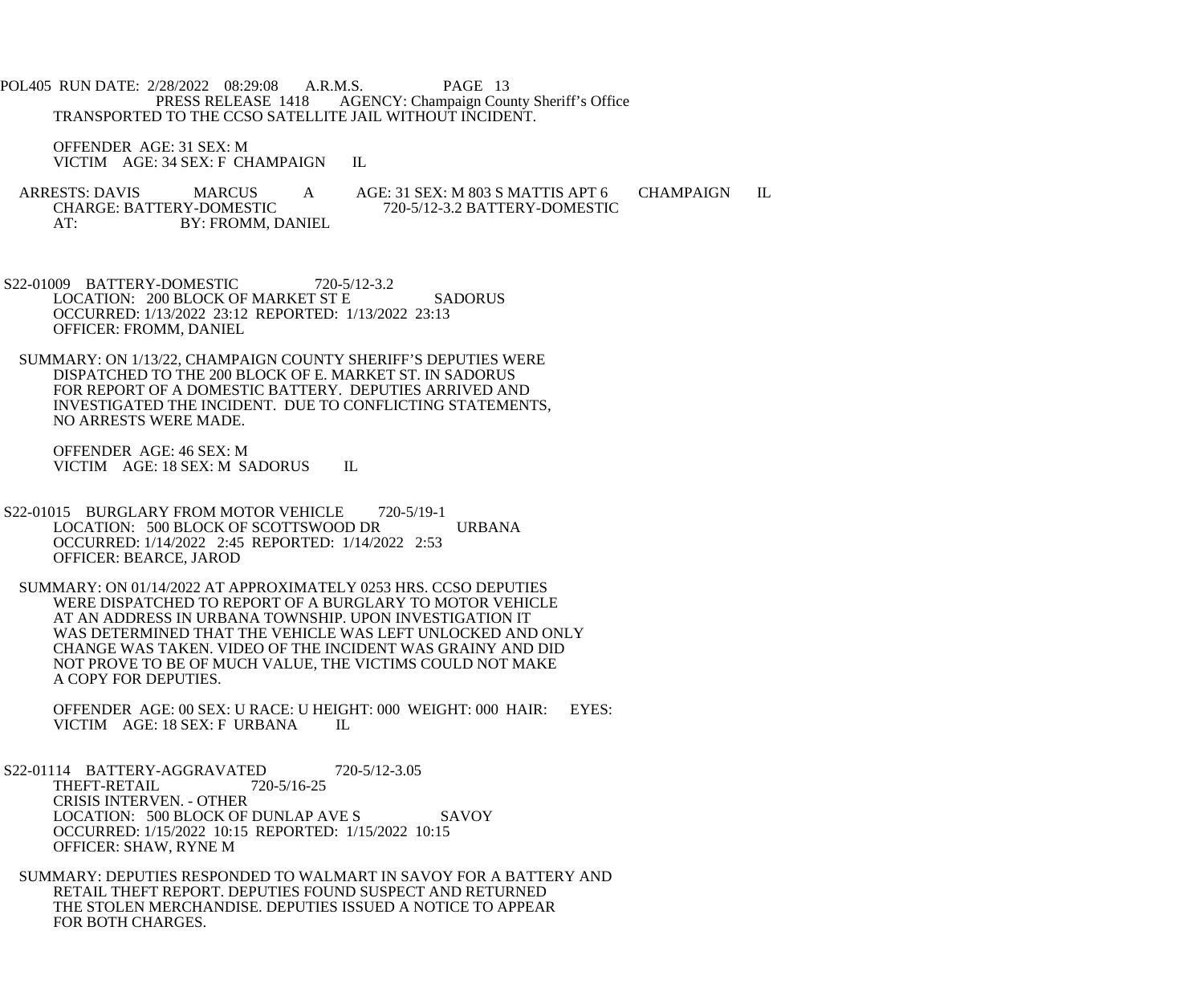TRANSPORTED TO THE CCSO SATELLITE JAIL WITHOUT INCIDENT.

OFFENDER AGE: 31 SEX: M
VICTIM AGE: 34 SEX: F CHAMPAIGN IL

ARRESTS: DAVIS MARCUS A AGE: 31 SEX: M 803 S MATTIS APT 6 CHAMPAIGN IL
CHARGE: BATTERY-DOMESTIC 720-5/12-3.2 BATTERY-DOMESTIC
AT: BY: FROMM, DANIEL

S22-01009 BATTERY-DOMESTIC 720-5/12-3.2
LOCATION: 200 BLOCK OF MARKET ST E SADORUS
OCCURRED: 1/13/2022 23:12 REPORTED: 1/13/2022 23:13
OFFICER: FROMM, DANIEL

SUMMARY: ON 1/13/22, CHAMPAIGN COUNTY SHERIFF'S DEPUTIES WERE DISPATCHED TO THE 200 BLOCK OF E. MARKET ST. IN SADORUS FOR REPORT OF A DOMESTIC BATTERY. DEPUTIES ARRIVED AND INVESTIGATED THE INCIDENT. DUE TO CONFLICTING STATEMENTS, NO ARRESTS WERE MADE.

OFFENDER AGE: 46 SEX: M
VICTIM AGE: 18 SEX: M SADORUS IL

S22-01015 BURGLARY FROM MOTOR VEHICLE 720-5/19-1
LOCATION: 500 BLOCK OF SCOTTSWOOD DR URBANA
OCCURRED: 1/14/2022 2:45 REPORTED: 1/14/2022 2:53
OFFICER: BEARCE, JAROD

SUMMARY: ON 01/14/2022 AT APPROXIMATELY 0253 HRS. CCSO DEPUTIES WERE DISPATCHED TO REPORT OF A BURGLARY TO MOTOR VEHICLE AT AN ADDRESS IN URBANA TOWNSHIP. UPON INVESTIGATION IT WAS DETERMINED THAT THE VEHICLE WAS LEFT UNLOCKED AND ONLY CHANGE WAS TAKEN. VIDEO OF THE INCIDENT WAS GRAINY AND DID NOT PROVE TO BE OF MUCH VALUE, THE VICTIMS COULD NOT MAKE A COPY FOR DEPUTIES.

OFFENDER AGE: 00 SEX: U RACE: U HEIGHT: 000 WEIGHT: 000 HAIR: EYES:
VICTIM AGE: 18 SEX: F URBANA IL

S22-01114 BATTERY-AGGRAVATED 720-5/12-3.05
THEFT-RETAIL 720-5/16-25
CRISIS INTERVEN. - OTHER
LOCATION: 500 BLOCK OF DUNLAP AVE S SAVOY
OCCURRED: 1/15/2022 10:15 REPORTED: 1/15/2022 10:15
OFFICER: SHAW, RYNE M

SUMMARY: DEPUTIES RESPONDED TO WALMART IN SAVOY FOR A BATTERY AND RETAIL THEFT REPORT. DEPUTIES FOUND SUSPECT AND RETURNED THE STOLEN MERCHANDISE. DEPUTIES ISSUED A NOTICE TO APPEAR FOR BOTH CHARGES.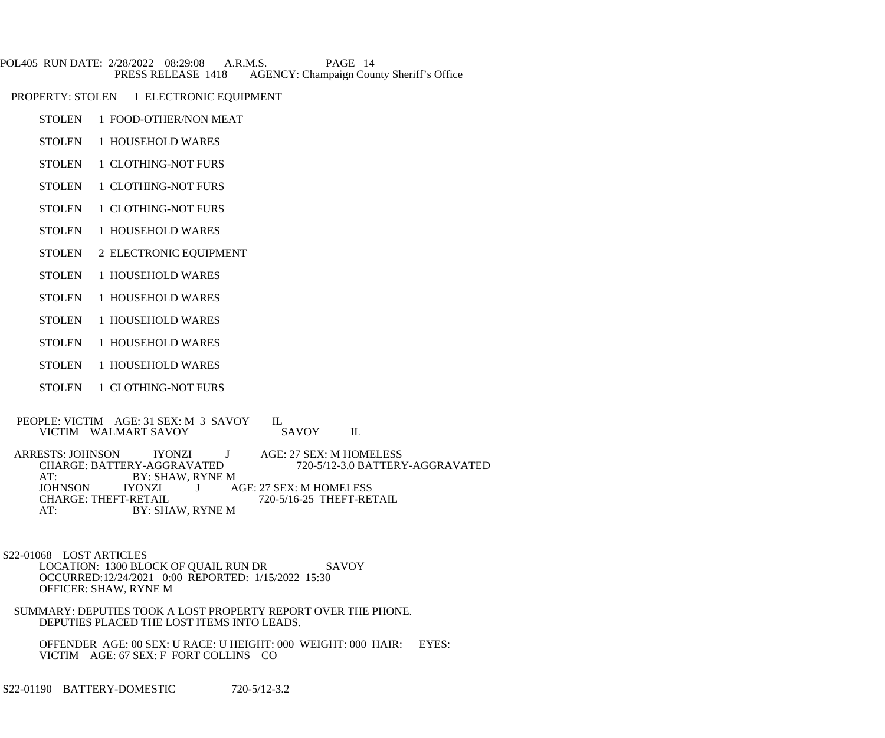PROPERTY: STOLEN 1 ELECTRONIC EQUIPMENT

STOLEN 1 FOOD-OTHER/NON MEAT

STOLEN 1 HOUSEHOLD WARES

STOLEN 1 CLOTHING-NOT FURS

STOLEN 1 CLOTHING-NOT FURS

STOLEN 1 CLOTHING-NOT FURS

STOLEN 1 HOUSEHOLD WARES

STOLEN 2 ELECTRONIC EQUIPMENT

STOLEN 1 HOUSEHOLD WARES

STOLEN 1 HOUSEHOLD WARES

STOLEN 1 HOUSEHOLD WARES

STOLEN 1 HOUSEHOLD WARES

STOLEN 1 HOUSEHOLD WARES

STOLEN 1 CLOTHING-NOT FURS

PEOPLE: VICTIM AGE: 31 SEX: M 3 SAVOY IL
VICTIM WALMART SAVOY SAVOY IL

ARRESTS: JOHNSON IYONZI J AGE: 27 SEX: M HOMELESS
CHARGE: BATTERY-AGGRAVATED 720-5/12-3.0 BATTERY-AGGRAVATED
AT: BY: SHAW, RYNE M
JOHNSON IYONZI J AGE: 27 SEX: M HOMELESS
CHARGE: THEFT-RETAIL 720-5/16-25 THEFT-RETAIL
AT: BY: SHAW, RYNE M

S22-01068 LOST ARTICLES
LOCATION: 1300 BLOCK OF QUAIL RUN DR SAVOY
OCCURRED:12/24/2021 0:00 REPORTED: 1/15/2022 15:30
OFFICER: SHAW, RYNE M

SUMMARY: DEPUTIES TOOK A LOST PROPERTY REPORT OVER THE PHONE.
DEPUTIES PLACED THE LOST ITEMS INTO LEADS.

OFFENDER AGE: 00 SEX: U RACE: U HEIGHT: 000 WEIGHT: 000 HAIR: EYES:
VICTIM AGE: 67 SEX: F FORT COLLINS CO

S22-01190 BATTERY-DOMESTIC 720-5/12-3.2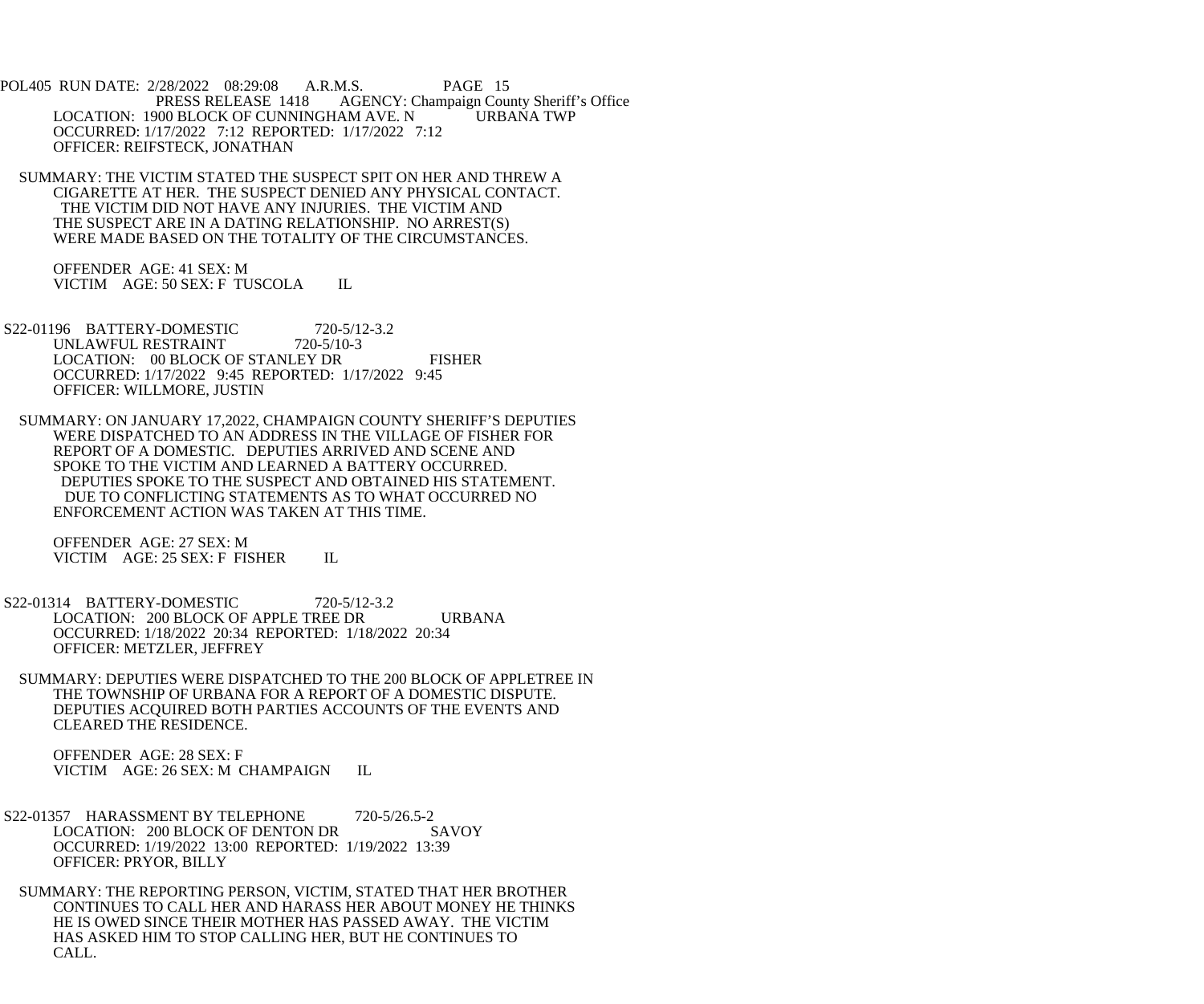PRESS RELEASE 1418 AGENCY: Champaign County Sheriff's Office

LOCATION: 1900 BLOCK OF CUNNINGHAM AVE. N URBANA TWP
OCCURRED: 1/17/2022 7:12 REPORTED: 1/17/2022 7:12
OFFICER: REIFSTECK, JONATHAN

SUMMARY: THE VICTIM STATED THE SUSPECT SPIT ON HER AND THREW A CIGARETTE AT HER. THE SUSPECT DENIED ANY PHYSICAL CONTACT. THE VICTIM DID NOT HAVE ANY INJURIES. THE VICTIM AND THE SUSPECT ARE IN A DATING RELATIONSHIP. NO ARREST(S) WERE MADE BASED ON THE TOTALITY OF THE CIRCUMSTANCES.

OFFENDER AGE: 41 SEX: M
VICTIM AGE: 50 SEX: F TUSCOLA IL

S22-01196 BATTERY-DOMESTIC 720-5/12-3.2
UNLAWFUL RESTRAINT 720-5/10-3
LOCATION: 00 BLOCK OF STANLEY DR FISHER
OCCURRED: 1/17/2022 9:45 REPORTED: 1/17/2022 9:45
OFFICER: WILLMORE, JUSTIN

SUMMARY: ON JANUARY 17,2022, CHAMPAIGN COUNTY SHERIFF'S DEPUTIES WERE DISPATCHED TO AN ADDRESS IN THE VILLAGE OF FISHER FOR REPORT OF A DOMESTIC. DEPUTIES ARRIVED AND SCENE AND SPOKE TO THE VICTIM AND LEARNED A BATTERY OCCURRED. DEPUTIES SPOKE TO THE SUSPECT AND OBTAINED HIS STATEMENT. DUE TO CONFLICTING STATEMENTS AS TO WHAT OCCURRED NO ENFORCEMENT ACTION WAS TAKEN AT THIS TIME.

OFFENDER AGE: 27 SEX: M
VICTIM AGE: 25 SEX: F FISHER IL

S22-01314 BATTERY-DOMESTIC 720-5/12-3.2
LOCATION: 200 BLOCK OF APPLE TREE DR URBANA
OCCURRED: 1/18/2022 20:34 REPORTED: 1/18/2022 20:34
OFFICER: METZLER, JEFFREY

SUMMARY: DEPUTIES WERE DISPATCHED TO THE 200 BLOCK OF APPLETREE IN THE TOWNSHIP OF URBANA FOR A REPORT OF A DOMESTIC DISPUTE. DEPUTIES ACQUIRED BOTH PARTIES ACCOUNTS OF THE EVENTS AND CLEARED THE RESIDENCE.

OFFENDER AGE: 28 SEX: F
VICTIM AGE: 26 SEX: M CHAMPAIGN IL

S22-01357 HARASSMENT BY TELEPHONE 720-5/26.5-2
LOCATION: 200 BLOCK OF DENTON DR SAVOY
OCCURRED: 1/19/2022 13:00 REPORTED: 1/19/2022 13:39
OFFICER: PRYOR, BILLY

SUMMARY: THE REPORTING PERSON, VICTIM, STATED THAT HER BROTHER CONTINUES TO CALL HER AND HARASS HER ABOUT MONEY HE THINKS HE IS OWED SINCE THEIR MOTHER HAS PASSED AWAY. THE VICTIM HAS ASKED HIM TO STOP CALLING HER, BUT HE CONTINUES TO CALL.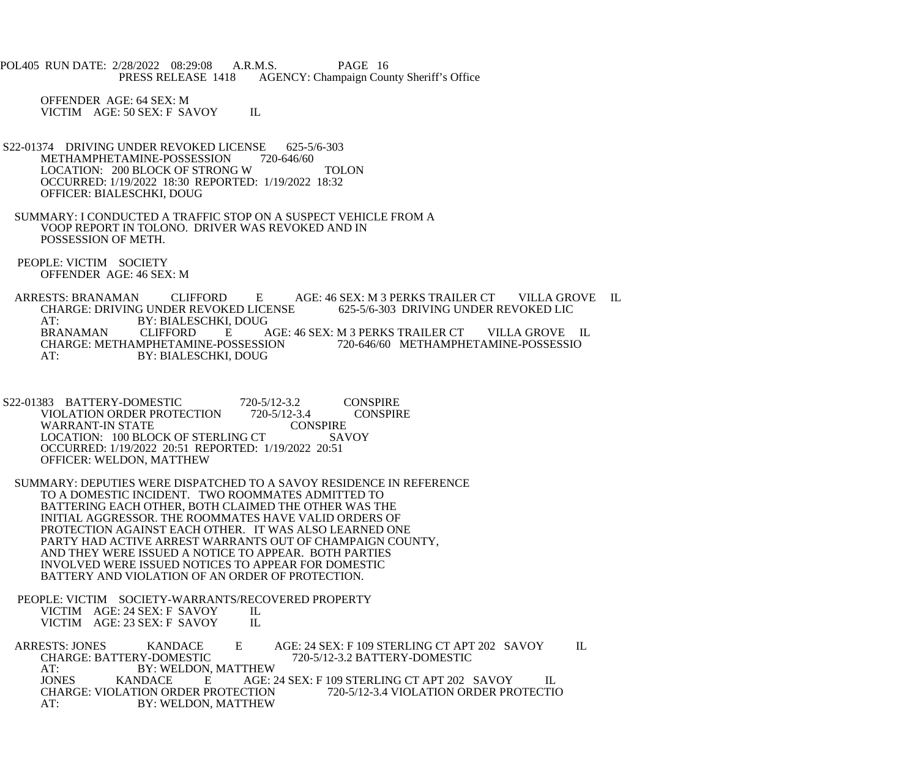OFFENDER AGE: 64 SEX: M
VICTIM AGE: 50 SEX: F SAVOY IL

S22-01374 DRIVING UNDER REVOKED LICENSE 625-5/6-303
METHAMPHETAMINE-POSSESSION 720-646/60
LOCATION: 200 BLOCK OF STRONG W TOLON
OCCURRED: 1/19/2022 18:30 REPORTED: 1/19/2022 18:32
OFFICER: BIALESCHKI, DOUG

SUMMARY: I CONDUCTED A TRAFFIC STOP ON A SUSPECT VEHICLE FROM A VOOP REPORT IN TOLONO. DRIVER WAS REVOKED AND IN POSSESSION OF METH.

PEOPLE: VICTIM SOCIETY
OFFENDER AGE: 46 SEX: M

ARRESTS: BRANAMAN CLIFFORD E AGE: 46 SEX: M 3 PERKS TRAILER CT VILLA GROVE IL
CHARGE: DRIVING UNDER REVOKED LICENSE 625-5/6-303 DRIVING UNDER REVOKED LIC
AT: BY: BIALESCHKI, DOUG
BRANAMAN CLIFFORD E AGE: 46 SEX: M 3 PERKS TRAILER CT VILLA GROVE IL
CHARGE: METHAMPHETAMINE-POSSESSION 720-646/60 METHAMPHETAMINE-POSSESSIO
AT: BY: BIALESCHKI, DOUG

S22-01383 BATTERY-DOMESTIC 720-5/12-3.2 CONSPIRE
VIOLATION ORDER PROTECTION 720-5/12-3.4 CONSPIRE
WARRANT-IN STATE CONSPIRE
LOCATION: 100 BLOCK OF STERLING CT SAVOY
OCCURRED: 1/19/2022 20:51 REPORTED: 1/19/2022 20:51
OFFICER: WELDON, MATTHEW

SUMMARY: DEPUTIES WERE DISPATCHED TO A SAVOY RESIDENCE IN REFERENCE TO A DOMESTIC INCIDENT. TWO ROOMMATES ADMITTED TO BATTERING EACH OTHER, BOTH CLAIMED THE OTHER WAS THE INITIAL AGGRESSOR. THE ROOMMATES HAVE VALID ORDERS OF PROTECTION AGAINST EACH OTHER. IT WAS ALSO LEARNED ONE PARTY HAD ACTIVE ARREST WARRANTS OUT OF CHAMPAIGN COUNTY, AND THEY WERE ISSUED A NOTICE TO APPEAR. BOTH PARTIES INVOLVED WERE ISSUED NOTICES TO APPEAR FOR DOMESTIC BATTERY AND VIOLATION OF AN ORDER OF PROTECTION.

PEOPLE: VICTIM SOCIETY-WARRANTS/RECOVERED PROPERTY
VICTIM AGE: 24 SEX: F SAVOY IL
VICTIM AGE: 23 SEX: F SAVOY IL

ARRESTS: JONES KANDACE E AGE: 24 SEX: F 109 STERLING CT APT 202 SAVOY IL
CHARGE: BATTERY-DOMESTIC 720-5/12-3.2 BATTERY-DOMESTIC
AT: BY: WELDON, MATTHEW
JONES KANDACE E AGE: 24 SEX: F 109 STERLING CT APT 202 SAVOY IL
CHARGE: VIOLATION ORDER PROTECTION 720-5/12-3.4 VIOLATION ORDER PROTECTIO
AT: BY: WELDON, MATTHEW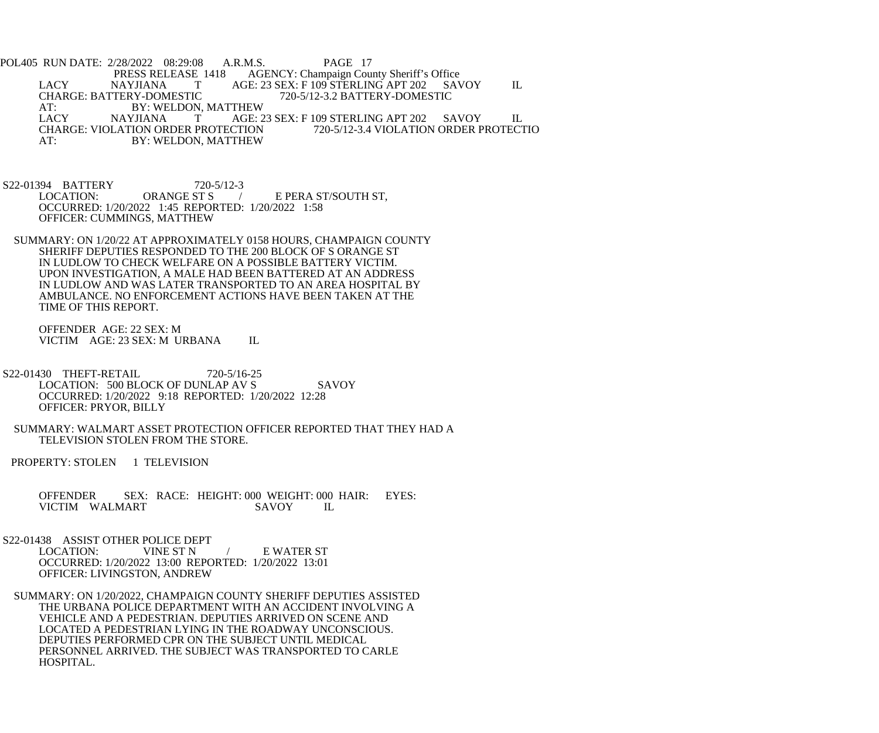LACY NAYJIANA T AGE: 23 SEX: F 109 STERLING APT 202 SAVOY IL
CHARGE: BATTERY-DOMESTIC 720-5/12-3.2 BATTERY-DOMESTIC
AT: BY: WELDON, MATTHEW
LACY NAYJIANA T AGE: 23 SEX: F 109 STERLING APT 202 SAVOY IL
CHARGE: VIOLATION ORDER PROTECTION 720-5/12-3.4 VIOLATION ORDER PROTECTIO
AT: BY: WELDON, MATTHEW

S22-01394 BATTERY 720-5/12-3
LOCATION: ORANGE ST S / E PERA ST/SOUTH ST,
OCCURRED: 1/20/2022 1:45 REPORTED: 1/20/2022 1:58
OFFICER: CUMMINGS, MATTHEW

SUMMARY: ON 1/20/22 AT APPROXIMATELY 0158 HOURS, CHAMPAIGN COUNTY SHERIFF DEPUTIES RESPONDED TO THE 200 BLOCK OF S ORANGE ST IN LUDLOW TO CHECK WELFARE ON A POSSIBLE BATTERY VICTIM. UPON INVESTIGATION, A MALE HAD BEEN BATTERED AT AN ADDRESS IN LUDLOW AND WAS LATER TRANSPORTED TO AN AREA HOSPITAL BY AMBULANCE. NO ENFORCEMENT ACTIONS HAVE BEEN TAKEN AT THE TIME OF THIS REPORT.

OFFENDER AGE: 22 SEX: M
VICTIM AGE: 23 SEX: M URBANA IL

S22-01430 THEFT-RETAIL 720-5/16-25
LOCATION: 500 BLOCK OF DUNLAP AV S SAVOY
OCCURRED: 1/20/2022 9:18 REPORTED: 1/20/2022 12:28
OFFICER: PRYOR, BILLY

SUMMARY: WALMART ASSET PROTECTION OFFICER REPORTED THAT THEY HAD A TELEVISION STOLEN FROM THE STORE.

PROPERTY: STOLEN 1 TELEVISION

OFFENDER SEX: RACE: HEIGHT: 000 WEIGHT: 000 HAIR: EYES:
VICTIM WALMART SAVOY IL

S22-01438 ASSIST OTHER POLICE DEPT
LOCATION: VINE ST N / E WATER ST
OCCURRED: 1/20/2022 13:00 REPORTED: 1/20/2022 13:01
OFFICER: LIVINGSTON, ANDREW

SUMMARY: ON 1/20/2022, CHAMPAIGN COUNTY SHERIFF DEPUTIES ASSISTED THE URBANA POLICE DEPARTMENT WITH AN ACCIDENT INVOLVING A VEHICLE AND A PEDESTRIAN. DEPUTIES ARRIVED ON SCENE AND LOCATED A PEDESTRIAN LYING IN THE ROADWAY UNCONSCIOUS. DEPUTIES PERFORMED CPR ON THE SUBJECT UNTIL MEDICAL PERSONNEL ARRIVED. THE SUBJECT WAS TRANSPORTED TO CARLE HOSPITAL.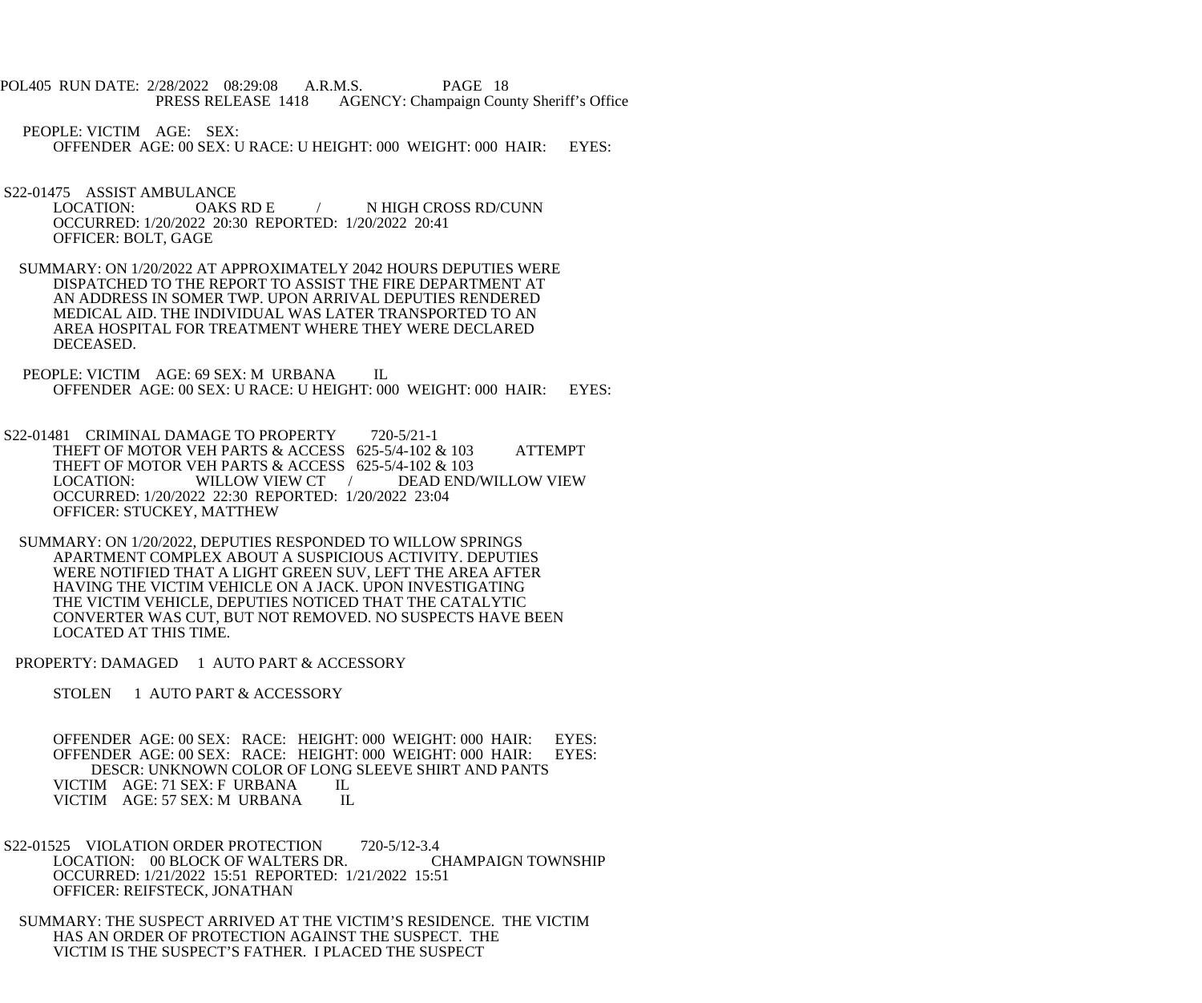PEOPLE: VICTIM AGE: SEX:
OFFENDER AGE: 00 SEX: U RACE: U HEIGHT: 000 WEIGHT: 000 HAIR: EYES:

S22-01475 ASSIST AMBULANCE
LOCATION: OAKS RD E / N HIGH CROSS RD/CUNN
OCCURRED: 1/20/2022 20:30 REPORTED: 1/20/2022 20:41
OFFICER: BOLT, GAGE

SUMMARY: ON 1/20/2022 AT APPROXIMATELY 2042 HOURS DEPUTIES WERE DISPATCHED TO THE REPORT TO ASSIST THE FIRE DEPARTMENT AT AN ADDRESS IN SOMER TWP. UPON ARRIVAL DEPUTIES RENDERED MEDICAL AID. THE INDIVIDUAL WAS LATER TRANSPORTED TO AN AREA HOSPITAL FOR TREATMENT WHERE THEY WERE DECLARED DECEASED.

PEOPLE: VICTIM AGE: 69 SEX: M URBANA IL
OFFENDER AGE: 00 SEX: U RACE: U HEIGHT: 000 WEIGHT: 000 HAIR: EYES:

S22-01481 CRIMINAL DAMAGE TO PROPERTY 720-5/21-1
THEFT OF MOTOR VEH PARTS & ACCESS 625-5/4-102 & 103 ATTEMPT
THEFT OF MOTOR VEH PARTS & ACCESS 625-5/4-102 & 103
LOCATION: WILLOW VIEW CT / DEAD END/WILLOW VIEW
OCCURRED: 1/20/2022 22:30 REPORTED: 1/20/2022 23:04
OFFICER: STUCKEY, MATTHEW

SUMMARY: ON 1/20/2022, DEPUTIES RESPONDED TO WILLOW SPRINGS APARTMENT COMPLEX ABOUT A SUSPICIOUS ACTIVITY. DEPUTIES WERE NOTIFIED THAT A LIGHT GREEN SUV, LEFT THE AREA AFTER HAVING THE VICTIM VEHICLE ON A JACK. UPON INVESTIGATING THE VICTIM VEHICLE, DEPUTIES NOTICED THAT THE CATALYTIC CONVERTER WAS CUT, BUT NOT REMOVED. NO SUSPECTS HAVE BEEN LOCATED AT THIS TIME.

PROPERTY: DAMAGED 1 AUTO PART & ACCESSORY

STOLEN 1 AUTO PART & ACCESSORY

OFFENDER AGE: 00 SEX: RACE: HEIGHT: 000 WEIGHT: 000 HAIR: EYES:
OFFENDER AGE: 00 SEX: RACE: HEIGHT: 000 WEIGHT: 000 HAIR: EYES:
DESCR: UNKNOWN COLOR OF LONG SLEEVE SHIRT AND PANTS
VICTIM AGE: 71 SEX: F URBANA IL
VICTIM AGE: 57 SEX: M URBANA IL

S22-01525 VIOLATION ORDER PROTECTION 720-5/12-3.4
LOCATION: 00 BLOCK OF WALTERS DR. CHAMPAIGN TOWNSHIP
OCCURRED: 1/21/2022 15:51 REPORTED: 1/21/2022 15:51
OFFICER: REIFSTECK, JONATHAN

SUMMARY: THE SUSPECT ARRIVED AT THE VICTIM'S RESIDENCE. THE VICTIM HAS AN ORDER OF PROTECTION AGAINST THE SUSPECT. THE VICTIM IS THE SUSPECT'S FATHER. I PLACED THE SUSPECT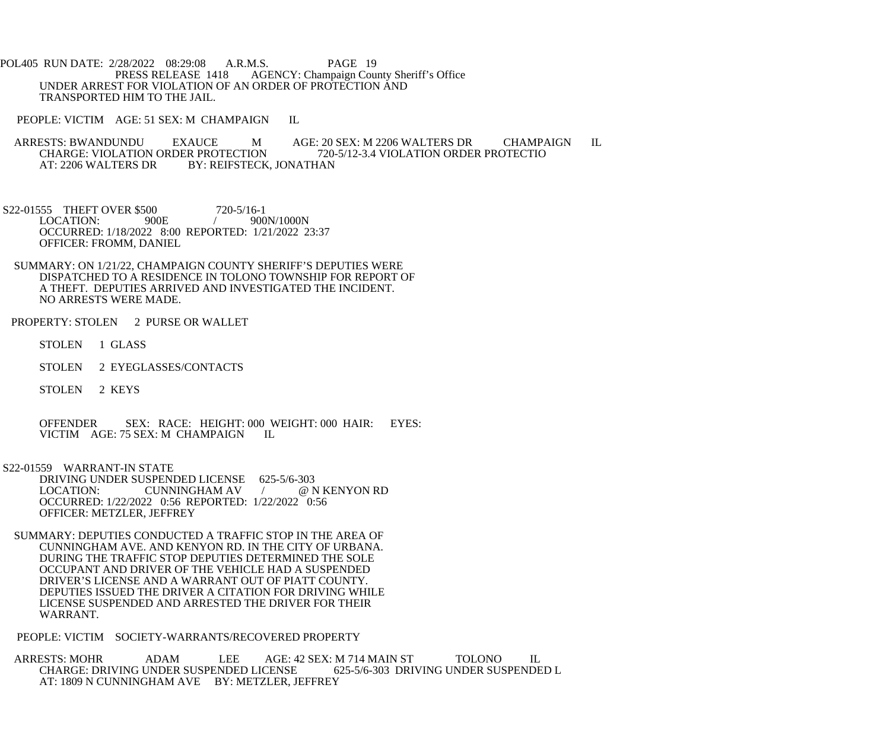POL405 RUN DATE: 2/28/2022 08:29:08 A.R.M.S. PAGE 19
PRESS RELEASE 1418 AGENCY: Champaign County Sheriff's Office

UNDER ARREST FOR VIOLATION OF AN ORDER OF PROTECTION AND TRANSPORTED HIM TO THE JAIL.

PEOPLE: VICTIM AGE: 51 SEX: M CHAMPAIGN IL

ARRESTS: BWANDUNDU EXAUCE M AGE: 20 SEX: M 2206 WALTERS DR CHAMPAIGN IL
CHARGE: VIOLATION ORDER PROTECTION 720-5/12-3.4 VIOLATION ORDER PROTECTIO
AT: 2206 WALTERS DR BY: REIFSTECK, JONATHAN

S22-01555 THEFT OVER $500 720-5/16-1
LOCATION: 900E / 900N/1000N
OCCURRED: 1/18/2022 8:00 REPORTED: 1/21/2022 23:37
OFFICER: FROMM, DANIEL

SUMMARY: ON 1/21/22, CHAMPAIGN COUNTY SHERIFF'S DEPUTIES WERE DISPATCHED TO A RESIDENCE IN TOLONO TOWNSHIP FOR REPORT OF A THEFT. DEPUTIES ARRIVED AND INVESTIGATED THE INCIDENT. NO ARRESTS WERE MADE.

PROPERTY: STOLEN 2 PURSE OR WALLET

STOLEN 1 GLASS

STOLEN 2 EYEGLASSES/CONTACTS

STOLEN 2 KEYS

OFFENDER SEX: RACE: HEIGHT: 000 WEIGHT: 000 HAIR: EYES:
VICTIM AGE: 75 SEX: M CHAMPAIGN IL

S22-01559 WARRANT-IN STATE
DRIVING UNDER SUSPENDED LICENSE 625-5/6-303
LOCATION: CUNNINGHAM AV / @ N KENYON RD
OCCURRED: 1/22/2022 0:56 REPORTED: 1/22/2022 0:56
OFFICER: METZLER, JEFFREY

SUMMARY: DEPUTIES CONDUCTED A TRAFFIC STOP IN THE AREA OF CUNNINGHAM AVE. AND KENYON RD. IN THE CITY OF URBANA. DURING THE TRAFFIC STOP DEPUTIES DETERMINED THE SOLE OCCUPANT AND DRIVER OF THE VEHICLE HAD A SUSPENDED DRIVER'S LICENSE AND A WARRANT OUT OF PIATT COUNTY. DEPUTIES ISSUED THE DRIVER A CITATION FOR DRIVING WHILE LICENSE SUSPENDED AND ARRESTED THE DRIVER FOR THEIR WARRANT.

PEOPLE: VICTIM SOCIETY-WARRANTS/RECOVERED PROPERTY

ARRESTS: MOHR ADAM LEE AGE: 42 SEX: M 714 MAIN ST TOLONO IL
CHARGE: DRIVING UNDER SUSPENDED LICENSE 625-5/6-303 DRIVING UNDER SUSPENDED L
AT: 1809 N CUNNINGHAM AVE BY: METZLER, JEFFREY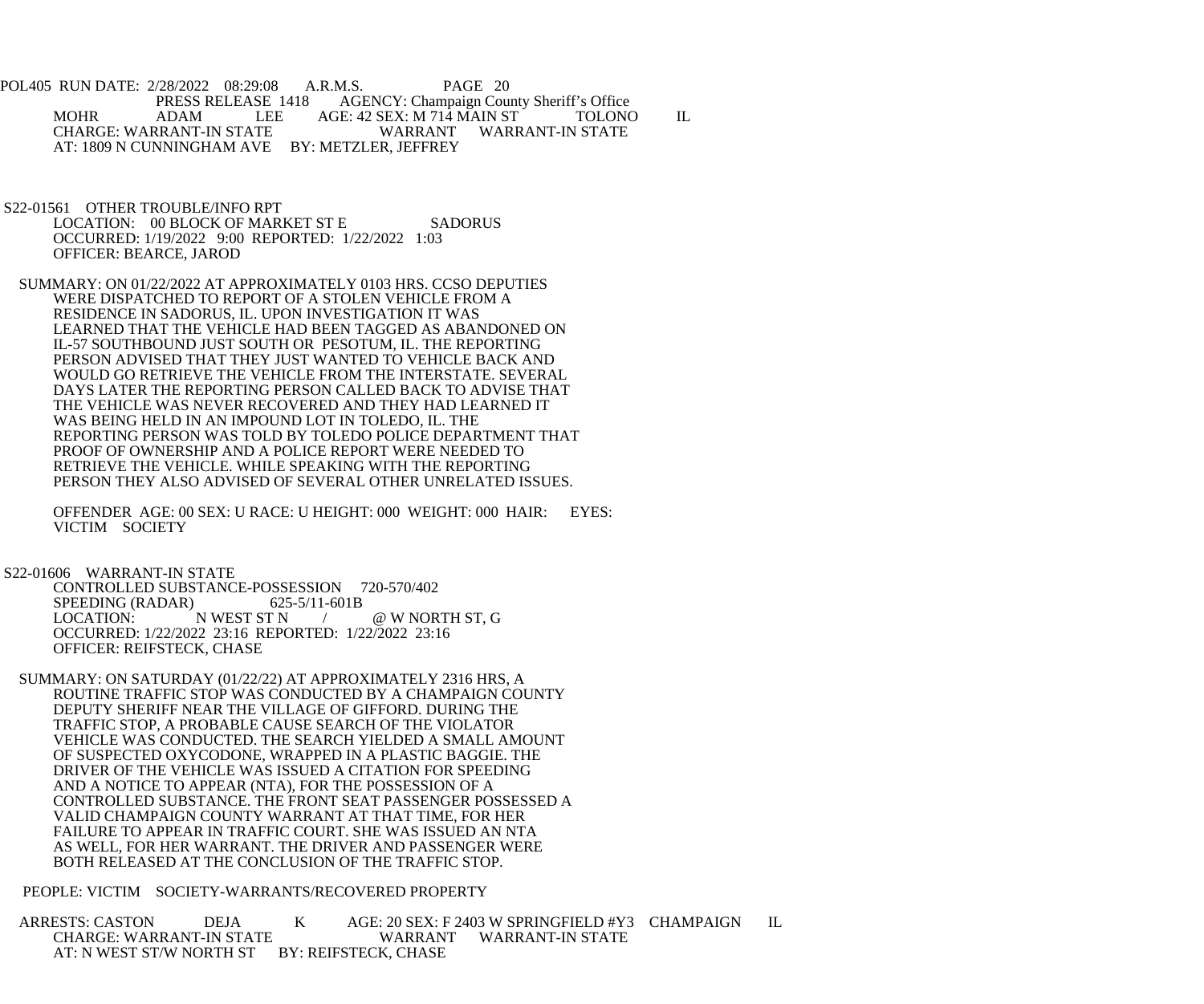POL405 RUN DATE: 2/28/2022 08:29:08 A.R.M.S. PAGE 20
PRESS RELEASE 1418 AGENCY: Champaign County Sheriff's Office

MOHR ADAM LEE AGE: 42 SEX: M 714 MAIN ST TOLONO IL
CHARGE: WARRANT-IN STATE WARRANT WARRANT-IN STATE
AT: 1809 N CUNNINGHAM AVE BY: METZLER, JEFFREY

S22-01561 OTHER TROUBLE/INFO RPT
LOCATION: 00 BLOCK OF MARKET ST E SADORUS
OCCURRED: 1/19/2022 9:00 REPORTED: 1/22/2022 1:03
OFFICER: BEARCE, JAROD

SUMMARY: ON 01/22/2022 AT APPROXIMATELY 0103 HRS. CCSO DEPUTIES WERE DISPATCHED TO REPORT OF A STOLEN VEHICLE FROM A RESIDENCE IN SADORUS, IL. UPON INVESTIGATION IT WAS LEARNED THAT THE VEHICLE HAD BEEN TAGGED AS ABANDONED ON IL-57 SOUTHBOUND JUST SOUTH OR PESOTUM, IL. THE REPORTING PERSON ADVISED THAT THEY JUST WANTED TO VEHICLE BACK AND WOULD GO RETRIEVE THE VEHICLE FROM THE INTERSTATE. SEVERAL DAYS LATER THE REPORTING PERSON CALLED BACK TO ADVISE THAT THE VEHICLE WAS NEVER RECOVERED AND THEY HAD LEARNED IT WAS BEING HELD IN AN IMPOUND LOT IN TOLEDO, IL. THE REPORTING PERSON WAS TOLD BY TOLEDO POLICE DEPARTMENT THAT PROOF OF OWNERSHIP AND A POLICE REPORT WERE NEEDED TO RETRIEVE THE VEHICLE. WHILE SPEAKING WITH THE REPORTING PERSON THEY ALSO ADVISED OF SEVERAL OTHER UNRELATED ISSUES.

OFFENDER AGE: 00 SEX: U RACE: U HEIGHT: 000 WEIGHT: 000 HAIR: EYES:
VICTIM SOCIETY

S22-01606 WARRANT-IN STATE
CONTROLLED SUBSTANCE-POSSESSION 720-570/402
SPEEDING (RADAR) 625-5/11-601B
LOCATION: N WEST ST N / @ W NORTH ST, G
OCCURRED: 1/22/2022 23:16 REPORTED: 1/22/2022 23:16
OFFICER: REIFSTECK, CHASE

SUMMARY: ON SATURDAY (01/22/22) AT APPROXIMATELY 2316 HRS, A ROUTINE TRAFFIC STOP WAS CONDUCTED BY A CHAMPAIGN COUNTY DEPUTY SHERIFF NEAR THE VILLAGE OF GIFFORD. DURING THE TRAFFIC STOP, A PROBABLE CAUSE SEARCH OF THE VIOLATOR VEHICLE WAS CONDUCTED. THE SEARCH YIELDED A SMALL AMOUNT OF SUSPECTED OXYCODONE, WRAPPED IN A PLASTIC BAGGIE. THE DRIVER OF THE VEHICLE WAS ISSUED A CITATION FOR SPEEDING AND A NOTICE TO APPEAR (NTA), FOR THE POSSESSION OF A CONTROLLED SUBSTANCE. THE FRONT SEAT PASSENGER POSSESSED A VALID CHAMPAIGN COUNTY WARRANT AT THAT TIME, FOR HER FAILURE TO APPEAR IN TRAFFIC COURT. SHE WAS ISSUED AN NTA AS WELL, FOR HER WARRANT. THE DRIVER AND PASSENGER WERE BOTH RELEASED AT THE CONCLUSION OF THE TRAFFIC STOP.

PEOPLE: VICTIM SOCIETY-WARRANTS/RECOVERED PROPERTY

ARRESTS: CASTON DEJA K AGE: 20 SEX: F 2403 W SPRINGFIELD #Y3 CHAMPAIGN IL
CHARGE: WARRANT-IN STATE WARRANT WARRANT-IN STATE
AT: N WEST ST/W NORTH ST BY: REIFSTECK, CHASE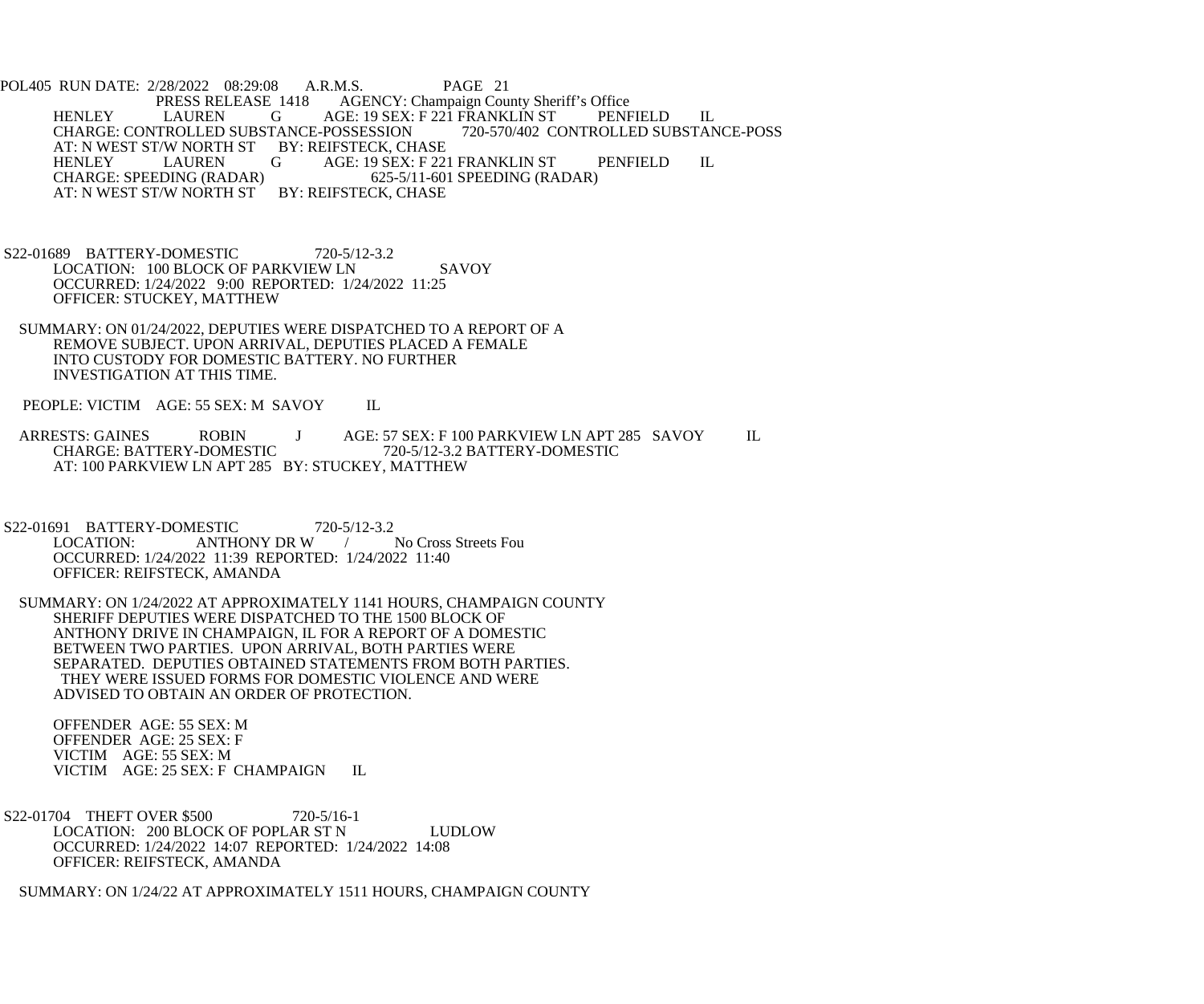HENLEY LAUREN G AGE: 19 SEX: F 221 FRANKLIN ST PENFIELD IL
CHARGE: CONTROLLED SUBSTANCE-POSSESSION 720-570/402 CONTROLLED SUBSTANCE-POSS
AT: N WEST ST/W NORTH ST BY: REIFSTECK, CHASE
HENLEY LAUREN G AGE: 19 SEX: F 221 FRANKLIN ST PENFIELD IL
CHARGE: SPEEDING (RADAR) 625-5/11-601 SPEEDING (RADAR)
AT: N WEST ST/W NORTH ST BY: REIFSTECK, CHASE

S22-01689 BATTERY-DOMESTIC 720-5/12-3.2
LOCATION: 100 BLOCK OF PARKVIEW LN SAVOY
OCCURRED: 1/24/2022 9:00 REPORTED: 1/24/2022 11:25
OFFICER: STUCKEY, MATTHEW

SUMMARY: ON 01/24/2022, DEPUTIES WERE DISPATCHED TO A REPORT OF A REMOVE SUBJECT. UPON ARRIVAL, DEPUTIES PLACED A FEMALE INTO CUSTODY FOR DOMESTIC BATTERY. NO FURTHER INVESTIGATION AT THIS TIME.

PEOPLE: VICTIM AGE: 55 SEX: M SAVOY IL

ARRESTS: GAINES ROBIN J AGE: 57 SEX: F 100 PARKVIEW LN APT 285 SAVOY IL
CHARGE: BATTERY-DOMESTIC 720-5/12-3.2 BATTERY-DOMESTIC
AT: 100 PARKVIEW LN APT 285 BY: STUCKEY, MATTHEW

S22-01691 BATTERY-DOMESTIC 720-5/12-3.2
LOCATION: ANTHONY DR W / No Cross Streets Fou
OCCURRED: 1/24/2022 11:39 REPORTED: 1/24/2022 11:40
OFFICER: REIFSTECK, AMANDA

SUMMARY: ON 1/24/2022 AT APPROXIMATELY 1141 HOURS, CHAMPAIGN COUNTY SHERIFF DEPUTIES WERE DISPATCHED TO THE 1500 BLOCK OF ANTHONY DRIVE IN CHAMPAIGN, IL FOR A REPORT OF A DOMESTIC BETWEEN TWO PARTIES. UPON ARRIVAL, BOTH PARTIES WERE SEPARATED. DEPUTIES OBTAINED STATEMENTS FROM BOTH PARTIES. THEY WERE ISSUED FORMS FOR DOMESTIC VIOLENCE AND WERE ADVISED TO OBTAIN AN ORDER OF PROTECTION.

OFFENDER AGE: 55 SEX: M
OFFENDER AGE: 25 SEX: F
VICTIM AGE: 55 SEX: M
VICTIM AGE: 25 SEX: F CHAMPAIGN IL

S22-01704 THEFT OVER $500 720-5/16-1
LOCATION: 200 BLOCK OF POPLAR ST N LUDLOW
OCCURRED: 1/24/2022 14:07 REPORTED: 1/24/2022 14:08
OFFICER: REIFSTECK, AMANDA

SUMMARY: ON 1/24/22 AT APPROXIMATELY 1511 HOURS, CHAMPAIGN COUNTY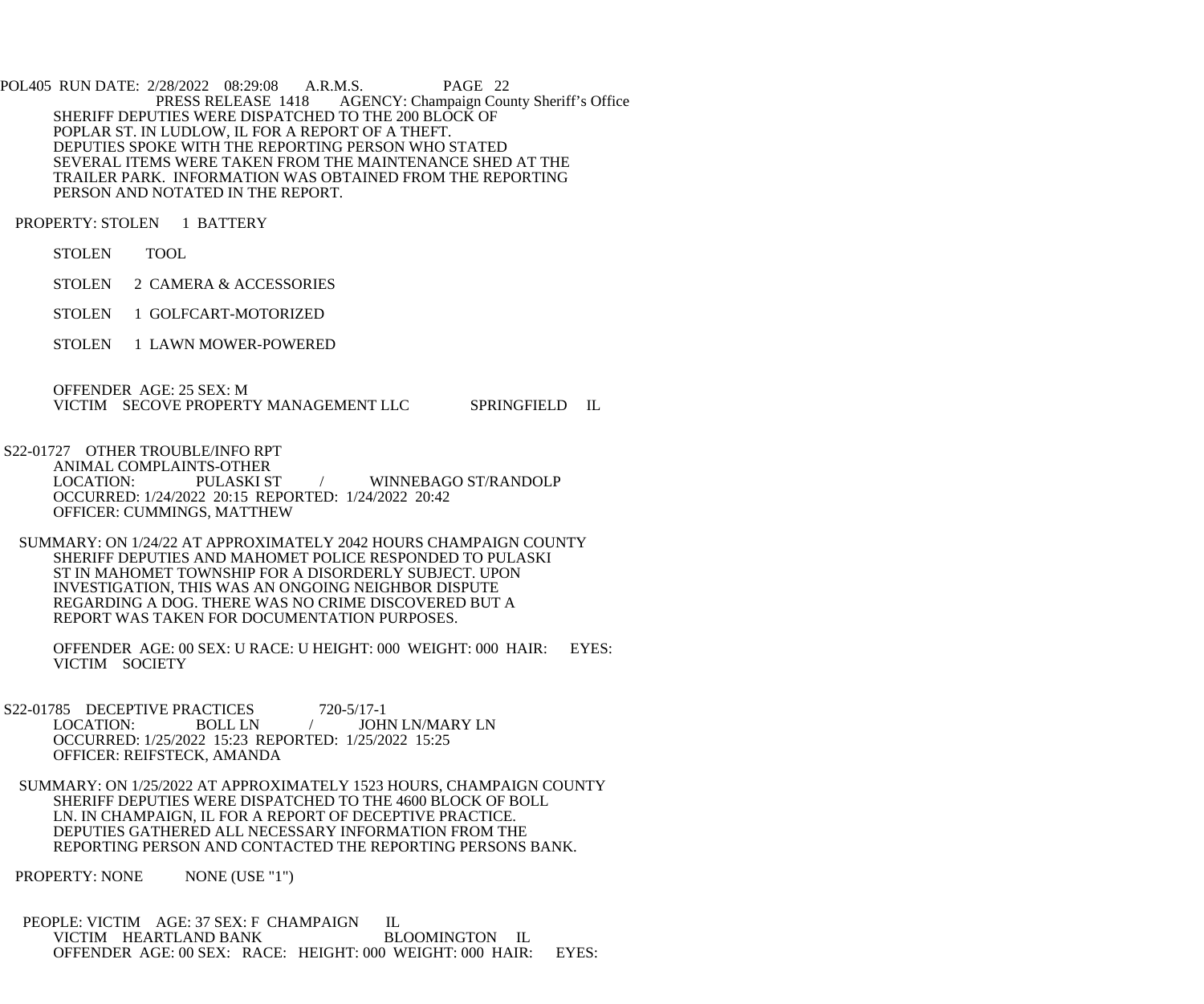POL405 RUN DATE: 2/28/2022 08:29:08 A.R.M.S. PAGE 22

PRESS RELEASE 1418 AGENCY: Champaign County Sheriff's Office

SHERIFF DEPUTIES WERE DISPATCHED TO THE 200 BLOCK OF POPLAR ST. IN LUDLOW, IL FOR A REPORT OF A THEFT. DEPUTIES SPOKE WITH THE REPORTING PERSON WHO STATED SEVERAL ITEMS WERE TAKEN FROM THE MAINTENANCE SHED AT THE TRAILER PARK. INFORMATION WAS OBTAINED FROM THE REPORTING PERSON AND NOTATED IN THE REPORT.

PROPERTY: STOLEN 1 BATTERY

STOLEN TOOL

STOLEN 2 CAMERA & ACCESSORIES

STOLEN 1 GOLFCART-MOTORIZED

STOLEN 1 LAWN MOWER-POWERED

OFFENDER AGE: 25 SEX: M
VICTIM SECOVE PROPERTY MANAGEMENT LLC SPRINGFIELD IL

S22-01727 OTHER TROUBLE/INFO RPT
ANIMAL COMPLAINTS-OTHER
LOCATION: PULASKI ST / WINNEBAGO ST/RANDOLP
OCCURRED: 1/24/2022 20:15 REPORTED: 1/24/2022 20:42
OFFICER: CUMMINGS, MATTHEW

SUMMARY: ON 1/24/22 AT APPROXIMATELY 2042 HOURS CHAMPAIGN COUNTY SHERIFF DEPUTIES AND MAHOMET POLICE RESPONDED TO PULASKI ST IN MAHOMET TOWNSHIP FOR A DISORDERLY SUBJECT. UPON INVESTIGATION, THIS WAS AN ONGOING NEIGHBOR DISPUTE REGARDING A DOG. THERE WAS NO CRIME DISCOVERED BUT A REPORT WAS TAKEN FOR DOCUMENTATION PURPOSES.

OFFENDER AGE: 00 SEX: U RACE: U HEIGHT: 000 WEIGHT: 000 HAIR: EYES:
VICTIM SOCIETY

S22-01785 DECEPTIVE PRACTICES 720-5/17-1
LOCATION: BOLL LN / JOHN LN/MARY LN
OCCURRED: 1/25/2022 15:23 REPORTED: 1/25/2022 15:25
OFFICER: REIFSTECK, AMANDA

SUMMARY: ON 1/25/2022 AT APPROXIMATELY 1523 HOURS, CHAMPAIGN COUNTY SHERIFF DEPUTIES WERE DISPATCHED TO THE 4600 BLOCK OF BOLL LN. IN CHAMPAIGN, IL FOR A REPORT OF DECEPTIVE PRACTICE. DEPUTIES GATHERED ALL NECESSARY INFORMATION FROM THE REPORTING PERSON AND CONTACTED THE REPORTING PERSONS BANK.

PROPERTY: NONE NONE (USE "1")

PEOPLE: VICTIM AGE: 37 SEX: F CHAMPAIGN IL
VICTIM HEARTLAND BANK BLOOMINGTON IL
OFFENDER AGE: 00 SEX: RACE: HEIGHT: 000 WEIGHT: 000 HAIR: EYES: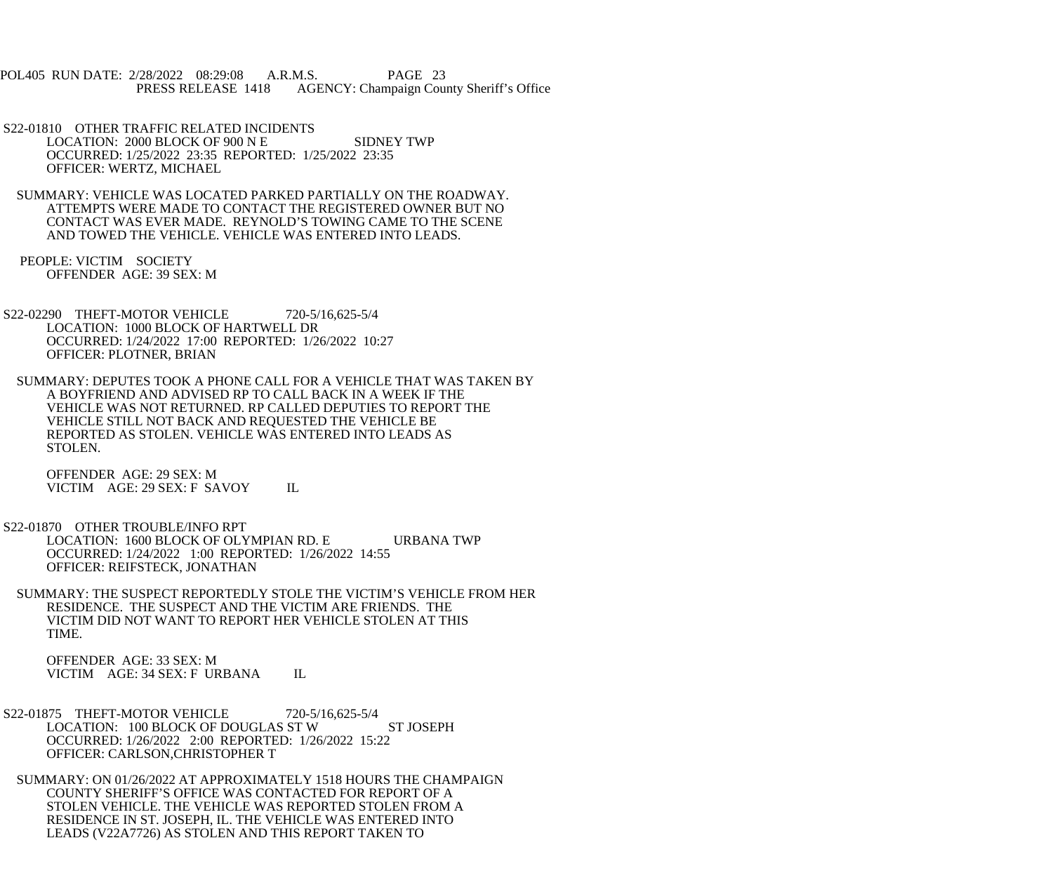S22-01810 OTHER TRAFFIC RELATED INCIDENTS
LOCATION: 2000 BLOCK OF 900 N E SIDNEY TWP
OCCURRED: 1/25/2022 23:35 REPORTED: 1/25/2022 23:35
OFFICER: WERTZ, MICHAEL

SUMMARY: VEHICLE WAS LOCATED PARKED PARTIALLY ON THE ROADWAY. ATTEMPTS WERE MADE TO CONTACT THE REGISTERED OWNER BUT NO CONTACT WAS EVER MADE. REYNOLD'S TOWING CAME TO THE SCENE AND TOWED THE VEHICLE. VEHICLE WAS ENTERED INTO LEADS.

PEOPLE: VICTIM SOCIETY
OFFENDER AGE: 39 SEX: M

S22-02290 THEFT-MOTOR VEHICLE 720-5/16,625-5/4
LOCATION: 1000 BLOCK OF HARTWELL DR
OCCURRED: 1/24/2022 17:00 REPORTED: 1/26/2022 10:27
OFFICER: PLOTNER, BRIAN

SUMMARY: DEPUTES TOOK A PHONE CALL FOR A VEHICLE THAT WAS TAKEN BY A BOYFRIEND AND ADVISED RP TO CALL BACK IN A WEEK IF THE VEHICLE WAS NOT RETURNED. RP CALLED DEPUTIES TO REPORT THE VEHICLE STILL NOT BACK AND REQUESTED THE VEHICLE BE REPORTED AS STOLEN. VEHICLE WAS ENTERED INTO LEADS AS STOLEN.

OFFENDER AGE: 29 SEX: M
VICTIM AGE: 29 SEX: F SAVOY IL

S22-01870 OTHER TROUBLE/INFO RPT
LOCATION: 1600 BLOCK OF OLYMPIAN RD. E URBANA TWP
OCCURRED: 1/24/2022 1:00 REPORTED: 1/26/2022 14:55
OFFICER: REIFSTECK, JONATHAN

SUMMARY: THE SUSPECT REPORTEDLY STOLE THE VICTIM'S VEHICLE FROM HER RESIDENCE. THE SUSPECT AND THE VICTIM ARE FRIENDS. THE VICTIM DID NOT WANT TO REPORT HER VEHICLE STOLEN AT THIS TIME.

OFFENDER AGE: 33 SEX: M
VICTIM AGE: 34 SEX: F URBANA IL

S22-01875 THEFT-MOTOR VEHICLE 720-5/16,625-5/4
LOCATION: 100 BLOCK OF DOUGLAS ST W ST JOSEPH
OCCURRED: 1/26/2022 2:00 REPORTED: 1/26/2022 15:22
OFFICER: CARLSON,CHRISTOPHER T

SUMMARY: ON 01/26/2022 AT APPROXIMATELY 1518 HOURS THE CHAMPAIGN COUNTY SHERIFF'S OFFICE WAS CONTACTED FOR REPORT OF A STOLEN VEHICLE. THE VEHICLE WAS REPORTED STOLEN FROM A RESIDENCE IN ST. JOSEPH, IL. THE VEHICLE WAS ENTERED INTO LEADS (V22A7726) AS STOLEN AND THIS REPORT TAKEN TO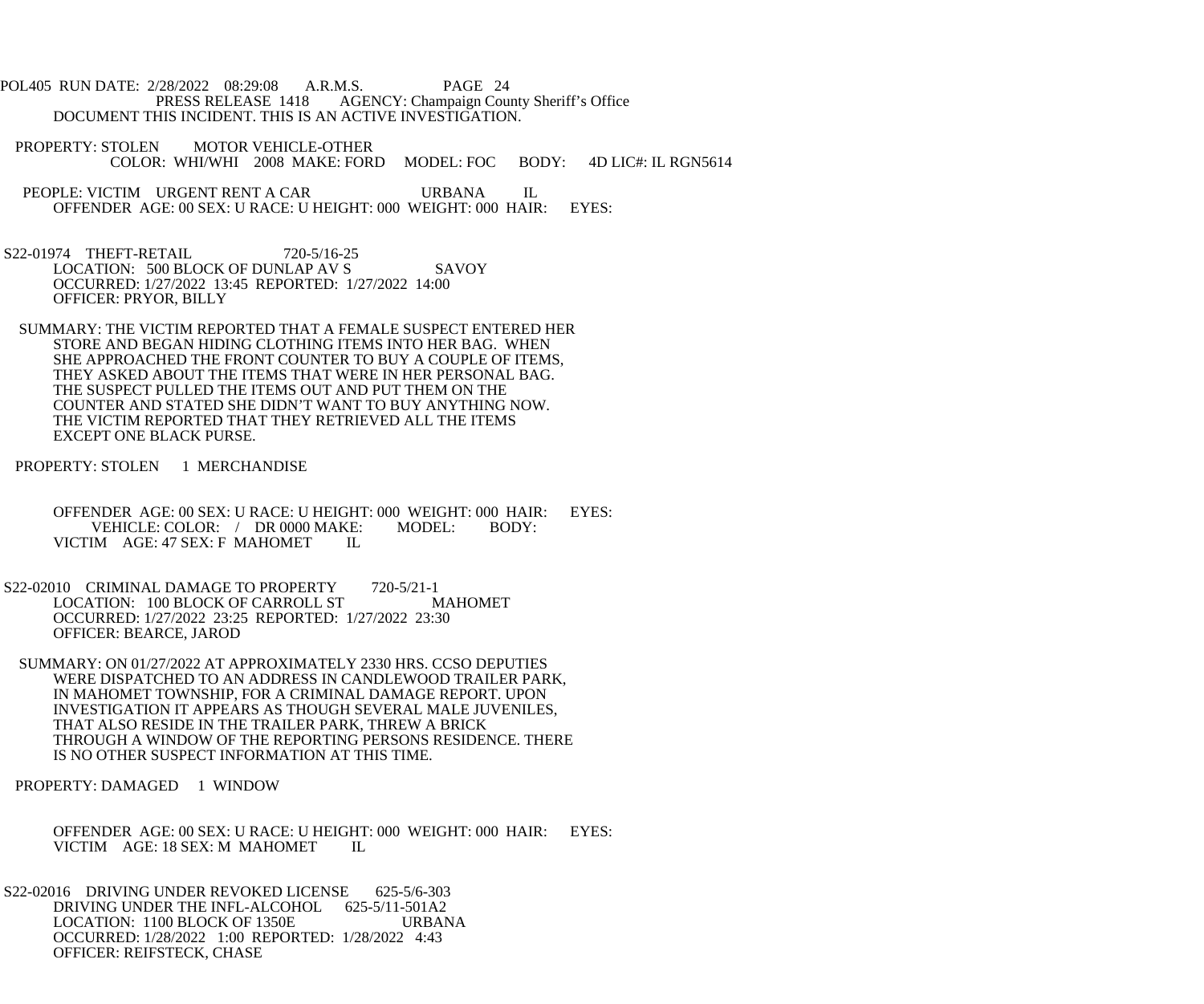DOCUMENT THIS INCIDENT. THIS IS AN ACTIVE INVESTIGATION.

PROPERTY: STOLEN MOTOR VEHICLE-OTHER
COLOR: WHI/WHI 2008 MAKE: FORD MODEL: FOC BODY: 4D LIC#: IL RGN5614

PEOPLE: VICTIM URGENT RENT A CAR URBANA IL
OFFENDER AGE: 00 SEX: U RACE: U HEIGHT: 000 WEIGHT: 000 HAIR: EYES:

S22-01974 THEFT-RETAIL 720-5/16-25
LOCATION: 500 BLOCK OF DUNLAP AV S SAVOY
OCCURRED: 1/27/2022 13:45 REPORTED: 1/27/2022 14:00
OFFICER: PRYOR, BILLY

SUMMARY: THE VICTIM REPORTED THAT A FEMALE SUSPECT ENTERED HER STORE AND BEGAN HIDING CLOTHING ITEMS INTO HER BAG. WHEN SHE APPROACHED THE FRONT COUNTER TO BUY A COUPLE OF ITEMS, THEY ASKED ABOUT THE ITEMS THAT WERE IN HER PERSONAL BAG. THE SUSPECT PULLED THE ITEMS OUT AND PUT THEM ON THE COUNTER AND STATED SHE DIDN'T WANT TO BUY ANYTHING NOW. THE VICTIM REPORTED THAT THEY RETRIEVED ALL THE ITEMS EXCEPT ONE BLACK PURSE.

PROPERTY: STOLEN 1 MERCHANDISE

OFFENDER AGE: 00 SEX: U RACE: U HEIGHT: 000 WEIGHT: 000 HAIR: EYES:
VEHICLE: COLOR: / DR 0000 MAKE: MODEL: BODY:
VICTIM AGE: 47 SEX: F MAHOMET IL

S22-02010 CRIMINAL DAMAGE TO PROPERTY 720-5/21-1
LOCATION: 100 BLOCK OF CARROLL ST MAHOMET
OCCURRED: 1/27/2022 23:25 REPORTED: 1/27/2022 23:30
OFFICER: BEARCE, JAROD

SUMMARY: ON 01/27/2022 AT APPROXIMATELY 2330 HRS. CCSO DEPUTIES WERE DISPATCHED TO AN ADDRESS IN CANDLEWOOD TRAILER PARK, IN MAHOMET TOWNSHIP, FOR A CRIMINAL DAMAGE REPORT. UPON INVESTIGATION IT APPEARS AS THOUGH SEVERAL MALE JUVENILES, THAT ALSO RESIDE IN THE TRAILER PARK, THREW A BRICK THROUGH A WINDOW OF THE REPORTING PERSONS RESIDENCE. THERE IS NO OTHER SUSPECT INFORMATION AT THIS TIME.

PROPERTY: DAMAGED 1 WINDOW

OFFENDER AGE: 00 SEX: U RACE: U HEIGHT: 000 WEIGHT: 000 HAIR: EYES:
VICTIM AGE: 18 SEX: M MAHOMET IL

S22-02016 DRIVING UNDER REVOKED LICENSE 625-5/6-303
DRIVING UNDER THE INFL-ALCOHOL 625-5/11-501A2
LOCATION: 1100 BLOCK OF 1350E URBANA
OCCURRED: 1/28/2022 1:00 REPORTED: 1/28/2022 4:43
OFFICER: REIFSTECK, CHASE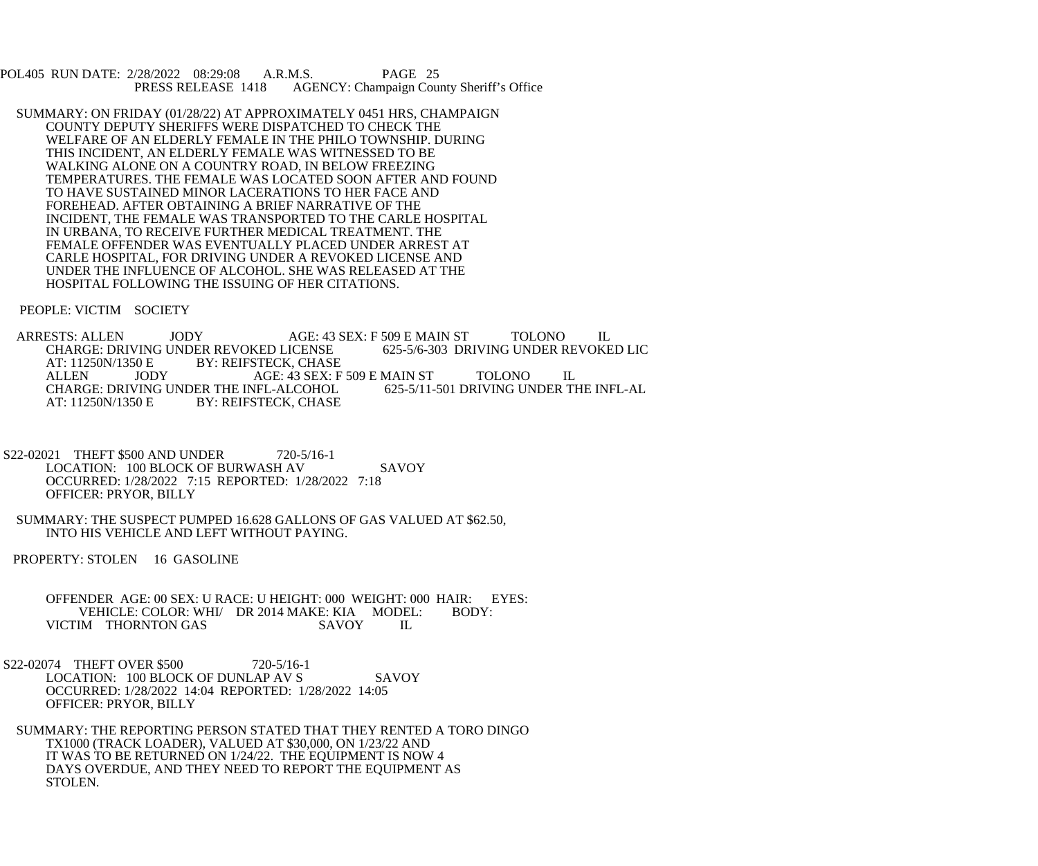POL405 RUN DATE: 2/28/2022 08:29:08 A.R.M.S. PAGE 25
PRESS RELEASE 1418 AGENCY: Champaign County Sheriff's Office

SUMMARY: ON FRIDAY (01/28/22) AT APPROXIMATELY 0451 HRS, CHAMPAIGN COUNTY DEPUTY SHERIFFS WERE DISPATCHED TO CHECK THE WELFARE OF AN ELDERLY FEMALE IN THE PHILO TOWNSHIP. DURING THIS INCIDENT, AN ELDERLY FEMALE WAS WITNESSED TO BE WALKING ALONE ON A COUNTRY ROAD, IN BELOW FREEZING TEMPERATURES. THE FEMALE WAS LOCATED SOON AFTER AND FOUND TO HAVE SUSTAINED MINOR LACERATIONS TO HER FACE AND FOREHEAD. AFTER OBTAINING A BRIEF NARRATIVE OF THE INCIDENT, THE FEMALE WAS TRANSPORTED TO THE CARLE HOSPITAL IN URBANA, TO RECEIVE FURTHER MEDICAL TREATMENT. THE FEMALE OFFENDER WAS EVENTUALLY PLACED UNDER ARREST AT CARLE HOSPITAL, FOR DRIVING UNDER A REVOKED LICENSE AND UNDER THE INFLUENCE OF ALCOHOL. SHE WAS RELEASED AT THE HOSPITAL FOLLOWING THE ISSUING OF HER CITATIONS.

PEOPLE: VICTIM SOCIETY

ARRESTS: ALLEN JODY AGE: 43 SEX: F 509 E MAIN ST TOLONO IL
CHARGE: DRIVING UNDER REVOKED LICENSE 625-5/6-303 DRIVING UNDER REVOKED LIC
AT: 11250N/1350 E BY: REIFSTECK, CHASE
ALLEN JODY AGE: 43 SEX: F 509 E MAIN ST TOLONO IL
CHARGE: DRIVING UNDER THE INFL-ALCOHOL 625-5/11-501 DRIVING UNDER THE INFL-AL
AT: 11250N/1350 E BY: REIFSTECK, CHASE

S22-02021 THEFT $500 AND UNDER 720-5/16-1
LOCATION: 100 BLOCK OF BURWASH AV SAVOY
OCCURRED: 1/28/2022 7:15 REPORTED: 1/28/2022 7:18
OFFICER: PRYOR, BILLY

SUMMARY: THE SUSPECT PUMPED 16.628 GALLONS OF GAS VALUED AT $62.50, INTO HIS VEHICLE AND LEFT WITHOUT PAYING.

PROPERTY: STOLEN 16 GASOLINE

OFFENDER AGE: 00 SEX: U RACE: U HEIGHT: 000 WEIGHT: 000 HAIR: EYES:
VEHICLE: COLOR: WHI/ DR 2014 MAKE: KIA MODEL: BODY:
VICTIM THORNTON GAS SAVOY IL

S22-02074 THEFT OVER $500 720-5/16-1
LOCATION: 100 BLOCK OF DUNLAP AV S SAVOY
OCCURRED: 1/28/2022 14:04 REPORTED: 1/28/2022 14:05
OFFICER: PRYOR, BILLY

SUMMARY: THE REPORTING PERSON STATED THAT THEY RENTED A TORO DINGO TX1000 (TRACK LOADER), VALUED AT $30,000, ON 1/23/22 AND IT WAS TO BE RETURNED ON 1/24/22. THE EQUIPMENT IS NOW 4 DAYS OVERDUE, AND THEY NEED TO REPORT THE EQUIPMENT AS STOLEN.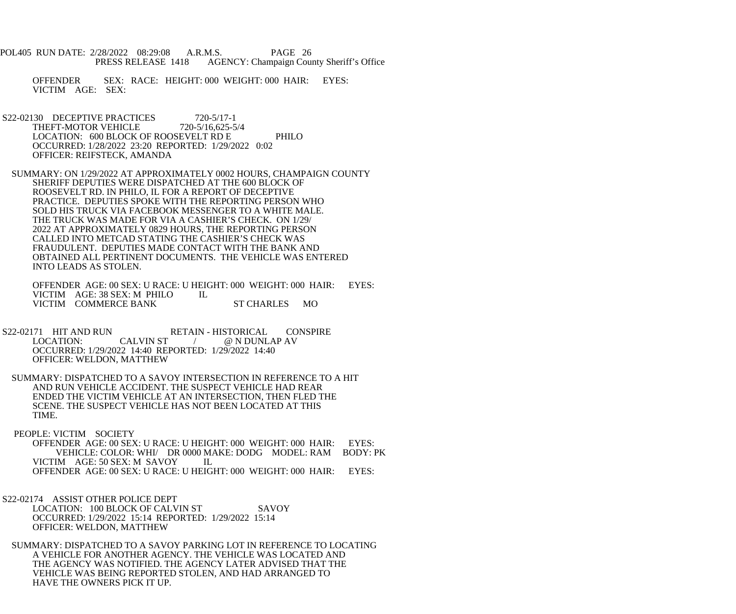POL405 RUN DATE: 2/28/2022 08:29:08 A.R.M.S. PAGE 26
PRESS RELEASE 1418 AGENCY: Champaign County Sheriff's Office

OFFENDER SEX: RACE: HEIGHT: 000 WEIGHT: 000 HAIR: EYES:
VICTIM AGE: SEX:

S22-02130 DECEPTIVE PRACTICES 720-5/17-1
THEFT-MOTOR VEHICLE 720-5/16,625-5/4
LOCATION: 600 BLOCK OF ROOSEVELT RD E PHILO
OCCURRED: 1/28/2022 23:20 REPORTED: 1/29/2022 0:02
OFFICER: REIFSTECK, AMANDA

SUMMARY: ON 1/29/2022 AT APPROXIMATELY 0002 HOURS, CHAMPAIGN COUNTY SHERIFF DEPUTIES WERE DISPATCHED AT THE 600 BLOCK OF ROOSEVELT RD. IN PHILO, IL FOR A REPORT OF DECEPTIVE PRACTICE. DEPUTIES SPOKE WITH THE REPORTING PERSON WHO SOLD HIS TRUCK VIA FACEBOOK MESSENGER TO A WHITE MALE. THE TRUCK WAS MADE FOR VIA A CASHIER'S CHECK. ON 1/29/2022 AT APPROXIMATELY 0829 HOURS, THE REPORTING PERSON CALLED INTO METCAD STATING THE CASHIER'S CHECK WAS FRAUDULENT. DEPUTIES MADE CONTACT WITH THE BANK AND OBTAINED ALL PERTINENT DOCUMENTS. THE VEHICLE WAS ENTERED INTO LEADS AS STOLEN.

OFFENDER AGE: 00 SEX: U RACE: U HEIGHT: 000 WEIGHT: 000 HAIR: EYES:
VICTIM AGE: 38 SEX: M PHILO IL
VICTIM COMMERCE BANK ST CHARLES MO

S22-02171 HIT AND RUN RETAIN - HISTORICAL CONSPIRE
LOCATION: CALVIN ST / @ N DUNLAP AV
OCCURRED: 1/29/2022 14:40 REPORTED: 1/29/2022 14:40
OFFICER: WELDON, MATTHEW

SUMMARY: DISPATCHED TO A SAVOY INTERSECTION IN REFERENCE TO A HIT AND RUN VEHICLE ACCIDENT. THE SUSPECT VEHICLE HAD REAR ENDED THE VICTIM VEHICLE AT AN INTERSECTION, THEN FLED THE SCENE. THE SUSPECT VEHICLE HAS NOT BEEN LOCATED AT THIS TIME.

PEOPLE: VICTIM SOCIETY
OFFENDER AGE: 00 SEX: U RACE: U HEIGHT: 000 WEIGHT: 000 HAIR: EYES:
VEHICLE: COLOR: WHI/ DR 0000 MAKE: DODG MODEL: RAM BODY: PK
VICTIM AGE: 50 SEX: M SAVOY IL
OFFENDER AGE: 00 SEX: U RACE: U HEIGHT: 000 WEIGHT: 000 HAIR: EYES:

S22-02174 ASSIST OTHER POLICE DEPT
LOCATION: 100 BLOCK OF CALVIN ST SAVOY
OCCURRED: 1/29/2022 15:14 REPORTED: 1/29/2022 15:14
OFFICER: WELDON, MATTHEW

SUMMARY: DISPATCHED TO A SAVOY PARKING LOT IN REFERENCE TO LOCATING A VEHICLE FOR ANOTHER AGENCY. THE VEHICLE WAS LOCATED AND THE AGENCY WAS NOTIFIED. THE AGENCY LATER ADVISED THAT THE VEHICLE WAS BEING REPORTED STOLEN, AND HAD ARRANGED TO HAVE THE OWNERS PICK IT UP.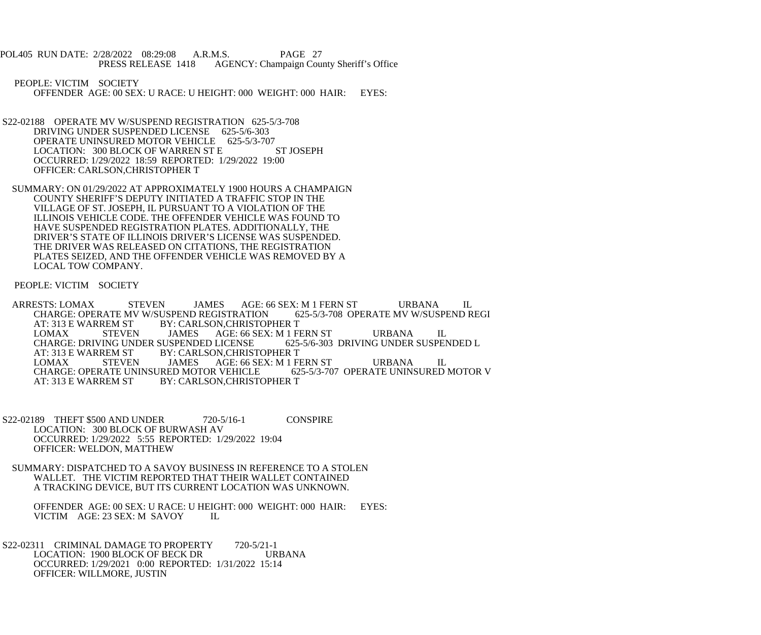PEOPLE: VICTIM SOCIETY

OFFENDER AGE: 00 SEX: U RACE: U HEIGHT: 000 WEIGHT: 000 HAIR: EYES:

S22-02188 OPERATE MV W/SUSPEND REGISTRATION 625-5/3-708

DRIVING UNDER SUSPENDED LICENSE 625-5/6-303

OPERATE UNINSURED MOTOR VEHICLE 625-5/3-707

LOCATION: 300 BLOCK OF WARREN ST E ST JOSEPH

OCCURRED: 1/29/2022 18:59 REPORTED: 1/29/2022 19:00

OFFICER: CARLSON,CHRISTOPHER T

SUMMARY: ON 01/29/2022 AT APPROXIMATELY 1900 HOURS A CHAMPAIGN COUNTY SHERIFF'S DEPUTY INITIATED A TRAFFIC STOP IN THE VILLAGE OF ST. JOSEPH, IL PURSUANT TO A VIOLATION OF THE ILLINOIS VEHICLE CODE. THE OFFENDER VEHICLE WAS FOUND TO HAVE SUSPENDED REGISTRATION PLATES. ADDITIONALLY, THE DRIVER'S STATE OF ILLINOIS DRIVER'S LICENSE WAS SUSPENDED. THE DRIVER WAS RELEASED ON CITATIONS, THE REGISTRATION PLATES SEIZED, AND THE OFFENDER VEHICLE WAS REMOVED BY A LOCAL TOW COMPANY.

PEOPLE: VICTIM SOCIETY

ARRESTS: LOMAX STEVEN JAMES AGE: 66 SEX: M 1 FERN ST URBANA IL

CHARGE: OPERATE MV W/SUSPEND REGISTRATION 625-5/3-708 OPERATE MV W/SUSPEND REGI

AT: 313 E WARREM ST BY: CARLSON,CHRISTOPHER T

LOMAX STEVEN JAMES AGE: 66 SEX: M 1 FERN ST URBANA IL

CHARGE: DRIVING UNDER SUSPENDED LICENSE 625-5/6-303 DRIVING UNDER SUSPENDED L

AT: 313 E WARREM ST BY: CARLSON,CHRISTOPHER T

LOMAX STEVEN JAMES AGE: 66 SEX: M 1 FERN ST URBANA IL

CHARGE: OPERATE UNINSURED MOTOR VEHICLE 625-5/3-707 OPERATE UNINSURED MOTOR V

AT: 313 E WARREM ST BY: CARLSON,CHRISTOPHER T

S22-02189 THEFT $500 AND UNDER 720-5/16-1 CONSPIRE

LOCATION: 300 BLOCK OF BURWASH AV

OCCURRED: 1/29/2022 5:55 REPORTED: 1/29/2022 19:04

OFFICER: WELDON, MATTHEW

SUMMARY: DISPATCHED TO A SAVOY BUSINESS IN REFERENCE TO A STOLEN WALLET. THE VICTIM REPORTED THAT THEIR WALLET CONTAINED A TRACKING DEVICE, BUT ITS CURRENT LOCATION WAS UNKNOWN.

OFFENDER AGE: 00 SEX: U RACE: U HEIGHT: 000 WEIGHT: 000 HAIR: EYES:

VICTIM AGE: 23 SEX: M SAVOY IL

S22-02311 CRIMINAL DAMAGE TO PROPERTY 720-5/21-1

LOCATION: 1900 BLOCK OF BECK DR URBANA

OCCURRED: 1/29/2021 0:00 REPORTED: 1/31/2022 15:14

OFFICER: WILLMORE, JUSTIN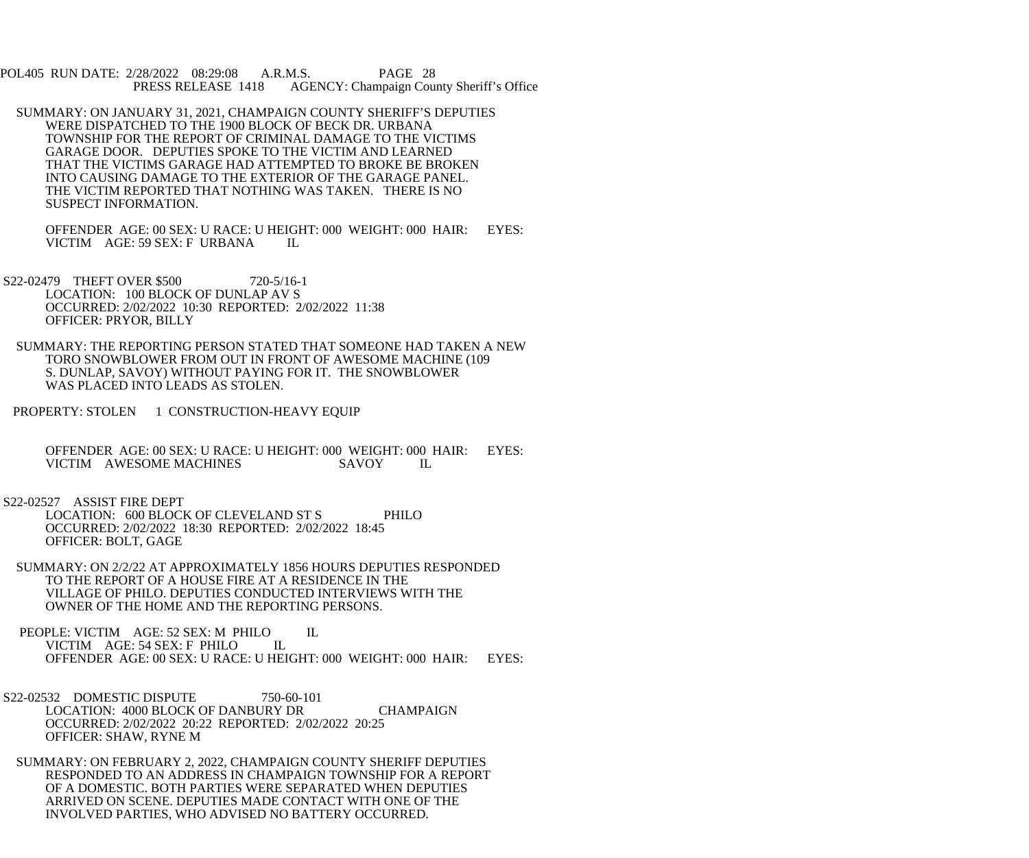SUMMARY: ON JANUARY 31, 2021, CHAMPAIGN COUNTY SHERIFF'S DEPUTIES WERE DISPATCHED TO THE 1900 BLOCK OF BECK DR. URBANA TOWNSHIP FOR THE REPORT OF CRIMINAL DAMAGE TO THE VICTIMS GARAGE DOOR. DEPUTIES SPOKE TO THE VICTIM AND LEARNED THAT THE VICTIMS GARAGE HAD ATTEMPTED TO BROKE BE BROKEN INTO CAUSING DAMAGE TO THE EXTERIOR OF THE GARAGE PANEL. THE VICTIM REPORTED THAT NOTHING WAS TAKEN. THERE IS NO SUSPECT INFORMATION.

OFFENDER AGE: 00 SEX: U RACE: U HEIGHT: 000 WEIGHT: 000 HAIR: EYES:
VICTIM AGE: 59 SEX: F URBANA IL

S22-02479 THEFT OVER $500 720-5/16-1
LOCATION: 100 BLOCK OF DUNLAP AV S
OCCURRED: 2/02/2022 10:30 REPORTED: 2/02/2022 11:38
OFFICER: PRYOR, BILLY

SUMMARY: THE REPORTING PERSON STATED THAT SOMEONE HAD TAKEN A NEW TORO SNOWBLOWER FROM OUT IN FRONT OF AWESOME MACHINE (109 S. DUNLAP, SAVOY) WITHOUT PAYING FOR IT. THE SNOWBLOWER WAS PLACED INTO LEADS AS STOLEN.

PROPERTY: STOLEN 1 CONSTRUCTION-HEAVY EQUIP

OFFENDER AGE: 00 SEX: U RACE: U HEIGHT: 000 WEIGHT: 000 HAIR: EYES:
VICTIM AWESOME MACHINES SAVOY IL

S22-02527 ASSIST FIRE DEPT
LOCATION: 600 BLOCK OF CLEVELAND ST S PHILO
OCCURRED: 2/02/2022 18:30 REPORTED: 2/02/2022 18:45
OFFICER: BOLT, GAGE

SUMMARY: ON 2/2/22 AT APPROXIMATELY 1856 HOURS DEPUTIES RESPONDED TO THE REPORT OF A HOUSE FIRE AT A RESIDENCE IN THE VILLAGE OF PHILO. DEPUTIES CONDUCTED INTERVIEWS WITH THE OWNER OF THE HOME AND THE REPORTING PERSONS.

PEOPLE: VICTIM AGE: 52 SEX: M PHILO IL
VICTIM AGE: 54 SEX: F PHILO IL
OFFENDER AGE: 00 SEX: U RACE: U HEIGHT: 000 WEIGHT: 000 HAIR: EYES:

S22-02532 DOMESTIC DISPUTE 750-60-101
LOCATION: 4000 BLOCK OF DANBURY DR CHAMPAIGN
OCCURRED: 2/02/2022 20:22 REPORTED: 2/02/2022 20:25
OFFICER: SHAW, RYNE M

SUMMARY: ON FEBRUARY 2, 2022, CHAMPAIGN COUNTY SHERIFF DEPUTIES RESPONDED TO AN ADDRESS IN CHAMPAIGN TOWNSHIP FOR A REPORT OF A DOMESTIC. BOTH PARTIES WERE SEPARATED WHEN DEPUTIES ARRIVED ON SCENE. DEPUTIES MADE CONTACT WITH ONE OF THE INVOLVED PARTIES, WHO ADVISED NO BATTERY OCCURRED.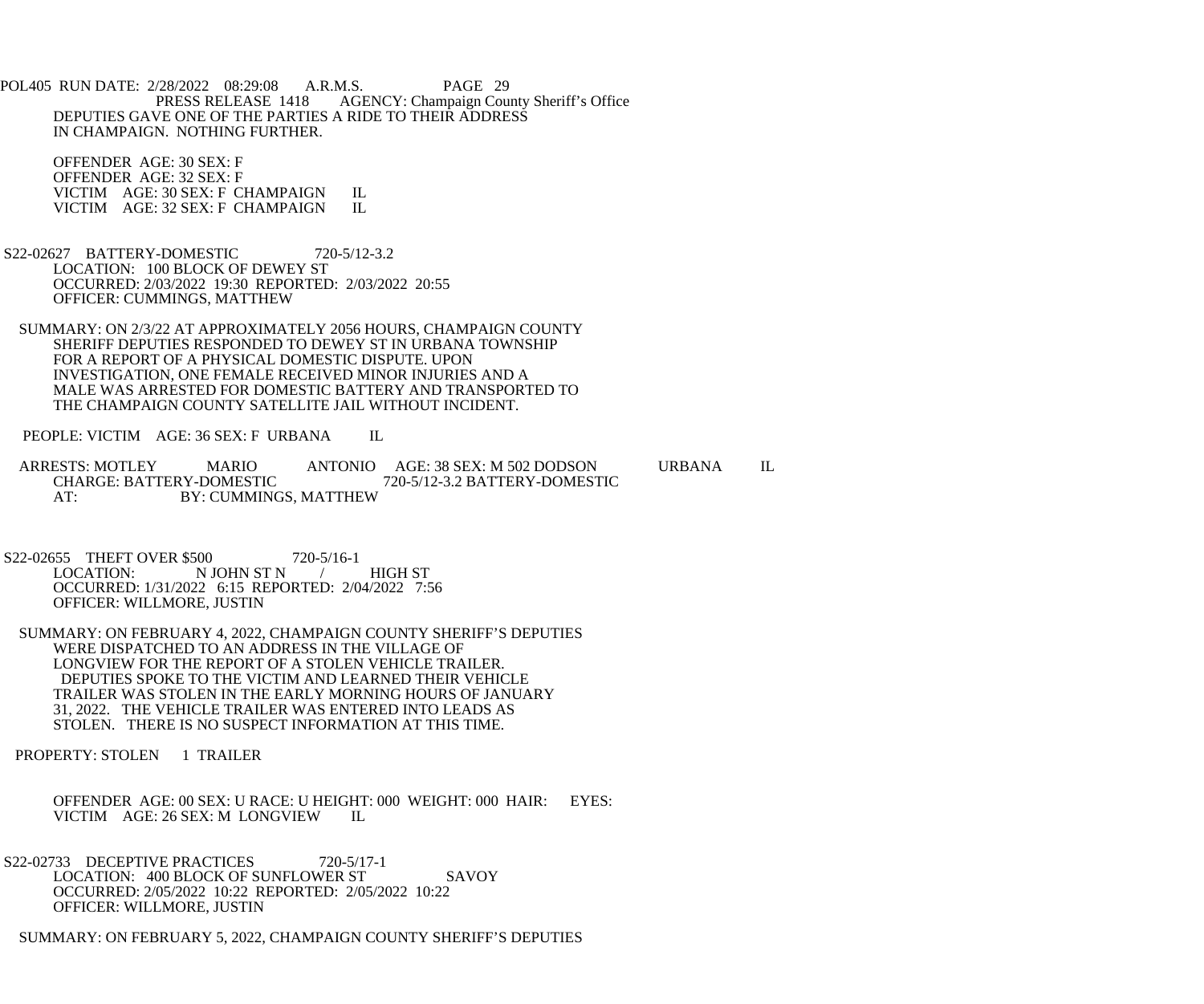DEPUTIES GAVE ONE OF THE PARTIES A RIDE TO THEIR ADDRESS IN CHAMPAIGN. NOTHING FURTHER.

OFFENDER AGE: 30 SEX: F
OFFENDER AGE: 32 SEX: F
VICTIM AGE: 30 SEX: F CHAMPAIGN IL
VICTIM AGE: 32 SEX: F CHAMPAIGN IL

S22-02627 BATTERY-DOMESTIC 720-5/12-3.2
LOCATION: 100 BLOCK OF DEWEY ST
OCCURRED: 2/03/2022 19:30 REPORTED: 2/03/2022 20:55
OFFICER: CUMMINGS, MATTHEW

SUMMARY: ON 2/3/22 AT APPROXIMATELY 2056 HOURS, CHAMPAIGN COUNTY SHERIFF DEPUTIES RESPONDED TO DEWEY ST IN URBANA TOWNSHIP FOR A REPORT OF A PHYSICAL DOMESTIC DISPUTE. UPON INVESTIGATION, ONE FEMALE RECEIVED MINOR INJURIES AND A MALE WAS ARRESTED FOR DOMESTIC BATTERY AND TRANSPORTED TO THE CHAMPAIGN COUNTY SATELLITE JAIL WITHOUT INCIDENT.

PEOPLE: VICTIM AGE: 36 SEX: F URBANA IL

ARRESTS: MOTLEY MARIO ANTONIO AGE: 38 SEX: M 502 DODSON URBANA IL
CHARGE: BATTERY-DOMESTIC 720-5/12-3.2 BATTERY-DOMESTIC
AT: BY: CUMMINGS, MATTHEW

S22-02655 THEFT OVER $500 720-5/16-1
LOCATION: N JOHN ST N / HIGH ST
OCCURRED: 1/31/2022 6:15 REPORTED: 2/04/2022 7:56
OFFICER: WILLMORE, JUSTIN

SUMMARY: ON FEBRUARY 4, 2022, CHAMPAIGN COUNTY SHERIFF'S DEPUTIES WERE DISPATCHED TO AN ADDRESS IN THE VILLAGE OF LONGVIEW FOR THE REPORT OF A STOLEN VEHICLE TRAILER. DEPUTIES SPOKE TO THE VICTIM AND LEARNED THEIR VEHICLE TRAILER WAS STOLEN IN THE EARLY MORNING HOURS OF JANUARY 31, 2022. THE VEHICLE TRAILER WAS ENTERED INTO LEADS AS STOLEN. THERE IS NO SUSPECT INFORMATION AT THIS TIME.

PROPERTY: STOLEN 1 TRAILER

OFFENDER AGE: 00 SEX: U RACE: U HEIGHT: 000 WEIGHT: 000 HAIR: EYES:
VICTIM AGE: 26 SEX: M LONGVIEW IL

S22-02733 DECEPTIVE PRACTICES 720-5/17-1
LOCATION: 400 BLOCK OF SUNFLOWER ST SAVOY
OCCURRED: 2/05/2022 10:22 REPORTED: 2/05/2022 10:22
OFFICER: WILLMORE, JUSTIN

SUMMARY: ON FEBRUARY 5, 2022, CHAMPAIGN COUNTY SHERIFF'S DEPUTIES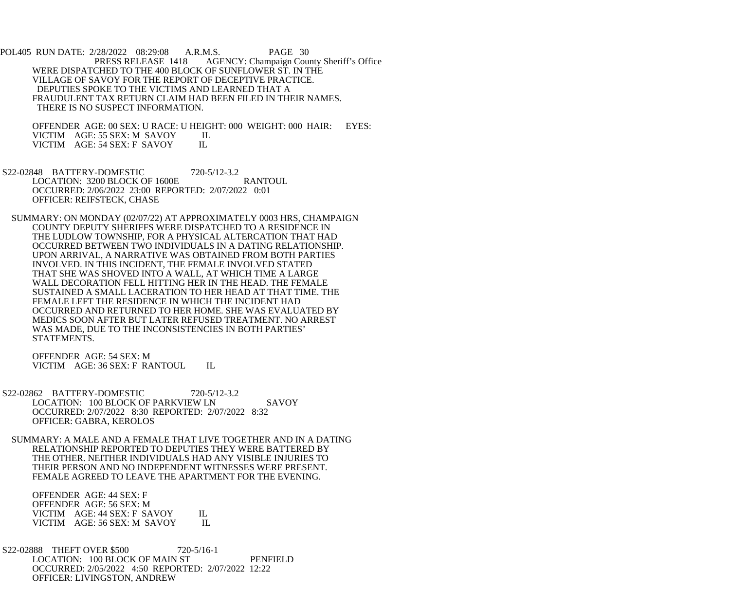WERE DISPATCHED TO THE 400 BLOCK OF SUNFLOWER ST. IN THE VILLAGE OF SAVOY FOR THE REPORT OF DECEPTIVE PRACTICE. DEPUTIES SPOKE TO THE VICTIMS AND LEARNED THAT A FRAUDULENT TAX RETURN CLAIM HAD BEEN FILED IN THEIR NAMES. THERE IS NO SUSPECT INFORMATION.

OFFENDER AGE: 00 SEX: U RACE: U HEIGHT: 000 WEIGHT: 000 HAIR: EYES:
VICTIM AGE: 55 SEX: M SAVOY IL
VICTIM AGE: 54 SEX: F SAVOY IL

S22-02848 BATTERY-DOMESTIC 720-5/12-3.2
LOCATION: 3200 BLOCK OF 1600E RANTOUL
OCCURRED: 2/06/2022 23:00 REPORTED: 2/07/2022 0:01
OFFICER: REIFSTECK, CHASE

SUMMARY: ON MONDAY (02/07/22) AT APPROXIMATELY 0003 HRS, CHAMPAIGN COUNTY DEPUTY SHERIFFS WERE DISPATCHED TO A RESIDENCE IN THE LUDLOW TOWNSHIP, FOR A PHYSICAL ALTERCATION THAT HAD OCCURRED BETWEEN TWO INDIVIDUALS IN A DATING RELATIONSHIP. UPON ARRIVAL, A NARRATIVE WAS OBTAINED FROM BOTH PARTIES INVOLVED. IN THIS INCIDENT, THE FEMALE INVOLVED STATED THAT SHE WAS SHOVED INTO A WALL, AT WHICH TIME A LARGE WALL DECORATION FELL HITTING HER IN THE HEAD. THE FEMALE SUSTAINED A SMALL LACERATION TO HER HEAD AT THAT TIME. THE FEMALE LEFT THE RESIDENCE IN WHICH THE INCIDENT HAD OCCURRED AND RETURNED TO HER HOME. SHE WAS EVALUATED BY MEDICS SOON AFTER BUT LATER REFUSED TREATMENT. NO ARREST WAS MADE, DUE TO THE INCONSISTENCIES IN BOTH PARTIES' STATEMENTS.

OFFENDER AGE: 54 SEX: M
VICTIM AGE: 36 SEX: F RANTOUL IL

S22-02862 BATTERY-DOMESTIC 720-5/12-3.2
LOCATION: 100 BLOCK OF PARKVIEW LN SAVOY
OCCURRED: 2/07/2022 8:30 REPORTED: 2/07/2022 8:32
OFFICER: GABRA, KEROLOS

SUMMARY: A MALE AND A FEMALE THAT LIVE TOGETHER AND IN A DATING RELATIONSHIP REPORTED TO DEPUTIES THEY WERE BATTERED BY THE OTHER. NEITHER INDIVIDUALS HAD ANY VISIBLE INJURIES TO THEIR PERSON AND NO INDEPENDENT WITNESSES WERE PRESENT. FEMALE AGREED TO LEAVE THE APARTMENT FOR THE EVENING.

OFFENDER AGE: 44 SEX: F
OFFENDER AGE: 56 SEX: M
VICTIM AGE: 44 SEX: F SAVOY IL
VICTIM AGE: 56 SEX: M SAVOY IL

S22-02888 THEFT OVER $500 720-5/16-1
LOCATION: 100 BLOCK OF MAIN ST PENFIELD
OCCURRED: 2/05/2022 4:50 REPORTED: 2/07/2022 12:22
OFFICER: LIVINGSTON, ANDREW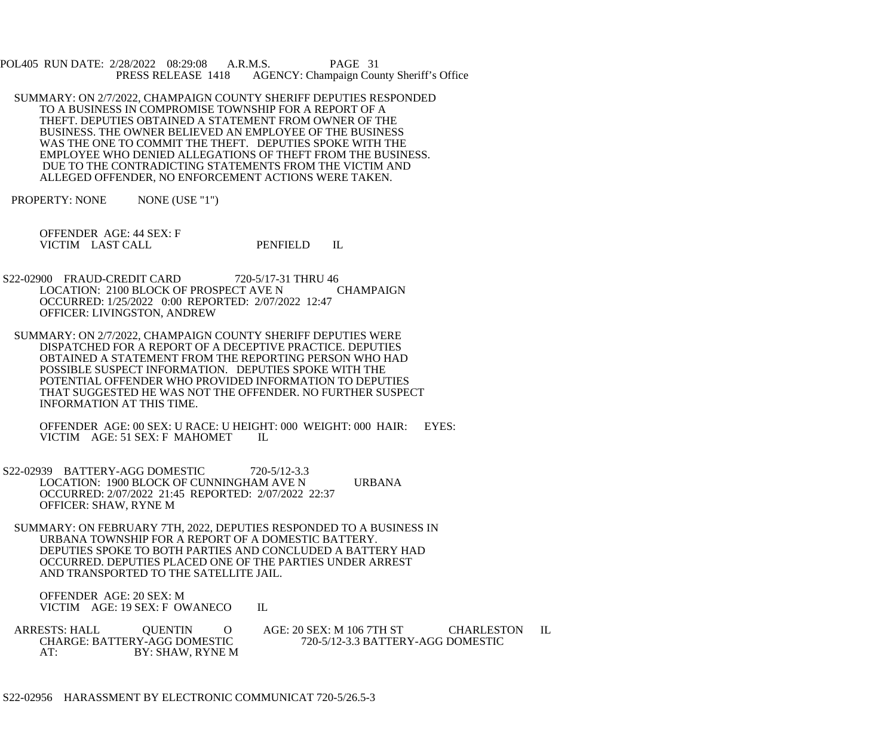SUMMARY: ON 2/7/2022, CHAMPAIGN COUNTY SHERIFF DEPUTIES RESPONDED TO A BUSINESS IN COMPROMISE TOWNSHIP FOR A REPORT OF A THEFT. DEPUTIES OBTAINED A STATEMENT FROM OWNER OF THE BUSINESS. THE OWNER BELIEVED AN EMPLOYEE OF THE BUSINESS WAS THE ONE TO COMMIT THE THEFT. DEPUTIES SPOKE WITH THE EMPLOYEE WHO DENIED ALLEGATIONS OF THEFT FROM THE BUSINESS. DUE TO THE CONTRADICTING STATEMENTS FROM THE VICTIM AND ALLEGED OFFENDER, NO ENFORCEMENT ACTIONS WERE TAKEN.

PROPERTY: NONE NONE (USE "1")

OFFENDER AGE: 44 SEX: F
VICTIM LAST CALL PENFIELD IL

S22-02900 FRAUD-CREDIT CARD 720-5/17-31 THRU 46
LOCATION: 2100 BLOCK OF PROSPECT AVE N CHAMPAIGN
OCCURRED: 1/25/2022 0:00 REPORTED: 2/07/2022 12:47
OFFICER: LIVINGSTON, ANDREW

SUMMARY: ON 2/7/2022, CHAMPAIGN COUNTY SHERIFF DEPUTIES WERE DISPATCHED FOR A REPORT OF A DECEPTIVE PRACTICE. DEPUTIES OBTAINED A STATEMENT FROM THE REPORTING PERSON WHO HAD POSSIBLE SUSPECT INFORMATION. DEPUTIES SPOKE WITH THE POTENTIAL OFFENDER WHO PROVIDED INFORMATION TO DEPUTIES THAT SUGGESTED HE WAS NOT THE OFFENDER. NO FURTHER SUSPECT INFORMATION AT THIS TIME.

OFFENDER AGE: 00 SEX: U RACE: U HEIGHT: 000 WEIGHT: 000 HAIR: EYES:
VICTIM AGE: 51 SEX: F MAHOMET IL

S22-02939 BATTERY-AGG DOMESTIC 720-5/12-3.3
LOCATION: 1900 BLOCK OF CUNNINGHAM AVE N URBANA
OCCURRED: 2/07/2022 21:45 REPORTED: 2/07/2022 22:37
OFFICER: SHAW, RYNE M

SUMMARY: ON FEBRUARY 7TH, 2022, DEPUTIES RESPONDED TO A BUSINESS IN URBANA TOWNSHIP FOR A REPORT OF A DOMESTIC BATTERY. DEPUTIES SPOKE TO BOTH PARTIES AND CONCLUDED A BATTERY HAD OCCURRED. DEPUTIES PLACED ONE OF THE PARTIES UNDER ARREST AND TRANSPORTED TO THE SATELLITE JAIL.

OFFENDER AGE: 20 SEX: M
VICTIM AGE: 19 SEX: F OWANECO IL

ARRESTS: HALL QUENTIN O AGE: 20 SEX: M 106 7TH ST CHARLESTON IL
CHARGE: BATTERY-AGG DOMESTIC 720-5/12-3.3 BATTERY-AGG DOMESTIC
AT: BY: SHAW, RYNE M

S22-02956 HARASSMENT BY ELECTRONIC COMMUNICAT 720-5/26.5-3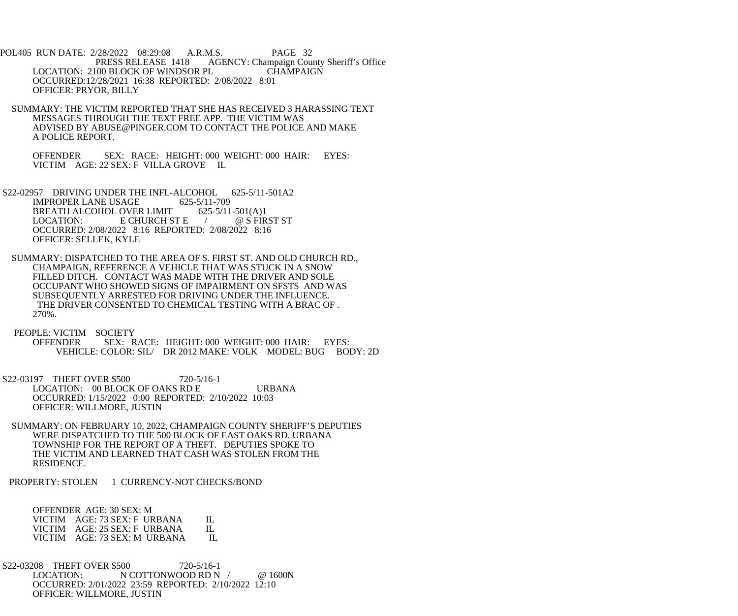PRESS RELEASE 1418 AGENCY: Champaign County Sheriff's Office

LOCATION: 2100 BLOCK OF WINDSOR PL CHAMPAIGN
OCCURRED:12/28/2021 16:38 REPORTED: 2/08/2022 8:01
OFFICER: PRYOR, BILLY

SUMMARY: THE VICTIM REPORTED THAT SHE HAS RECEIVED 3 HARASSING TEXT MESSAGES THROUGH THE TEXT FREE APP. THE VICTIM WAS ADVISED BY ABUSE@PINGER.COM TO CONTACT THE POLICE AND MAKE A POLICE REPORT.

OFFENDER SEX: RACE: HEIGHT: 000 WEIGHT: 000 HAIR: EYES:
VICTIM AGE: 22 SEX: F VILLA GROVE IL

S22-02957 DRIVING UNDER THE INFL-ALCOHOL 625-5/11-501A2
IMPROPER LANE USAGE 625-5/11-709
BREATH ALCOHOL OVER LIMIT 625-5/11-501(A)1
LOCATION: E CHURCH ST E / @ S FIRST ST
OCCURRED: 2/08/2022 8:16 REPORTED: 2/08/2022 8:16
OFFICER: SELLEK, KYLE

SUMMARY: DISPATCHED TO THE AREA OF S. FIRST ST. AND OLD CHURCH RD., CHAMPAIGN, REFERENCE A VEHICLE THAT WAS STUCK IN A SNOW FILLED DITCH. CONTACT WAS MADE WITH THE DRIVER AND SOLE OCCUPANT WHO SHOWED SIGNS OF IMPAIRMENT ON SFSTS AND WAS SUBSEQUENTLY ARRESTED FOR DRIVING UNDER THE INFLUENCE. THE DRIVER CONSENTED TO CHEMICAL TESTING WITH A BRAC OF . 270%.

PEOPLE: VICTIM SOCIETY
OFFENDER SEX: RACE: HEIGHT: 000 WEIGHT: 000 HAIR: EYES:
VEHICLE: COLOR: SIL/ DR 2012 MAKE: VOLK MODEL: BUG BODY: 2D

S22-03197 THEFT OVER $500 720-5/16-1
LOCATION: 00 BLOCK OF OAKS RD E URBANA
OCCURRED: 1/15/2022 0:00 REPORTED: 2/10/2022 10:03
OFFICER: WILLMORE, JUSTIN

SUMMARY: ON FEBRUARY 10, 2022, CHAMPAIGN COUNTY SHERIFF'S DEPUTIES WERE DISPATCHED TO THE 500 BLOCK OF EAST OAKS RD. URBANA TOWNSHIP FOR THE REPORT OF A THEFT. DEPUTIES SPOKE TO THE VICTIM AND LEARNED THAT CASH WAS STOLEN FROM THE RESIDENCE.

PROPERTY: STOLEN 1 CURRENCY-NOT CHECKS/BOND

OFFENDER AGE: 30 SEX: M
VICTIM AGE: 73 SEX: F URBANA IL
VICTIM AGE: 25 SEX: F URBANA IL
VICTIM AGE: 73 SEX: M URBANA IL

S22-03208 THEFT OVER $500 720-5/16-1
LOCATION: N COTTONWOOD RD N / @ 1600N
OCCURRED: 2/01/2022 23:59 REPORTED: 2/10/2022 12:10
OFFICER: WILLMORE, JUSTIN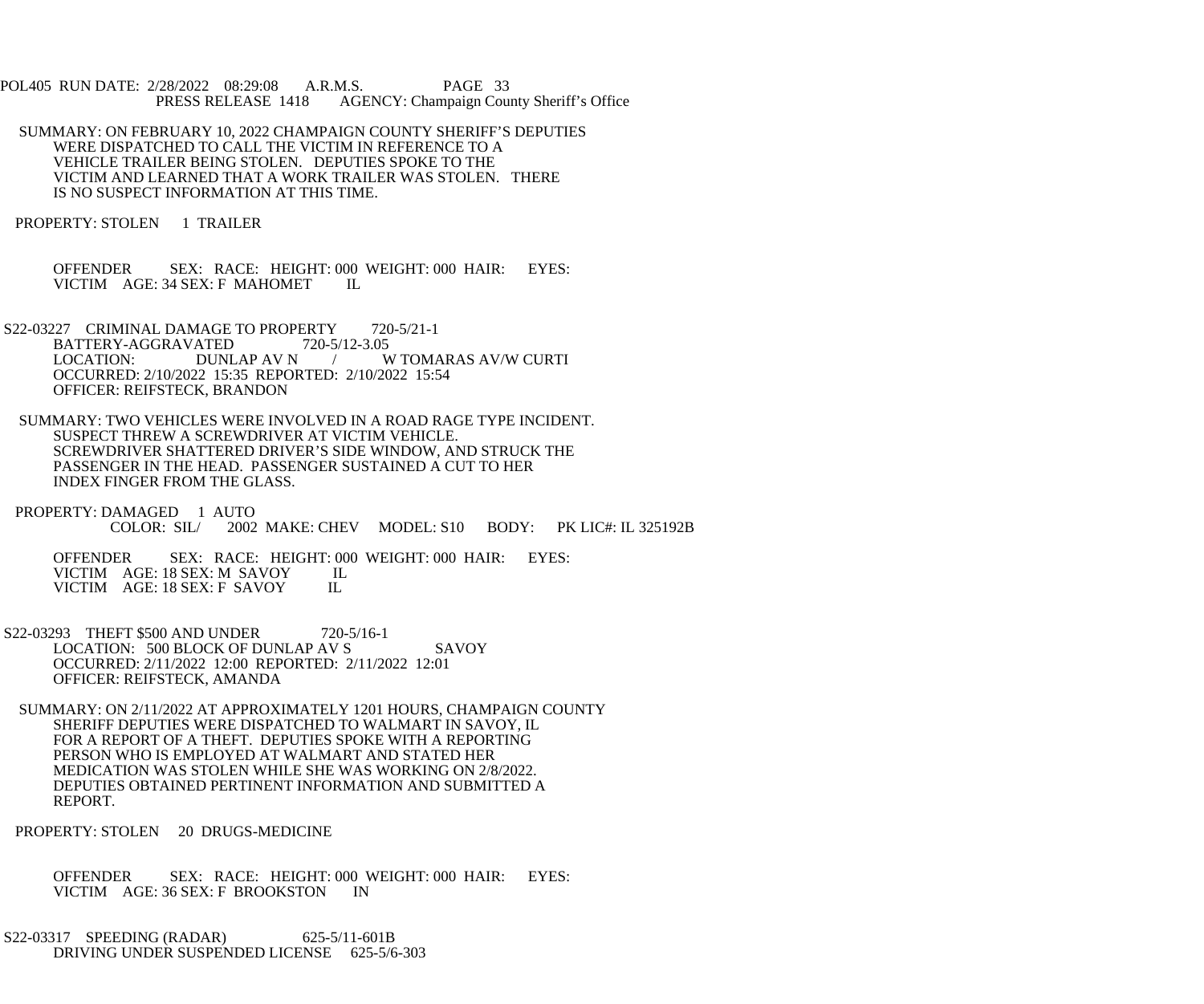SUMMARY: ON FEBRUARY 10, 2022 CHAMPAIGN COUNTY SHERIFF'S DEPUTIES WERE DISPATCHED TO CALL THE VICTIM IN REFERENCE TO A VEHICLE TRAILER BEING STOLEN. DEPUTIES SPOKE TO THE VICTIM AND LEARNED THAT A WORK TRAILER WAS STOLEN. THERE IS NO SUSPECT INFORMATION AT THIS TIME.

PROPERTY: STOLEN 1 TRAILER

OFFENDER SEX: RACE: HEIGHT: 000 WEIGHT: 000 HAIR: EYES:
VICTIM AGE: 34 SEX: F MAHOMET IL

S22-03227 CRIMINAL DAMAGE TO PROPERTY 720-5/21-1
BATTERY-AGGRAVATED 720-5/12-3.05
LOCATION: DUNLAP AV N / W TOMARAS AV/W CURTI
OCCURRED: 2/10/2022 15:35 REPORTED: 2/10/2022 15:54
OFFICER: REIFSTECK, BRANDON

SUMMARY: TWO VEHICLES WERE INVOLVED IN A ROAD RAGE TYPE INCIDENT. SUSPECT THREW A SCREWDRIVER AT VICTIM VEHICLE. SCREWDRIVER SHATTERED DRIVER'S SIDE WINDOW, AND STRUCK THE PASSENGER IN THE HEAD. PASSENGER SUSTAINED A CUT TO HER INDEX FINGER FROM THE GLASS.

PROPERTY: DAMAGED 1 AUTO
COLOR: SIL/ 2002 MAKE: CHEV MODEL: S10 BODY: PK LIC#: IL 325192B

OFFENDER SEX: RACE: HEIGHT: 000 WEIGHT: 000 HAIR: EYES:
VICTIM AGE: 18 SEX: M SAVOY IL
VICTIM AGE: 18 SEX: F SAVOY IL

S22-03293 THEFT $500 AND UNDER 720-5/16-1
LOCATION: 500 BLOCK OF DUNLAP AV S SAVOY
OCCURRED: 2/11/2022 12:00 REPORTED: 2/11/2022 12:01
OFFICER: REIFSTECK, AMANDA

SUMMARY: ON 2/11/2022 AT APPROXIMATELY 1201 HOURS, CHAMPAIGN COUNTY SHERIFF DEPUTIES WERE DISPATCHED TO WALMART IN SAVOY, IL FOR A REPORT OF A THEFT. DEPUTIES SPOKE WITH A REPORTING PERSON WHO IS EMPLOYED AT WALMART AND STATED HER MEDICATION WAS STOLEN WHILE SHE WAS WORKING ON 2/8/2022. DEPUTIES OBTAINED PERTINENT INFORMATION AND SUBMITTED A REPORT.

PROPERTY: STOLEN 20 DRUGS-MEDICINE

OFFENDER SEX: RACE: HEIGHT: 000 WEIGHT: 000 HAIR: EYES:
VICTIM AGE: 36 SEX: F BROOKSTON IN

S22-03317 SPEEDING (RADAR) 625-5/11-601B
DRIVING UNDER SUSPENDED LICENSE 625-5/6-303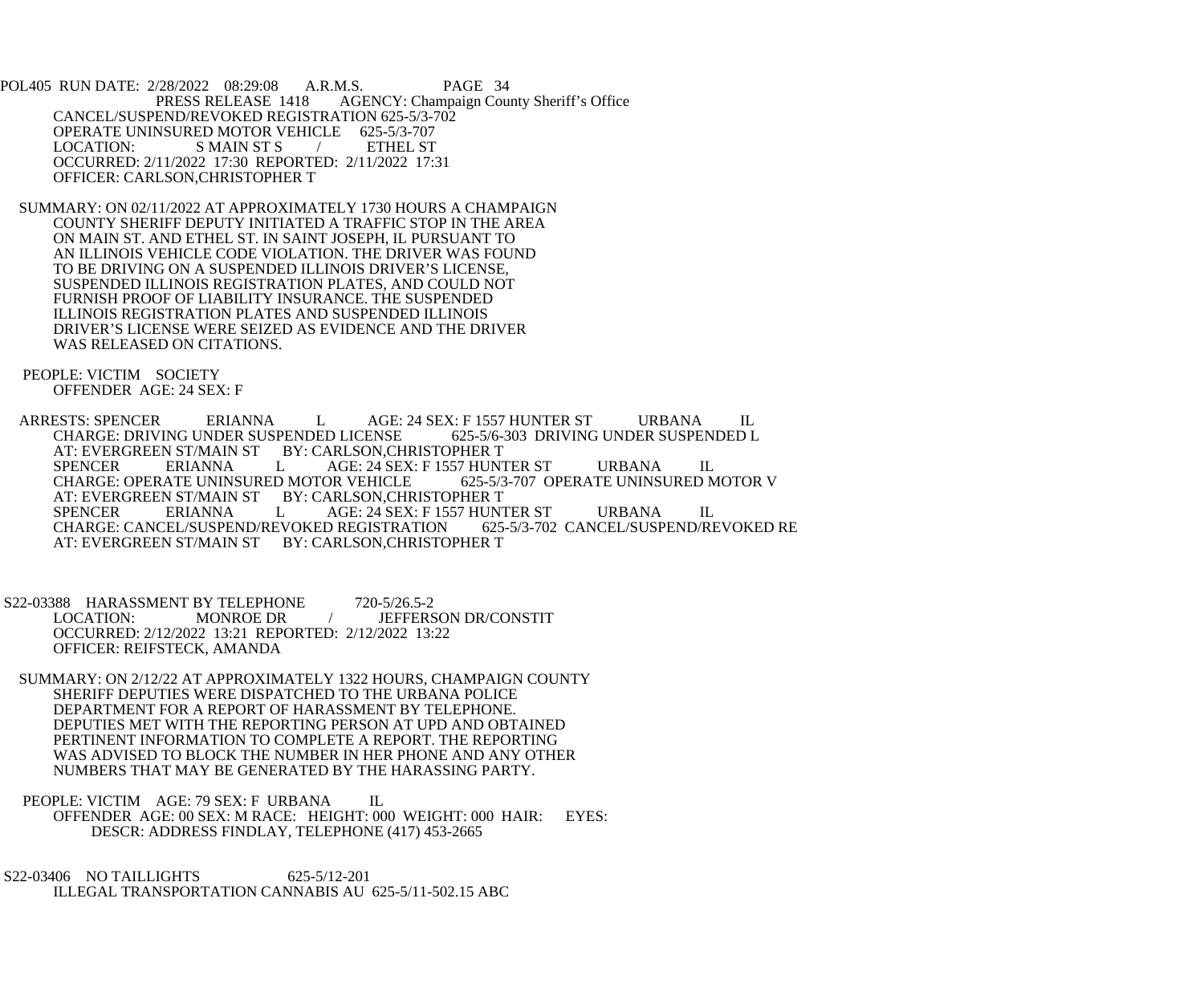CANCEL/SUSPEND/REVOKED REGISTRATION 625-5/3-702
OPERATE UNINSURED MOTOR VEHICLE 625-5/3-707
LOCATION: S MAIN ST S / ETHEL ST
OCCURRED: 2/11/2022 17:30 REPORTED: 2/11/2022 17:31
OFFICER: CARLSON,CHRISTOPHER T

SUMMARY: ON 02/11/2022 AT APPROXIMATELY 1730 HOURS A CHAMPAIGN COUNTY SHERIFF DEPUTY INITIATED A TRAFFIC STOP IN THE AREA ON MAIN ST. AND ETHEL ST. IN SAINT JOSEPH, IL PURSUANT TO AN ILLINOIS VEHICLE CODE VIOLATION. THE DRIVER WAS FOUND TO BE DRIVING ON A SUSPENDED ILLINOIS DRIVER'S LICENSE, SUSPENDED ILLINOIS REGISTRATION PLATES, AND COULD NOT FURNISH PROOF OF LIABILITY INSURANCE. THE SUSPENDED ILLINOIS REGISTRATION PLATES AND SUSPENDED ILLINOIS DRIVER'S LICENSE WERE SEIZED AS EVIDENCE AND THE DRIVER WAS RELEASED ON CITATIONS.

PEOPLE: VICTIM SOCIETY
OFFENDER AGE: 24 SEX: F

ARRESTS: SPENCER ERIANNA L AGE: 24 SEX: F 1557 HUNTER ST URBANA IL
CHARGE: DRIVING UNDER SUSPENDED LICENSE 625-5/6-303 DRIVING UNDER SUSPENDED L
AT: EVERGREEN ST/MAIN ST BY: CARLSON,CHRISTOPHER T
SPENCER ERIANNA L AGE: 24 SEX: F 1557 HUNTER ST URBANA IL
CHARGE: OPERATE UNINSURED MOTOR VEHICLE 625-5/3-707 OPERATE UNINSURED MOTOR V
AT: EVERGREEN ST/MAIN ST BY: CARLSON,CHRISTOPHER T
SPENCER ERIANNA L AGE: 24 SEX: F 1557 HUNTER ST URBANA IL
CHARGE: CANCEL/SUSPEND/REVOKED REGISTRATION 625-5/3-702 CANCEL/SUSPEND/REVOKED RE
AT: EVERGREEN ST/MAIN ST BY: CARLSON,CHRISTOPHER T

S22-03388 HARASSMENT BY TELEPHONE 720-5/26.5-2
LOCATION: MONROE DR / JEFFERSON DR/CONSTIT
OCCURRED: 2/12/2022 13:21 REPORTED: 2/12/2022 13:22
OFFICER: REIFSTECK, AMANDA

SUMMARY: ON 2/12/22 AT APPROXIMATELY 1322 HOURS, CHAMPAIGN COUNTY SHERIFF DEPUTIES WERE DISPATCHED TO THE URBANA POLICE DEPARTMENT FOR A REPORT OF HARASSMENT BY TELEPHONE. DEPUTIES MET WITH THE REPORTING PERSON AT UPD AND OBTAINED PERTINENT INFORMATION TO COMPLETE A REPORT. THE REPORTING WAS ADVISED TO BLOCK THE NUMBER IN HER PHONE AND ANY OTHER NUMBERS THAT MAY BE GENERATED BY THE HARASSING PARTY.

PEOPLE: VICTIM AGE: 79 SEX: F URBANA IL
OFFENDER AGE: 00 SEX: M RACE: HEIGHT: 000 WEIGHT: 000 HAIR: EYES:
DESCR: ADDRESS FINDLAY, TELEPHONE (417) 453-2665

S22-03406 NO TAILLIGHTS 625-5/12-201
ILLEGAL TRANSPORTATION CANNABIS AU 625-5/11-502.15 ABC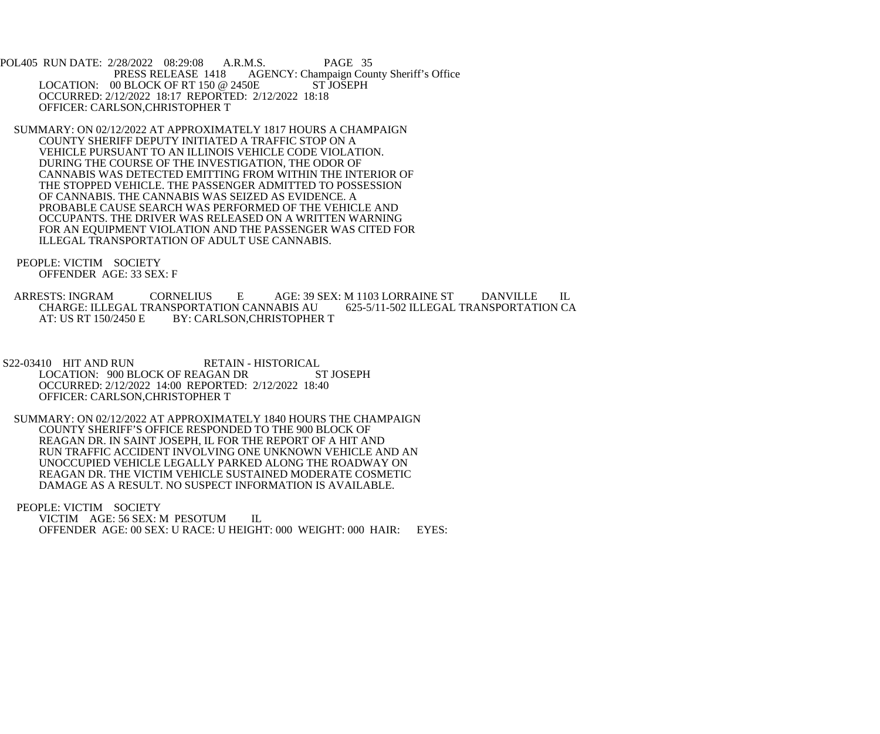POL405 RUN DATE: 2/28/2022 08:29:08 A.R.M.S.

PRESS RELEASE 1418 AGENCY: Champaign County Sheriff's Office

LOCATION: 00 BLOCK OF RT 150 @ 2450E ST JOSEPH
OCCURRED: 2/12/2022 18:17 REPORTED: 2/12/2022 18:18
OFFICER: CARLSON,CHRISTOPHER T

SUMMARY: ON 02/12/2022 AT APPROXIMATELY 1817 HOURS A CHAMPAIGN COUNTY SHERIFF DEPUTY INITIATED A TRAFFIC STOP ON A VEHICLE PURSUANT TO AN ILLINOIS VEHICLE CODE VIOLATION. DURING THE COURSE OF THE INVESTIGATION, THE ODOR OF CANNABIS WAS DETECTED EMITTING FROM WITHIN THE INTERIOR OF THE STOPPED VEHICLE. THE PASSENGER ADMITTED TO POSSESSION OF CANNABIS. THE CANNABIS WAS SEIZED AS EVIDENCE. A PROBABLE CAUSE SEARCH WAS PERFORMED OF THE VEHICLE AND OCCUPANTS. THE DRIVER WAS RELEASED ON A WRITTEN WARNING FOR AN EQUIPMENT VIOLATION AND THE PASSENGER WAS CITED FOR ILLEGAL TRANSPORTATION OF ADULT USE CANNABIS.

PEOPLE: VICTIM SOCIETY
OFFENDER AGE: 33 SEX: F

ARRESTS: INGRAM CORNELIUS E AGE: 39 SEX: M 1103 LORRAINE ST DANVILLE IL
CHARGE: ILLEGAL TRANSPORTATION CANNABIS AU 625-5/11-502 ILLEGAL TRANSPORTATION CA
AT: US RT 150/2450 E BY: CARLSON,CHRISTOPHER T

S22-03410 HIT AND RUN RETAIN - HISTORICAL
LOCATION: 900 BLOCK OF REAGAN DR ST JOSEPH
OCCURRED: 2/12/2022 14:00 REPORTED: 2/12/2022 18:40
OFFICER: CARLSON,CHRISTOPHER T

SUMMARY: ON 02/12/2022 AT APPROXIMATELY 1840 HOURS THE CHAMPAIGN COUNTY SHERIFF'S OFFICE RESPONDED TO THE 900 BLOCK OF REAGAN DR. IN SAINT JOSEPH, IL FOR THE REPORT OF A HIT AND RUN TRAFFIC ACCIDENT INVOLVING ONE UNKNOWN VEHICLE AND AN UNOCCUPIED VEHICLE LEGALLY PARKED ALONG THE ROADWAY ON REAGAN DR. THE VICTIM VEHICLE SUSTAINED MODERATE COSMETIC DAMAGE AS A RESULT. NO SUSPECT INFORMATION IS AVAILABLE.

PEOPLE: VICTIM SOCIETY
VICTIM AGE: 56 SEX: M PESOTUM IL
OFFENDER AGE: 00 SEX: U RACE: U HEIGHT: 000 WEIGHT: 000 HAIR: EYES: